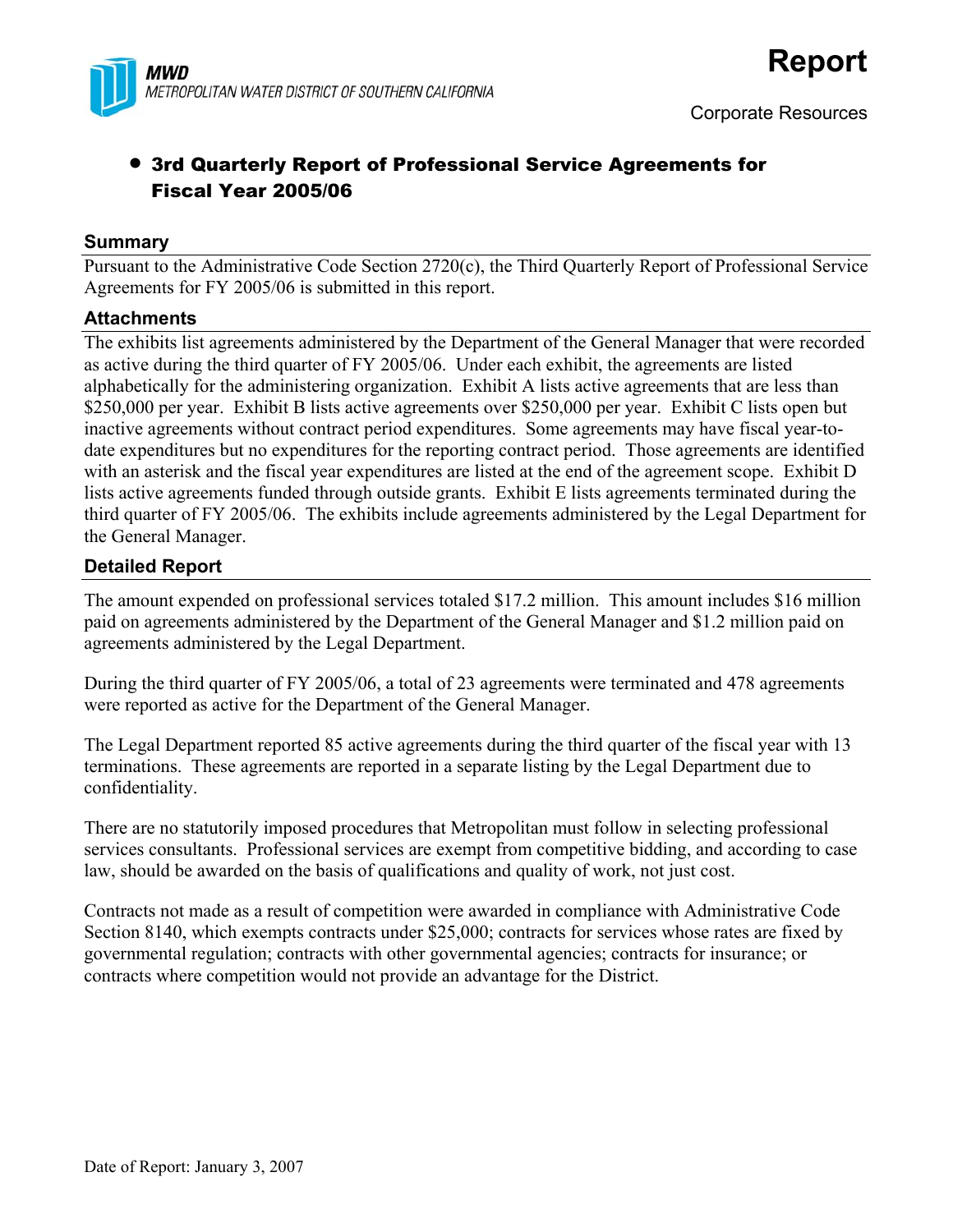**MWD**
*METROPOLITAN WATER DISTRICT OF SOUTHERN CALIFORNIA*

# Report

Corporate Resources

- **3rd Quarterly Report of Professional Service Agreements for Fiscal Year 2005/06**

## Summary

Pursuant to the Administrative Code Section 2720(c), the Third Quarterly Report of Professional Service Agreements for FY 2005/06 is submitted in this report.

## Attachments

The exhibits list agreements administered by the Department of the General Manager that were recorded as active during the third quarter of FY 2005/06. Under each exhibit, the agreements are listed alphabetically for the administering organization. Exhibit A lists active agreements that are less than $250,000 per year. Exhibit B lists active agreements over $250,000 per year. Exhibit C lists open but inactive agreements without contract period expenditures. Some agreements may have fiscal year-to-date expenditures but no expenditures for the reporting contract period. Those agreements are identified with an asterisk and the fiscal year expenditures are listed at the end of the agreement scope. Exhibit D lists active agreements funded through outside grants. Exhibit E lists agreements terminated during the third quarter of FY 2005/06. The exhibits include agreements administered by the Legal Department for the General Manager.

## Detailed Report

The amount expended on professional services totaled $17.2 million. This amount includes $16 million paid on agreements administered by the Department of the General Manager and $1.2 million paid on agreements administered by the Legal Department.

During the third quarter of FY 2005/06, a total of 23 agreements were terminated and 478 agreements were reported as active for the Department of the General Manager.

The Legal Department reported 85 active agreements during the third quarter of the fiscal year with 13 terminations. These agreements are reported in a separate listing by the Legal Department due to confidentiality.

There are no statutorily imposed procedures that Metropolitan must follow in selecting professional services consultants. Professional services are exempt from competitive bidding, and according to case law, should be awarded on the basis of qualifications and quality of work, not just cost.

Contracts not made as a result of competition were awarded in compliance with Administrative Code Section 8140, which exempts contracts under $25,000; contracts for services whose rates are fixed by governmental regulation; contracts with other governmental agencies; contracts for insurance; or contracts where competition would not provide an advantage for the District.

Date of Report: January 3, 2007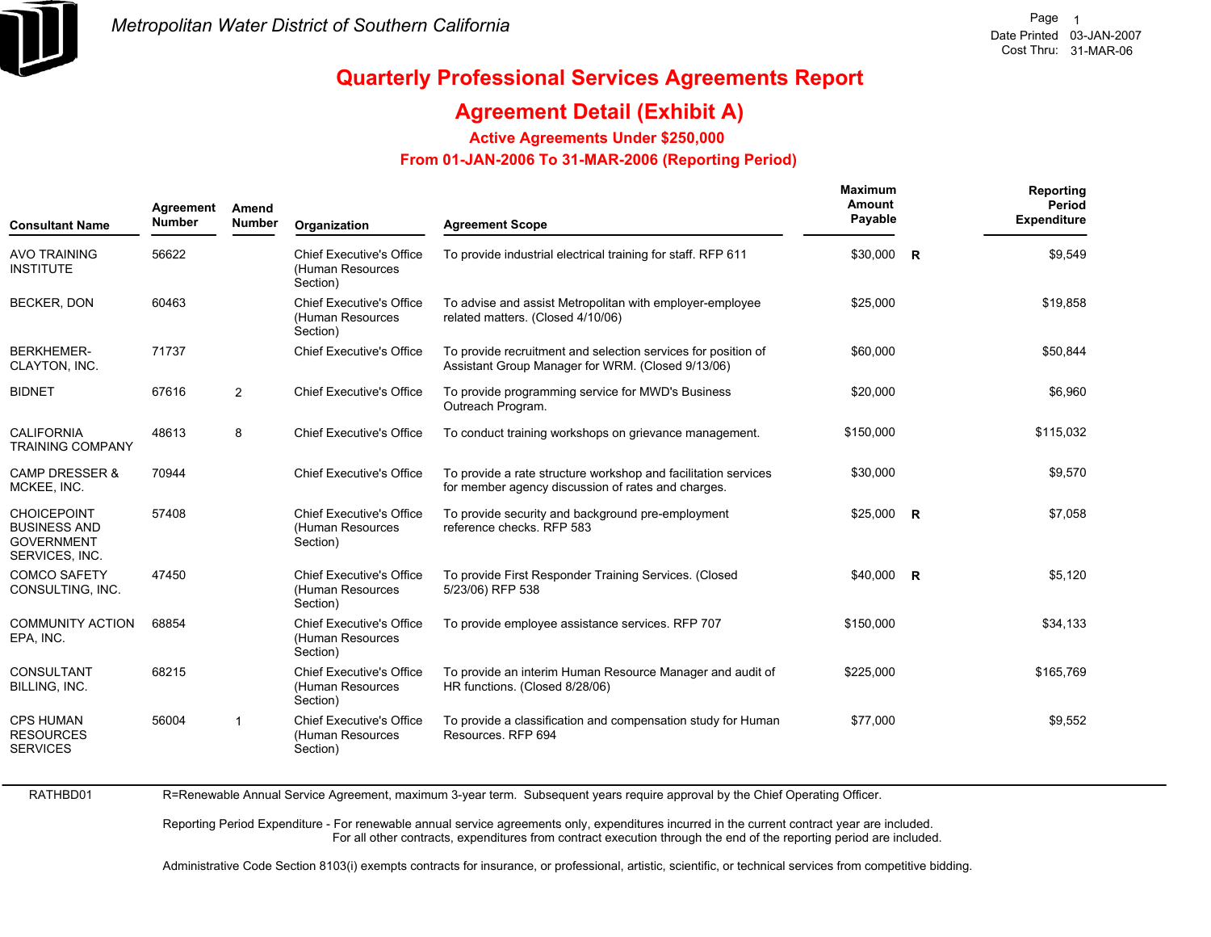Metropolitan Water District of Southern California

Date Printed 03-JAN-2007
Cost Thru: 31-MAR-06

# Quarterly Professional Services Agreements Report

## Agreement Detail (Exhibit A)

### Active Agreements Under $250,000

### From 01-JAN-2006 To 31-MAR-2006 (Reporting Period)

| Consultant Name | Agreement Number | Amend Number | Organization | Agreement Scope | Maximum Amount Payable | | Reporting Period Expenditure |
|---|---|---|---|---|---|---|---|
| AVO TRAINING INSTITUTE | 56622 | | Chief Executive's Office (Human Resources Section) | To provide industrial electrical training for staff. RFP 611 | $30,000 | R | $9,549 |
| BECKER, DON | 60463 | | Chief Executive's Office (Human Resources Section) | To advise and assist Metropolitan with employer-employee related matters. (Closed 4/10/06) | $25,000 | | $19,858 |
| BERKHEMER-CLAYTON, INC. | 71737 | | Chief Executive's Office | To provide recruitment and selection services for position of Assistant Group Manager for WRM. (Closed 9/13/06) | $60,000 | | $50,844 |
| BIDNET | 67616 | 2 | Chief Executive's Office | To provide programming service for MWD's Business Outreach Program. | $20,000 | | $6,960 |
| CALIFORNIA TRAINING COMPANY | 48613 | 8 | Chief Executive's Office | To conduct training workshops on grievance management. | $150,000 | | $115,032 |
| CAMP DRESSER & MCKEE, INC. | 70944 | | Chief Executive's Office | To provide a rate structure workshop and facilitation services for member agency discussion of rates and charges. | $30,000 | | $9,570 |
| CHOICEPOINT BUSINESS AND GOVERNMENT SERVICES, INC. | 57408 | | Chief Executive's Office (Human Resources Section) | To provide security and background pre-employment reference checks. RFP 583 | $25,000 | R | $7,058 |
| COMCO SAFETY CONSULTING, INC. | 47450 | | Chief Executive's Office (Human Resources Section) | To provide First Responder Training Services. (Closed 5/23/06) RFP 538 | $40,000 | R | $5,120 |
| COMMUNITY ACTION EPA, INC. | 68854 | | Chief Executive's Office (Human Resources Section) | To provide employee assistance services. RFP 707 | $150,000 | | $34,133 |
| CONSULTANT BILLING, INC. | 68215 | | Chief Executive's Office (Human Resources Section) | To provide an interim Human Resource Manager and audit of HR functions. (Closed 8/28/06) | $225,000 | | $165,769 |
| CPS HUMAN RESOURCES SERVICES | 56004 | 1 | Chief Executive's Office (Human Resources Section) | To provide a classification and compensation study for Human Resources. RFP 694 | $77,000 | | $9,552 |

RATHBD01

R=Renewable Annual Service Agreement, maximum 3-year term. Subsequent years require approval by the Chief Operating Officer.

Reporting Period Expenditure - For renewable annual service agreements only, expenditures incurred in the current contract year are included.
For all other contracts, expenditures from contract execution through the end of the reporting period are included.

Administrative Code Section 8103(i) exempts contracts for insurance, or professional, artistic, scientific, or technical services from competitive bidding.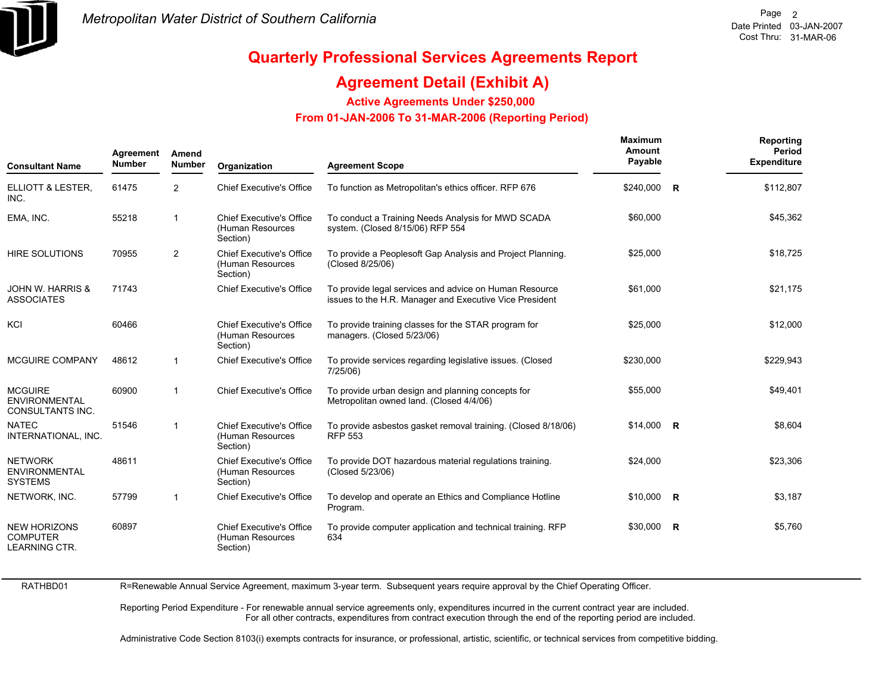# Quarterly Professional Services Agreements Report

## Agreement Detail (Exhibit A)

### Active Agreements Under $250,000

### From 01-JAN-2006 To 31-MAR-2006 (Reporting Period)

| Consultant Name | Agreement Number | Amend Number | Organization | Agreement Scope | Maximum Amount Payable | | Reporting Period Expenditure |
|---|---|---|---|---|---|---|---|
| ELLIOTT & LESTER, INC. | 61475 | 2 | Chief Executive's Office | To function as Metropolitan's ethics officer. RFP 676 | $240,000 | R | $112,807 |
| EMA, INC. | 55218 | 1 | Chief Executive's Office (Human Resources Section) | To conduct a Training Needs Analysis for MWD SCADA system. (Closed 8/15/06) RFP 554 | $60,000 | | $45,362 |
| HIRE SOLUTIONS | 70955 | 2 | Chief Executive's Office (Human Resources Section) | To provide a Peoplesoft Gap Analysis and Project Planning. (Closed 8/25/06) | $25,000 | | $18,725 |
| JOHN W. HARRIS & ASSOCIATES | 71743 | | Chief Executive's Office | To provide legal services and advice on Human Resource issues to the H.R. Manager and Executive Vice President | $61,000 | | $21,175 |
| KCI | 60466 | | Chief Executive's Office (Human Resources Section) | To provide training classes for the STAR program for managers. (Closed 5/23/06) | $25,000 | | $12,000 |
| MCGUIRE COMPANY | 48612 | 1 | Chief Executive's Office | To provide services regarding legislative issues. (Closed 7/25/06) | $230,000 | | $229,943 |
| MCGUIRE ENVIRONMENTAL CONSULTANTS INC. | 60900 | 1 | Chief Executive's Office | To provide urban design and planning concepts for Metropolitan owned land. (Closed 4/4/06) | $55,000 | | $49,401 |
| NATEC INTERNATIONAL, INC. | 51546 | 1 | Chief Executive's Office (Human Resources Section) | To provide asbestos gasket removal training. (Closed 8/18/06) RFP 553 | $14,000 | R | $8,604 |
| NETWORK ENVIRONMENTAL SYSTEMS | 48611 | | Chief Executive's Office (Human Resources Section) | To provide DOT hazardous material regulations training. (Closed 5/23/06) | $24,000 | | $23,306 |
| NETWORK, INC. | 57799 | 1 | Chief Executive's Office | To develop and operate an Ethics and Compliance Hotline Program. | $10,000 | R | $3,187 |
| NEW HORIZONS COMPUTER LEARNING CTR. | 60897 | | Chief Executive's Office (Human Resources Section) | To provide computer application and technical training. RFP 634 | $30,000 | R | $5,760 |

RATHBD01

R=Renewable Annual Service Agreement, maximum 3-year term. Subsequent years require approval by the Chief Operating Officer.

Reporting Period Expenditure - For renewable annual service agreements only, expenditures incurred in the current contract year are included. For all other contracts, expenditures from contract execution through the end of the reporting period are included.

Administrative Code Section 8103(i) exempts contracts for insurance, or professional, artistic, scientific, or technical services from competitive bidding.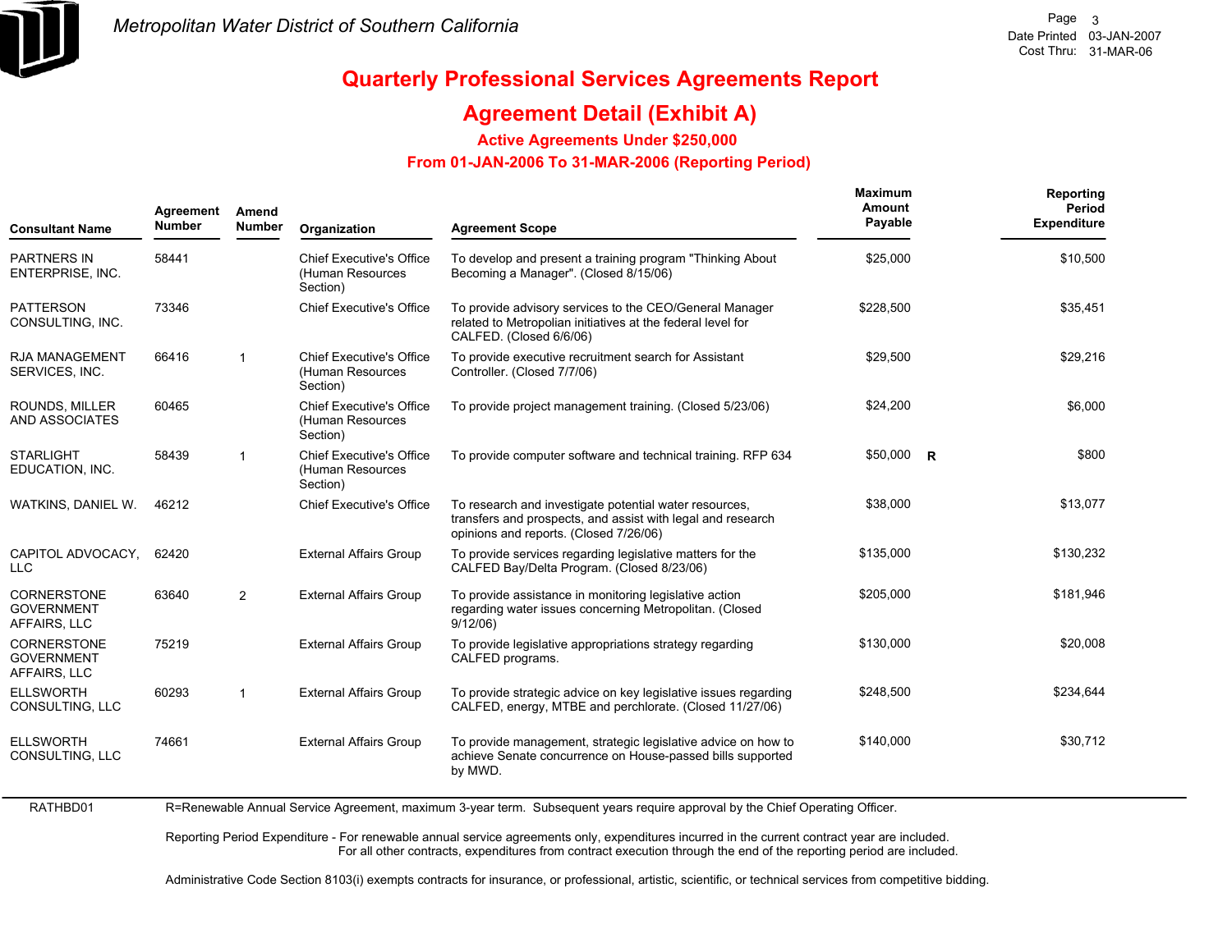# Quarterly Professional Services Agreements Report

## Agreement Detail (Exhibit A)

### Active Agreements Under $250,000

### From 01-JAN-2006 To 31-MAR-2006 (Reporting Period)

| Consultant Name | Agreement Number | Amend Number | Organization | Agreement Scope | Maximum Amount Payable | | Reporting Period Expenditure |
|---|---|---|---|---|---|---|---|
| PARTNERS IN ENTERPRISE, INC. | 58441 | | Chief Executive's Office (Human Resources Section) | To develop and present a training program "Thinking About Becoming a Manager". (Closed 8/15/06) | $25,000 | | $10,500 |
| PATTERSON CONSULTING, INC. | 73346 | | Chief Executive's Office | To provide advisory services to the CEO/General Manager related to Metropolitan initiatives at the federal level for CALFED. (Closed 6/6/06) | $228,500 | | $35,451 |
| RJA MANAGEMENT SERVICES, INC. | 66416 | 1 | Chief Executive's Office (Human Resources Section) | To provide executive recruitment search for Assistant Controller. (Closed 7/7/06) | $29,500 | | $29,216 |
| ROUNDS, MILLER AND ASSOCIATES | 60465 | | Chief Executive's Office (Human Resources Section) | To provide project management training. (Closed 5/23/06) | $24,200 | | $6,000 |
| STARLIGHT EDUCATION, INC. | 58439 | 1 | Chief Executive's Office (Human Resources Section) | To provide computer software and technical training. RFP 634 | $50,000 | R | $800 |
| WATKINS, DANIEL W. | 46212 | | Chief Executive's Office | To research and investigate potential water resources, transfers and prospects, and assist with legal and research opinions and reports. (Closed 7/26/06) | $38,000 | | $13,077 |
| CAPITOL ADVOCACY, LLC | 62420 | | External Affairs Group | To provide services regarding legislative matters for the CALFED Bay/Delta Program. (Closed 8/23/06) | $135,000 | | $130,232 |
| CORNERSTONE GOVERNMENT AFFAIRS, LLC | 63640 | 2 | External Affairs Group | To provide assistance in monitoring legislative action regarding water issues concerning Metropolitan. (Closed 9/12/06) | $205,000 | | $181,946 |
| CORNERSTONE GOVERNMENT AFFAIRS, LLC | 75219 | | External Affairs Group | To provide legislative appropriations strategy regarding CALFED programs. | $130,000 | | $20,008 |
| ELLSWORTH CONSULTING, LLC | 60293 | 1 | External Affairs Group | To provide strategic advice on key legislative issues regarding CALFED, energy, MTBE and perchlorate. (Closed 11/27/06) | $248,500 | | $234,644 |
| ELLSWORTH CONSULTING, LLC | 74661 | | External Affairs Group | To provide management, strategic legislative advice on how to achieve Senate concurrence on House-passed bills supported by MWD. | $140,000 | | $30,712 |

RATHBD01

R=Renewable Annual Service Agreement, maximum 3-year term. Subsequent years require approval by the Chief Operating Officer.

Reporting Period Expenditure - For renewable annual service agreements only, expenditures incurred in the current contract year are included. For all other contracts, expenditures from contract execution through the end of the reporting period are included.

Administrative Code Section 8103(i) exempts contracts for insurance, or professional, artistic, scientific, or technical services from competitive bidding.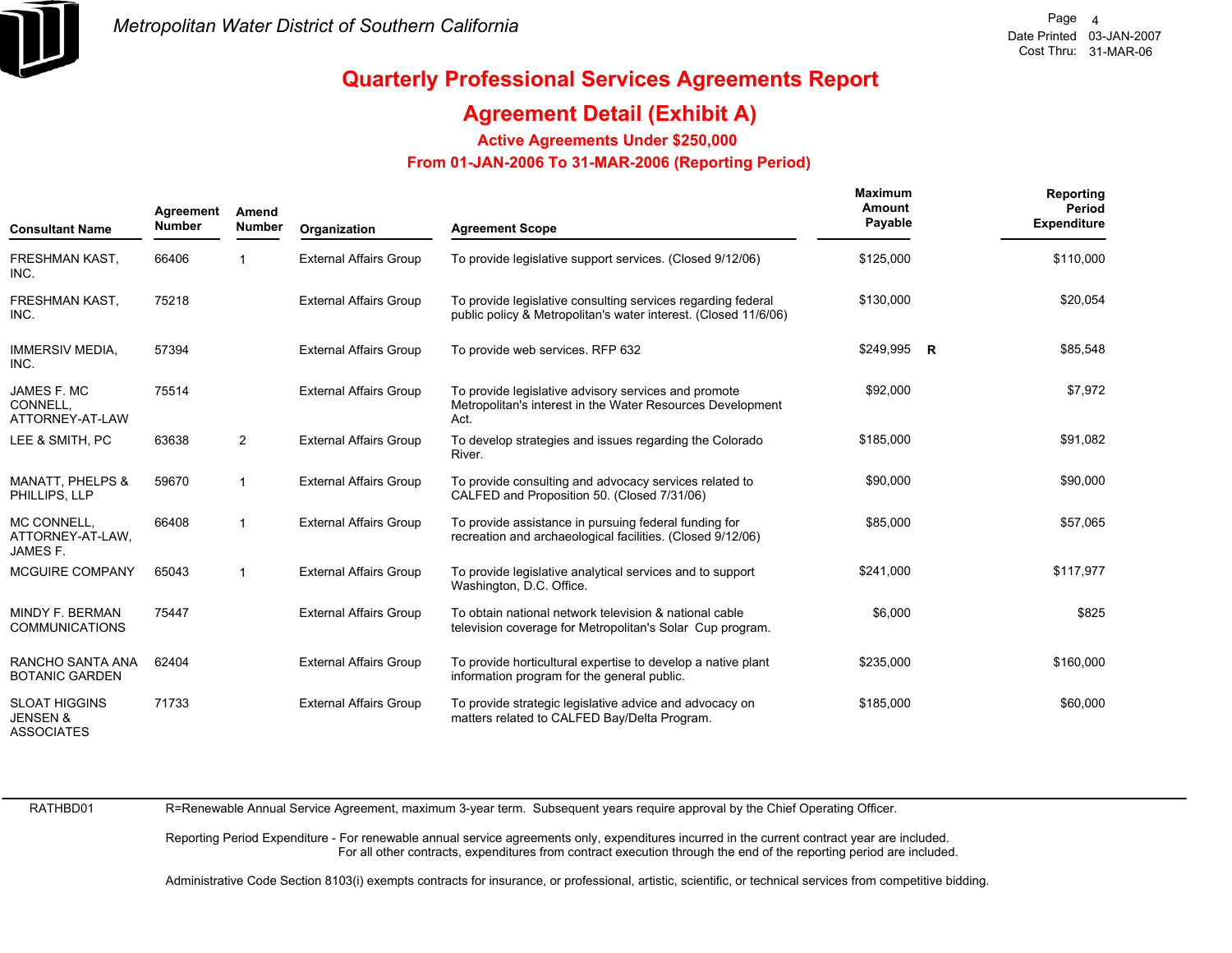Metropolitan Water District of Southern California

Date Printed 03-JAN-2007
Cost Thru: 31-MAR-06

# Quarterly Professional Services Agreements Report

## Agreement Detail (Exhibit A)

### Active Agreements Under $250,000

### From 01-JAN-2006 To 31-MAR-2006 (Reporting Period)

| Consultant Name | Agreement Number | Amend Number | Organization | Agreement Scope | Maximum Amount Payable | | Reporting Period Expenditure |
|---|---|---|---|---|---|---|---|
| FRESHMAN KAST, INC. | 66406 | 1 | External Affairs Group | To provide legislative support services. (Closed 9/12/06) | $125,000 | | $110,000 |
| FRESHMAN KAST, INC. | 75218 | | External Affairs Group | To provide legislative consulting services regarding federal public policy & Metropolitan's water interest. (Closed 11/6/06) | $130,000 | | $20,054 |
| IMMERSIV MEDIA, INC. | 57394 | | External Affairs Group | To provide web services. RFP 632 | $249,995 | R | $85,548 |
| JAMES F. MC CONNELL, ATTORNEY-AT-LAW | 75514 | | External Affairs Group | To provide legislative advisory services and promote Metropolitan's interest in the Water Resources Development Act. | $92,000 | | $7,972 |
| LEE & SMITH, PC | 63638 | 2 | External Affairs Group | To develop strategies and issues regarding the Colorado River. | $185,000 | | $91,082 |
| MANATT, PHELPS & PHILLIPS, LLP | 59670 | 1 | External Affairs Group | To provide consulting and advocacy services related to CALFED and Proposition 50. (Closed 7/31/06) | $90,000 | | $90,000 |
| MC CONNELL, ATTORNEY-AT-LAW, JAMES F. | 66408 | 1 | External Affairs Group | To provide assistance in pursuing federal funding for recreation and archaeological facilities. (Closed 9/12/06) | $85,000 | | $57,065 |
| MCGUIRE COMPANY | 65043 | 1 | External Affairs Group | To provide legislative analytical services and to support Washington, D.C. Office. | $241,000 | | $117,977 |
| MINDY F. BERMAN COMMUNICATIONS | 75447 | | External Affairs Group | To obtain national network television & national cable television coverage for Metropolitan's Solar Cup program. | $6,000 | | $825 |
| RANCHO SANTA ANA BOTANIC GARDEN | 62404 | | External Affairs Group | To provide horticultural expertise to develop a native plant information program for the general public. | $235,000 | | $160,000 |
| SLOAT HIGGINS JENSEN & ASSOCIATES | 71733 | | External Affairs Group | To provide strategic legislative advice and advocacy on matters related to CALFED Bay/Delta Program. | $185,000 | | $60,000 |

RATHBD01

R=Renewable Annual Service Agreement, maximum 3-year term. Subsequent years require approval by the Chief Operating Officer.

Reporting Period Expenditure - For renewable annual service agreements only, expenditures incurred in the current contract year are included. For all other contracts, expenditures from contract execution through the end of the reporting period are included.

Administrative Code Section 8103(i) exempts contracts for insurance, or professional, artistic, scientific, or technical services from competitive bidding.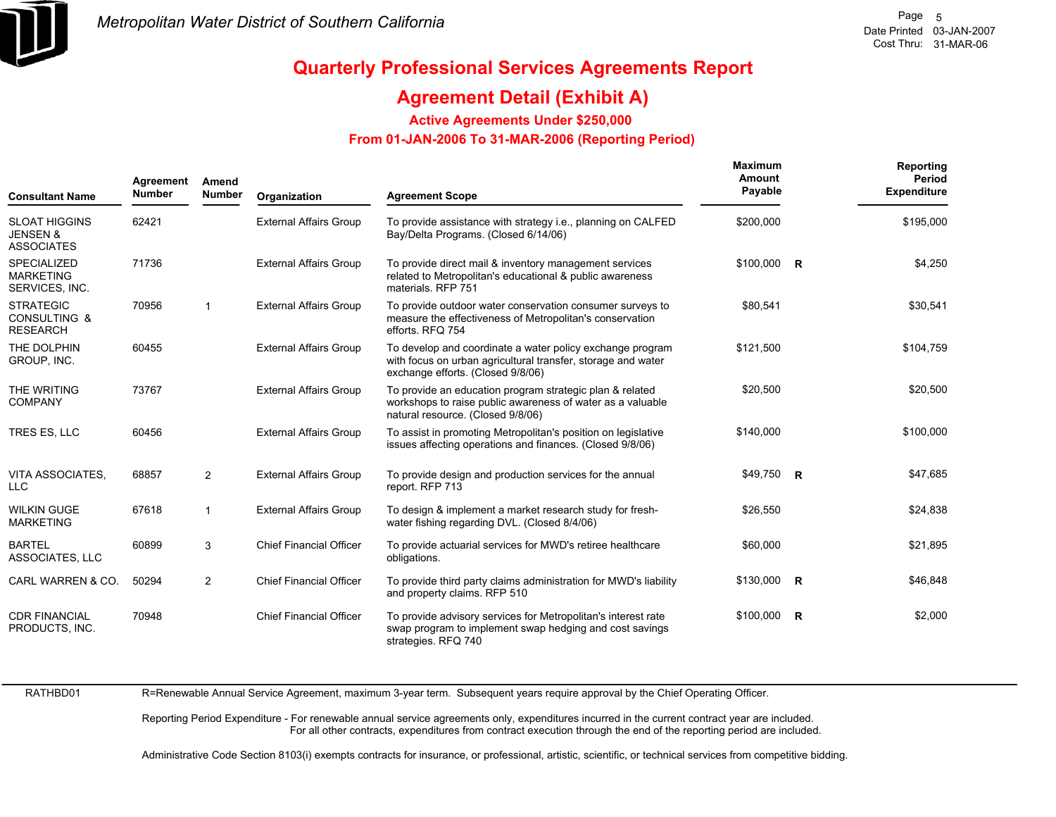# Quarterly Professional Services Agreements Report

## Agreement Detail (Exhibit A)

### Active Agreements Under $250,000

### From 01-JAN-2006 To 31-MAR-2006 (Reporting Period)

| Consultant Name | Agreement Number | Amend Number | Organization | Agreement Scope | Maximum Amount Payable | | Reporting Period Expenditure |
|---|---|---|---|---|---|---|---|
| SLOAT HIGGINS JENSEN & ASSOCIATES | 62421 | | External Affairs Group | To provide assistance with strategy i.e., planning on CALFED Bay/Delta Programs. (Closed 6/14/06) | $200,000 | | $195,000 |
| SPECIALIZED MARKETING SERVICES, INC. | 71736 | | External Affairs Group | To provide direct mail & inventory management services related to Metropolitan's educational & public awareness materials. RFP 751 | $100,000 | R | $4,250 |
| STRATEGIC CONSULTING & RESEARCH | 70956 | 1 | External Affairs Group | To provide outdoor water conservation consumer surveys to measure the effectiveness of Metropolitan's conservation efforts. RFQ 754 | $80,541 | | $30,541 |
| THE DOLPHIN GROUP, INC. | 60455 | | External Affairs Group | To develop and coordinate a water policy exchange program with focus on urban agricultural transfer, storage and water exchange efforts. (Closed 9/8/06) | $121,500 | | $104,759 |
| THE WRITING COMPANY | 73767 | | External Affairs Group | To provide an education program strategic plan & related workshops to raise public awareness of water as a valuable natural resource. (Closed 9/8/06) | $20,500 | | $20,500 |
| TRES ES, LLC | 60456 | | External Affairs Group | To assist in promoting Metropolitan's position on legislative issues affecting operations and finances. (Closed 9/8/06) | $140,000 | | $100,000 |
| VITA ASSOCIATES, LLC | 68857 | 2 | External Affairs Group | To provide design and production services for the annual report. RFP 713 | $49,750 | R | $47,685 |
| WILKIN GUGE MARKETING | 67618 | 1 | External Affairs Group | To design & implement a market research study for fresh-water fishing regarding DVL. (Closed 8/4/06) | $26,550 | | $24,838 |
| BARTEL ASSOCIATES, LLC | 60899 | 3 | Chief Financial Officer | To provide actuarial services for MWD's retiree healthcare obligations. | $60,000 | | $21,895 |
| CARL WARREN & CO. | 50294 | 2 | Chief Financial Officer | To provide third party claims administration for MWD's liability and property claims. RFP 510 | $130,000 | R | $46,848 |
| CDR FINANCIAL PRODUCTS, INC. | 70948 | | Chief Financial Officer | To provide advisory services for Metropolitan's interest rate swap program to implement swap hedging and cost savings strategies. RFQ 740 | $100,000 | R | $2,000 |

RATHBD01

R=Renewable Annual Service Agreement, maximum 3-year term. Subsequent years require approval by the Chief Operating Officer.

Reporting Period Expenditure - For renewable annual service agreements only, expenditures incurred in the current contract year are included. For all other contracts, expenditures from contract execution through the end of the reporting period are included.

Administrative Code Section 8103(i) exempts contracts for insurance, or professional, artistic, scientific, or technical services from competitive bidding.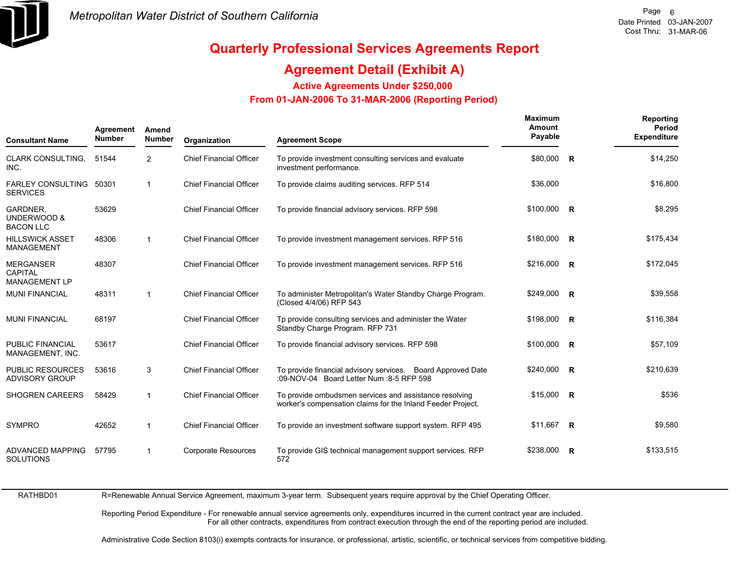Metropolitan Water District of Southern California

Date Printed 03-JAN-2007
Cost Thru: 31-MAR-06

# Quarterly Professional Services Agreements Report

## Agreement Detail (Exhibit A)

### Active Agreements Under $250,000

### From 01-JAN-2006 To 31-MAR-2006 (Reporting Period)

| Consultant Name | Agreement Number | Amend Number | Organization | Agreement Scope | Maximum Amount Payable | | Reporting Period Expenditure |
|---|---|---|---|---|---|---|---|
| CLARK CONSULTING, INC. | 51544 | 2 | Chief Financial Officer | To provide investment consulting services and evaluate investment performance. | $80,000 | R | $14,250 |
| FARLEY CONSULTING SERVICES | 50301 | 1 | Chief Financial Officer | To provide claims auditing services. RFP 514 | $36,000 | | $16,800 |
| GARDNER, UNDERWOOD & BACON LLC | 53629 | | Chief Financial Officer | To provide financial advisory services. RFP 598 | $100,000 | R | $8,295 |
| HILLSWICK ASSET MANAGEMENT | 48306 | 1 | Chief Financial Officer | To provide investment management services. RFP 516 | $180,000 | R | $175,434 |
| MERGANSER CAPITAL MANAGEMENT LP | 48307 | | Chief Financial Officer | To provide investment management services. RFP 516 | $216,000 | R | $172,045 |
| MUNI FINANCIAL | 48311 | 1 | Chief Financial Officer | To administer Metropolitan's Water Standby Charge Program. (Closed 4/4/06) RFP 543 | $249,000 | R | $39,558 |
| MUNI FINANCIAL | 68197 | | Chief Financial Officer | Tp provide consulting services and administer the Water Standby Charge Program. RFP 731 | $198,000 | R | $116,384 |
| PUBLIC FINANCIAL MANAGEMENT, INC. | 53617 | | Chief Financial Officer | To provide financial advisory services. RFP 598 | $100,000 | R | $57,109 |
| PUBLIC RESOURCES ADVISORY GROUP | 53616 | 3 | Chief Financial Officer | To provide financial advisory services. Board Approved Date :09-NOV-04 Board Letter Num :8-5 RFP 598 | $240,000 | R | $210,639 |
| SHOGREN CAREERS | 58429 | 1 | Chief Financial Officer | To provide ombudsmen services and assistance resolving worker's compensation claims for the Inland Feeder Project. | $15,000 | R | $536 |
| SYMPRO | 42652 | 1 | Chief Financial Officer | To provide an investment software support system. RFP 495 | $11,667 | R | $9,580 |
| ADVANCED MAPPING SOLUTIONS | 57795 | 1 | Corporate Resources | To provide GIS technical management support services. RFP 572 | $238,000 | R | $133,515 |

RATHBD01

R=Renewable Annual Service Agreement, maximum 3-year term. Subsequent years require approval by the Chief Operating Officer.

Reporting Period Expenditure - For renewable annual service agreements only, expenditures incurred in the current contract year are included.
For all other contracts, expenditures from contract execution through the end of the reporting period are included.

Administrative Code Section 8103(i) exempts contracts for insurance, or professional, artistic, scientific, or technical services from competitive bidding.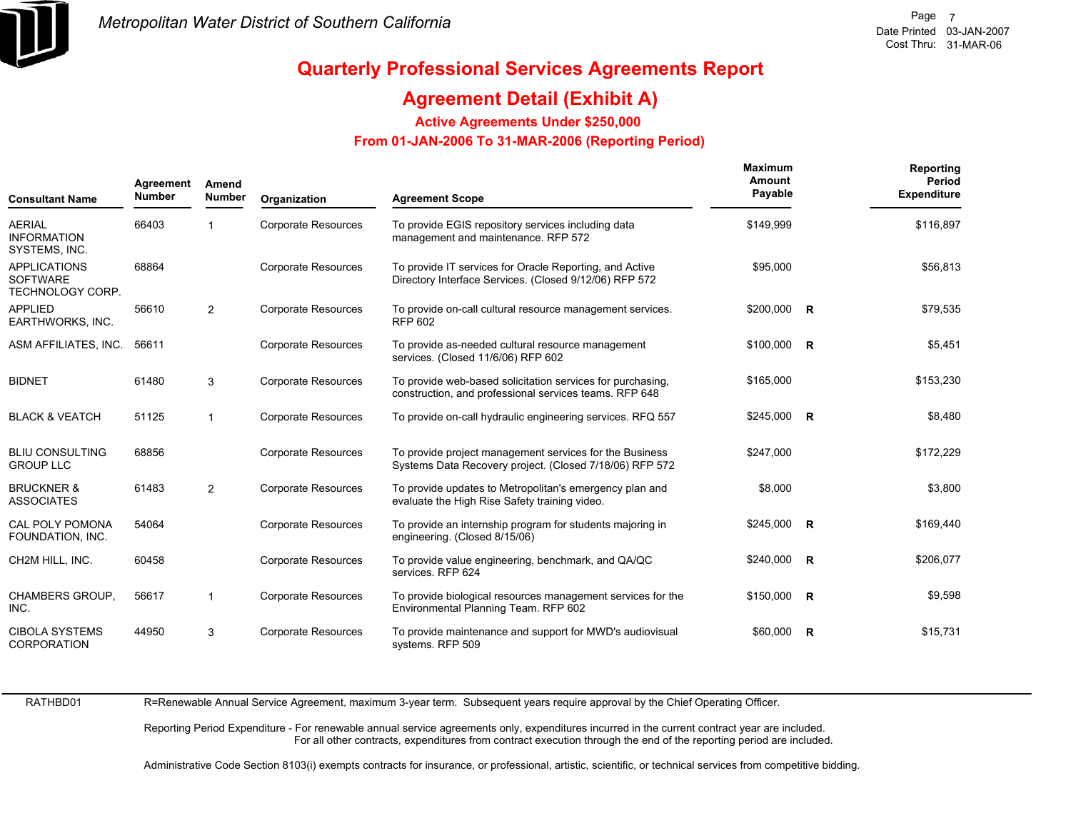# Quarterly Professional Services Agreements Report

## Agreement Detail (Exhibit A)

### Active Agreements Under $250,000

### From 01-JAN-2006 To 31-MAR-2006 (Reporting Period)

| Consultant Name | Agreement Number | Amend Number | Organization | Agreement Scope | Maximum Amount Payable | | Reporting Period Expenditure |
|---|---|---|---|---|---|---|---|
| AERIAL INFORMATION SYSTEMS, INC. | 66403 | 1 | Corporate Resources | To provide EGIS repository services including data management and maintenance. RFP 572 | $149,999 | | $116,897 |
| APPLICATIONS SOFTWARE TECHNOLOGY CORP. | 68864 | | Corporate Resources | To provide IT services for Oracle Reporting, and Active Directory Interface Services. (Closed 9/12/06) RFP 572 | $95,000 | | $56,813 |
| APPLIED EARTHWORKS, INC. | 56610 | 2 | Corporate Resources | To provide on-call cultural resource management services. RFP 602 | $200,000 | R | $79,535 |
| ASM AFFILIATES, INC. | 56611 | | Corporate Resources | To provide as-needed cultural resource management services. (Closed 11/6/06) RFP 602 | $100,000 | R | $5,451 |
| BIDNET | 61480 | 3 | Corporate Resources | To provide web-based solicitation services for purchasing, construction, and professional services teams. RFP 648 | $165,000 | | $153,230 |
| BLACK & VEATCH | 51125 | 1 | Corporate Resources | To provide on-call hydraulic engineering services. RFQ 557 | $245,000 | R | $8,480 |
| BLIU CONSULTING GROUP LLC | 68856 | | Corporate Resources | To provide project management services for the Business Systems Data Recovery project. (Closed 7/18/06) RFP 572 | $247,000 | | $172,229 |
| BRUCKNER & ASSOCIATES | 61483 | 2 | Corporate Resources | To provide updates to Metropolitan's emergency plan and evaluate the High Rise Safety training video. | $8,000 | | $3,800 |
| CAL POLY POMONA FOUNDATION, INC. | 54064 | | Corporate Resources | To provide an internship program for students majoring in engineering. (Closed 8/15/06) | $245,000 | R | $169,440 |
| CH2M HILL, INC. | 60458 | | Corporate Resources | To provide value engineering, benchmark, and QA/QC services. RFP 624 | $240,000 | R | $206,077 |
| CHAMBERS GROUP, INC. | 56617 | 1 | Corporate Resources | To provide biological resources management services for the Environmental Planning Team. RFP 602 | $150,000 | R | $9,598 |
| CIBOLA SYSTEMS CORPORATION | 44950 | 3 | Corporate Resources | To provide maintenance and support for MWD's audiovisual systems. RFP 509 | $60,000 | R | $15,731 |

RATHBD01

R=Renewable Annual Service Agreement, maximum 3-year term. Subsequent years require approval by the Chief Operating Officer.

Reporting Period Expenditure - For renewable annual service agreements only, expenditures incurred in the current contract year are included. For all other contracts, expenditures from contract execution through the end of the reporting period are included.

Administrative Code Section 8103(i) exempts contracts for insurance, or professional, artistic, scientific, or technical services from competitive bidding.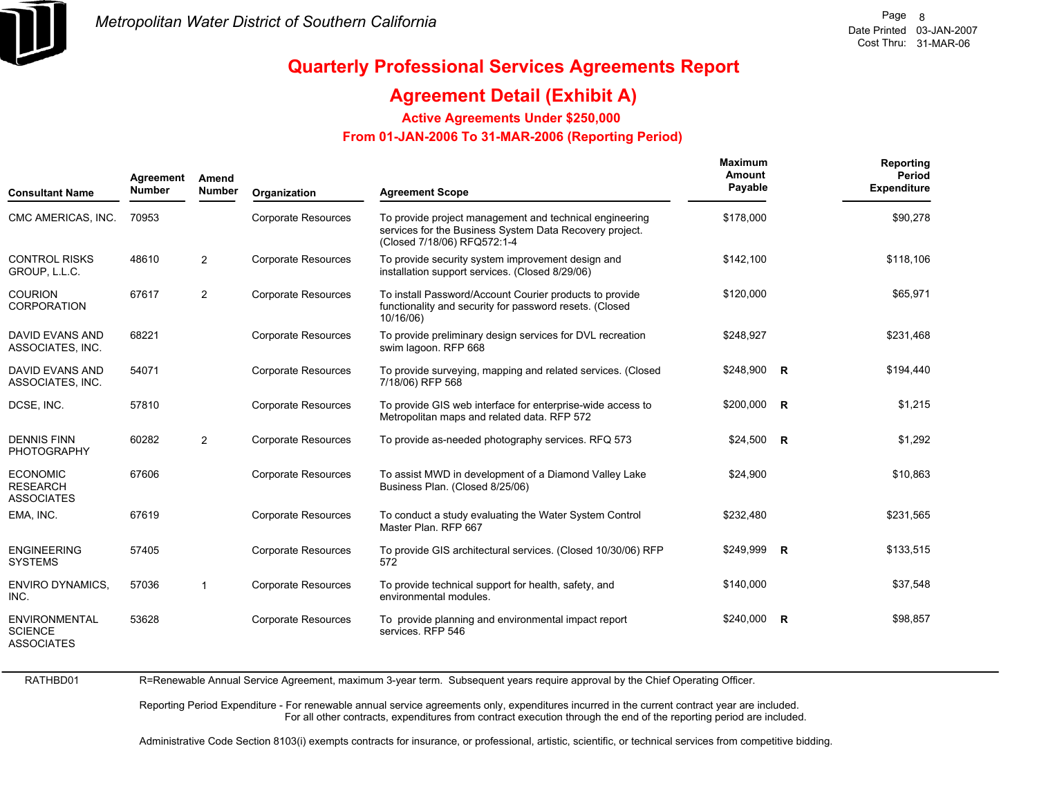# Metropolitan Water District of Southern California

## Quarterly Professional Services Agreements Report

## Agreement Detail (Exhibit A)

### Active Agreements Under $250,000

### From 01-JAN-2006 To 31-MAR-2006 (Reporting Period)

| Consultant Name | Agreement Number | Amend Number | Organization | Agreement Scope | Maximum Amount Payable | | Reporting Period Expenditure |
|---|---|---|---|---|---|---|---|
| CMC AMERICAS, INC. | 70953 | | Corporate Resources | To provide project management and technical engineering services for the Business System Data Recovery project. (Closed 7/18/06) RFQ572:1-4 | $178,000 | | $90,278 |
| CONTROL RISKS GROUP, L.L.C. | 48610 | 2 | Corporate Resources | To provide security system improvement design and installation support services. (Closed 8/29/06) | $142,100 | | $118,106 |
| COURION CORPORATION | 67617 | 2 | Corporate Resources | To install Password/Account Courier products to provide functionality and security for password resets. (Closed 10/16/06) | $120,000 | | $65,971 |
| DAVID EVANS AND ASSOCIATES, INC. | 68221 | | Corporate Resources | To provide preliminary design services for DVL recreation swim lagoon. RFP 668 | $248,927 | | $231,468 |
| DAVID EVANS AND ASSOCIATES, INC. | 54071 | | Corporate Resources | To provide surveying, mapping and related services. (Closed 7/18/06) RFP 568 | $248,900 | R | $194,440 |
| DCSE, INC. | 57810 | | Corporate Resources | To provide GIS web interface for enterprise-wide access to Metropolitan maps and related data. RFP 572 | $200,000 | R | $1,215 |
| DENNIS FINN PHOTOGRAPHY | 60282 | 2 | Corporate Resources | To provide as-needed photography services. RFQ 573 | $24,500 | R | $1,292 |
| ECONOMIC RESEARCH ASSOCIATES | 67606 | | Corporate Resources | To assist MWD in development of a Diamond Valley Lake Business Plan. (Closed 8/25/06) | $24,900 | | $10,863 |
| EMA, INC. | 67619 | | Corporate Resources | To conduct a study evaluating the Water System Control Master Plan. RFP 667 | $232,480 | | $231,565 |
| ENGINEERING SYSTEMS | 57405 | | Corporate Resources | To provide GIS architectural services. (Closed 10/30/06) RFP 572 | $249,999 | R | $133,515 |
| ENVIRO DYNAMICS, INC. | 57036 | 1 | Corporate Resources | To provide technical support for health, safety, and environmental modules. | $140,000 | | $37,548 |
| ENVIRONMENTAL SCIENCE ASSOCIATES | 53628 | | Corporate Resources | To provide planning and environmental impact report services. RFP 546 | $240,000 | R | $98,857 |

RATHBD01

R=Renewable Annual Service Agreement, maximum 3-year term. Subsequent years require approval by the Chief Operating Officer.

Reporting Period Expenditure - For renewable annual service agreements only, expenditures incurred in the current contract year are included.
For all other contracts, expenditures from contract execution through the end of the reporting period are included.

Administrative Code Section 8103(i) exempts contracts for insurance, or professional, artistic, scientific, or technical services from competitive bidding.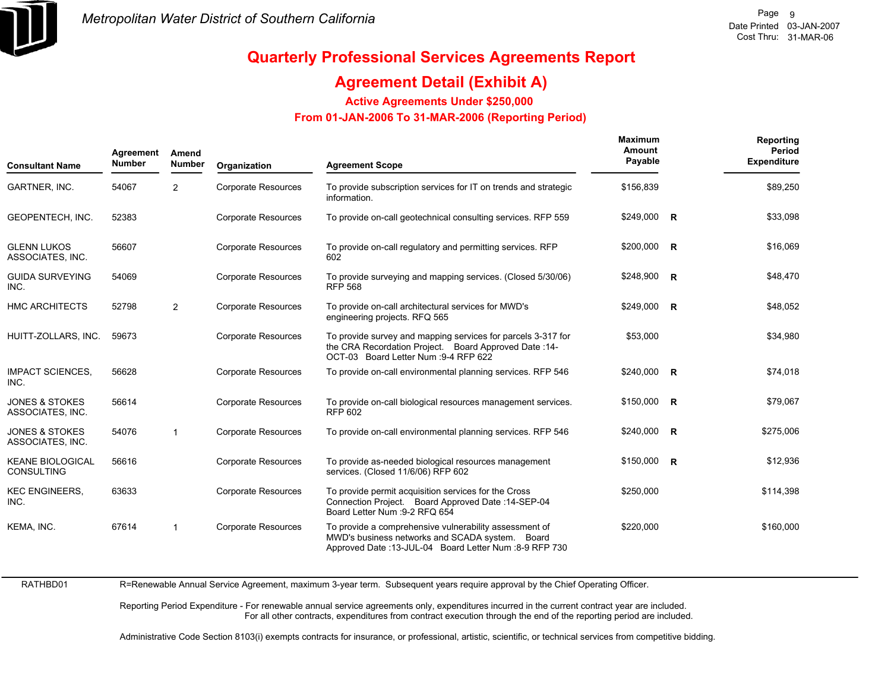# Quarterly Professional Services Agreements Report

## Agreement Detail (Exhibit A)

### Active Agreements Under $250,000

### From 01-JAN-2006 To 31-MAR-2006 (Reporting Period)

| Consultant Name | Agreement Number | Amend Number | Organization | Agreement Scope | Maximum Amount Payable | | Reporting Period Expenditure |
|---|---|---|---|---|---|---|---|
| GARTNER, INC. | 54067 | 2 | Corporate Resources | To provide subscription services for IT on trends and strategic information. | $156,839 | | $89,250 |
| GEOPENTECH, INC. | 52383 | | Corporate Resources | To provide on-call geotechnical consulting services. RFP 559 | $249,000 | R | $33,098 |
| GLENN LUKOS ASSOCIATES, INC. | 56607 | | Corporate Resources | To provide on-call regulatory and permitting services. RFP 602 | $200,000 | R | $16,069 |
| GUIDA SURVEYING INC. | 54069 | | Corporate Resources | To provide surveying and mapping services. (Closed 5/30/06) RFP 568 | $248,900 | R | $48,470 |
| HMC ARCHITECTS | 52798 | 2 | Corporate Resources | To provide on-call architectural services for MWD's engineering projects. RFQ 565 | $249,000 | R | $48,052 |
| HUITT-ZOLLARS, INC. | 59673 | | Corporate Resources | To provide survey and mapping services for parcels 3-317 for the CRA Recordation Project. Board Approved Date :14-OCT-03 Board Letter Num :9-4 RFP 622 | $53,000 | | $34,980 |
| IMPACT SCIENCES, INC. | 56628 | | Corporate Resources | To provide on-call environmental planning services. RFP 546 | $240,000 | R | $74,018 |
| JONES & STOKES ASSOCIATES, INC. | 56614 | | Corporate Resources | To provide on-call biological resources management services. RFP 602 | $150,000 | R | $79,067 |
| JONES & STOKES ASSOCIATES, INC. | 54076 | 1 | Corporate Resources | To provide on-call environmental planning services. RFP 546 | $240,000 | R | $275,006 |
| KEANE BIOLOGICAL CONSULTING | 56616 | | Corporate Resources | To provide as-needed biological resources management services. (Closed 11/6/06) RFP 602 | $150,000 | R | $12,936 |
| KEC ENGINEERS, INC. | 63633 | | Corporate Resources | To provide permit acquisition services for the Cross Connection Project. Board Approved Date :14-SEP-04 Board Letter Num :9-2 RFQ 654 | $250,000 | | $114,398 |
| KEMA, INC. | 67614 | 1 | Corporate Resources | To provide a comprehensive vulnerability assessment of MWD's business networks and SCADA system. Board Approved Date :13-JUL-04 Board Letter Num :8-9 RFP 730 | $220,000 | | $160,000 |

RATHBD01

R=Renewable Annual Service Agreement, maximum 3-year term. Subsequent years require approval by the Chief Operating Officer.

Reporting Period Expenditure - For renewable annual service agreements only, expenditures incurred in the current contract year are included. For all other contracts, expenditures from contract execution through the end of the reporting period are included.

Administrative Code Section 8103(i) exempts contracts for insurance, or professional, artistic, scientific, or technical services from competitive bidding.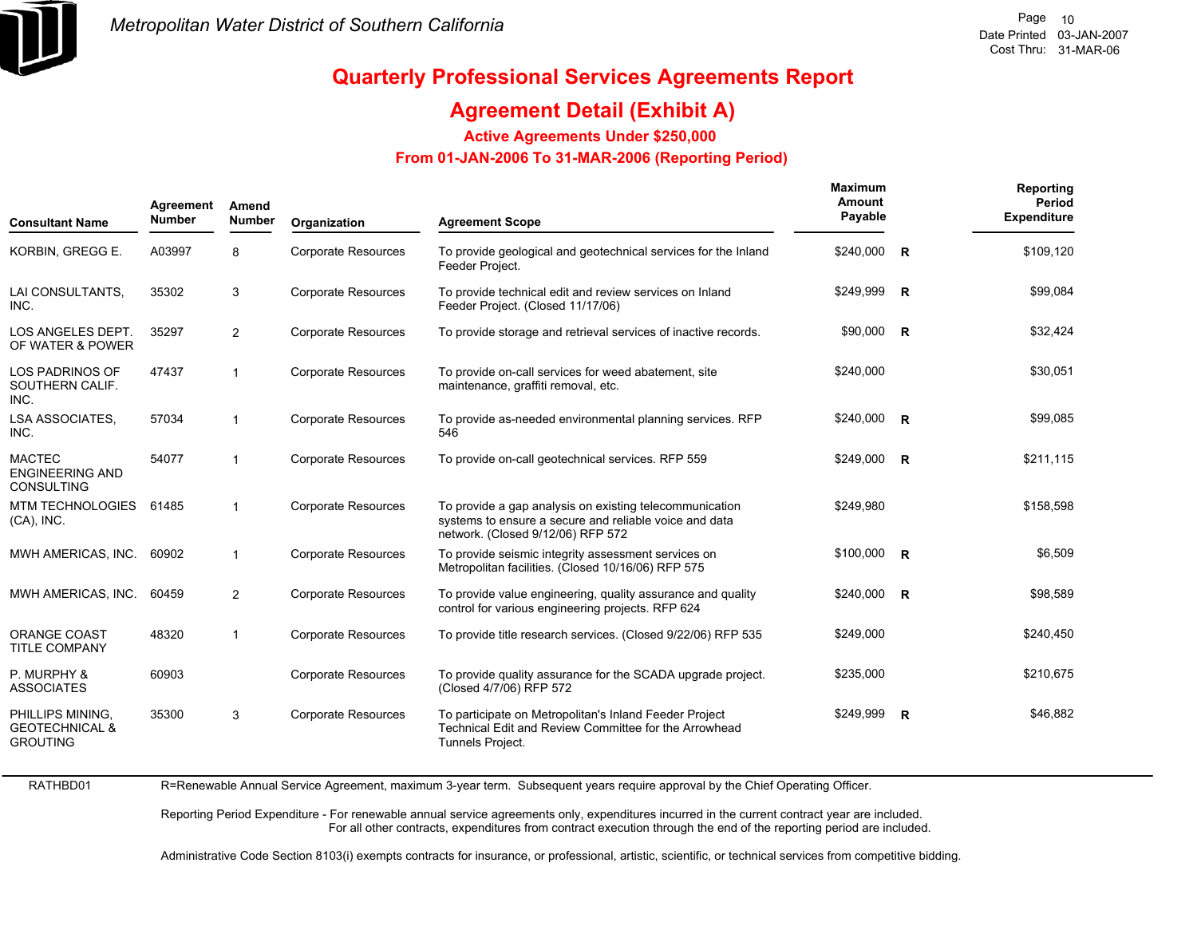# Quarterly Professional Services Agreements Report

## Agreement Detail (Exhibit A)

### Active Agreements Under $250,000

### From 01-JAN-2006 To 31-MAR-2006 (Reporting Period)

| Consultant Name | Agreement Number | Amend Number | Organization | Agreement Scope | Maximum Amount Payable | | Reporting Period Expenditure |
|---|---|---|---|---|---|---|---|
| KORBIN, GREGG E. | A03997 | 8 | Corporate Resources | To provide geological and geotechnical services for the Inland Feeder Project. | $240,000 | R | $109,120 |
| LAI CONSULTANTS, INC. | 35302 | 3 | Corporate Resources | To provide technical edit and review services on Inland Feeder Project. (Closed 11/17/06) | $249,999 | R | $99,084 |
| LOS ANGELES DEPT. OF WATER & POWER | 35297 | 2 | Corporate Resources | To provide storage and retrieval services of inactive records. | $90,000 | R | $32,424 |
| LOS PADRINOS OF SOUTHERN CALIF. INC. | 47437 | 1 | Corporate Resources | To provide on-call services for weed abatement, site maintenance, graffiti removal, etc. | $240,000 | | $30,051 |
| LSA ASSOCIATES, INC. | 57034 | 1 | Corporate Resources | To provide as-needed environmental planning services. RFP 546 | $240,000 | R | $99,085 |
| MACTEC ENGINEERING AND CONSULTING | 54077 | 1 | Corporate Resources | To provide on-call geotechnical services. RFP 559 | $249,000 | R | $211,115 |
| MTM TECHNOLOGIES (CA), INC. | 61485 | 1 | Corporate Resources | To provide a gap analysis on existing telecommunication systems to ensure a secure and reliable voice and data network. (Closed 9/12/06) RFP 572 | $249,980 | | $158,598 |
| MWH AMERICAS, INC. | 60902 | 1 | Corporate Resources | To provide seismic integrity assessment services on Metropolitan facilities. (Closed 10/16/06) RFP 575 | $100,000 | R | $6,509 |
| MWH AMERICAS, INC. | 60459 | 2 | Corporate Resources | To provide value engineering, quality assurance and quality control for various engineering projects. RFP 624 | $240,000 | R | $98,589 |
| ORANGE COAST TITLE COMPANY | 48320 | 1 | Corporate Resources | To provide title research services. (Closed 9/22/06) RFP 535 | $249,000 | | $240,450 |
| P. MURPHY & ASSOCIATES | 60903 | | Corporate Resources | To provide quality assurance for the SCADA upgrade project. (Closed 4/7/06) RFP 572 | $235,000 | | $210,675 |
| PHILLIPS MINING, GEOTECHNICAL & GROUTING | 35300 | 3 | Corporate Resources | To participate on Metropolitan's Inland Feeder Project Technical Edit and Review Committee for the Arrowhead Tunnels Project. | $249,999 | R | $46,882 |

RATHBD01

R=Renewable Annual Service Agreement, maximum 3-year term. Subsequent years require approval by the Chief Operating Officer.

Reporting Period Expenditure - For renewable annual service agreements only, expenditures incurred in the current contract year are included. For all other contracts, expenditures from contract execution through the end of the reporting period are included.

Administrative Code Section 8103(i) exempts contracts for insurance, or professional, artistic, scientific, or technical services from competitive bidding.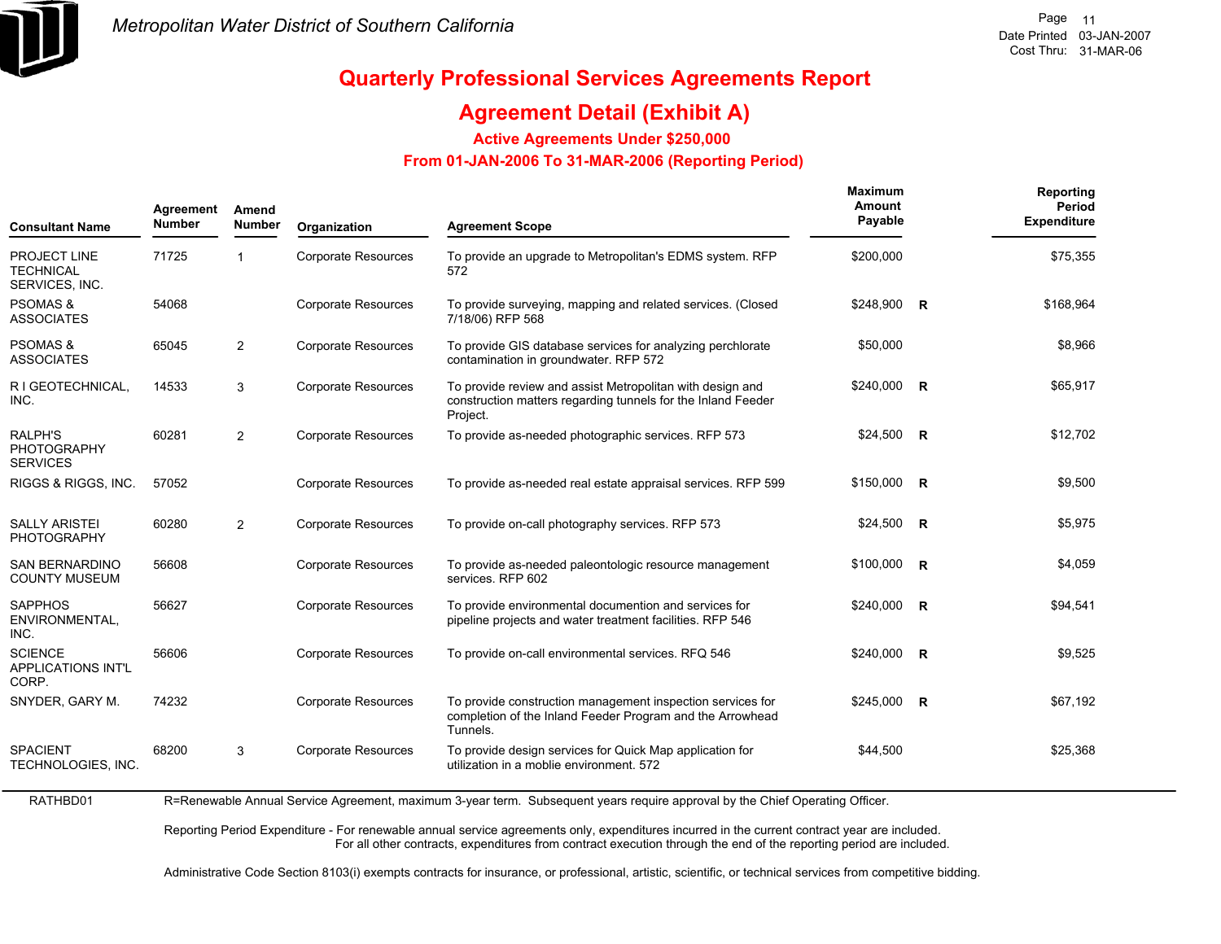Metropolitan Water District of Southern California

Date Printed 03-JAN-2007
Cost Thru: 31-MAR-06

# Quarterly Professional Services Agreements Report

## Agreement Detail (Exhibit A)

### Active Agreements Under $250,000

### From 01-JAN-2006 To 31-MAR-2006 (Reporting Period)

| Consultant Name | Agreement Number | Amend Number | Organization | Agreement Scope | Maximum Amount Payable | | Reporting Period Expenditure |
|---|---|---|---|---|---|---|---|
| PROJECT LINE TECHNICAL SERVICES, INC. | 71725 | 1 | Corporate Resources | To provide an upgrade to Metropolitan's EDMS system. RFP 572 | $200,000 | | $75,355 |
| PSOMAS & ASSOCIATES | 54068 | | Corporate Resources | To provide surveying, mapping and related services. (Closed 7/18/06) RFP 568 | $248,900 | R | $168,964 |
| PSOMAS & ASSOCIATES | 65045 | 2 | Corporate Resources | To provide GIS database services for analyzing perchlorate contamination in groundwater. RFP 572 | $50,000 | | $8,966 |
| R I GEOTECHNICAL, INC. | 14533 | 3 | Corporate Resources | To provide review and assist Metropolitan with design and construction matters regarding tunnels for the Inland Feeder Project. | $240,000 | R | $65,917 |
| RALPH'S PHOTOGRAPHY SERVICES | 60281 | 2 | Corporate Resources | To provide as-needed photographic services. RFP 573 | $24,500 | R | $12,702 |
| RIGGS & RIGGS, INC. | 57052 | | Corporate Resources | To provide as-needed real estate appraisal services. RFP 599 | $150,000 | R | $9,500 |
| SALLY ARISTEI PHOTOGRAPHY | 60280 | 2 | Corporate Resources | To provide on-call photography services. RFP 573 | $24,500 | R | $5,975 |
| SAN BERNARDINO COUNTY MUSEUM | 56608 | | Corporate Resources | To provide as-needed paleontologic resource management services. RFP 602 | $100,000 | R | $4,059 |
| SAPPHOS ENVIRONMENTAL, INC. | 56627 | | Corporate Resources | To provide environmental documention and services for pipeline projects and water treatment facilities. RFP 546 | $240,000 | R | $94,541 |
| SCIENCE APPLICATIONS INT'L CORP. | 56606 | | Corporate Resources | To provide on-call environmental services. RFQ 546 | $240,000 | R | $9,525 |
| SNYDER, GARY M. | 74232 | | Corporate Resources | To provide construction management inspection services for completion of the Inland Feeder Program and the Arrowhead Tunnels. | $245,000 | R | $67,192 |
| SPACIENT TECHNOLOGIES, INC. | 68200 | 3 | Corporate Resources | To provide design services for Quick Map application for utilization in a moblie environment. 572 | $44,500 | | $25,368 |

RATHBD01

R=Renewable Annual Service Agreement, maximum 3-year term. Subsequent years require approval by the Chief Operating Officer.

Reporting Period Expenditure - For renewable annual service agreements only, expenditures incurred in the current contract year are included. For all other contracts, expenditures from contract execution through the end of the reporting period are included.

Administrative Code Section 8103(i) exempts contracts for insurance, or professional, artistic, scientific, or technical services from competitive bidding.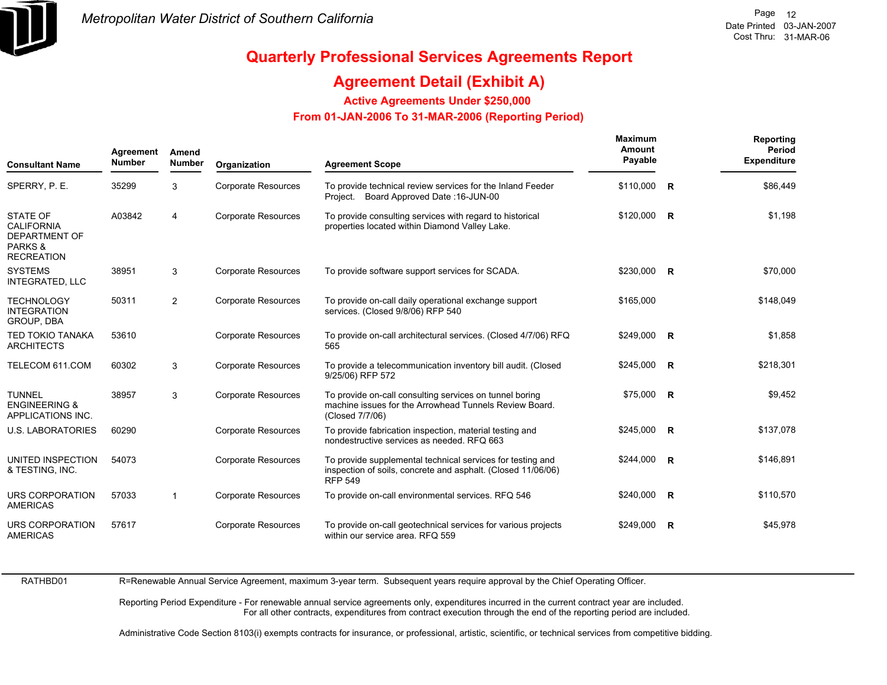# Quarterly Professional Services Agreements Report

## Agreement Detail (Exhibit A)

### Active Agreements Under $250,000

### From 01-JAN-2006 To 31-MAR-2006 (Reporting Period)

| Consultant Name | Agreement Number | Amend Number | Organization | Agreement Scope | Maximum Amount Payable | | Reporting Period Expenditure |
|---|---|---|---|---|---|---|---|
| SPERRY, P. E. | 35299 | 3 | Corporate Resources | To provide technical review services for the Inland Feeder Project. Board Approved Date :16-JUN-00 | $110,000 | R | $86,449 |
| STATE OF CALIFORNIA DEPARTMENT OF PARKS & RECREATION | A03842 | 4 | Corporate Resources | To provide consulting services with regard to historical properties located within Diamond Valley Lake. | $120,000 | R | $1,198 |
| SYSTEMS INTEGRATED, LLC | 38951 | 3 | Corporate Resources | To provide software support services for SCADA. | $230,000 | R | $70,000 |
| TECHNOLOGY INTEGRATION GROUP, DBA | 50311 | 2 | Corporate Resources | To provide on-call daily operational exchange support services. (Closed 9/8/06) RFP 540 | $165,000 | | $148,049 |
| TED TOKIO TANAKA ARCHITECTS | 53610 | | Corporate Resources | To provide on-call architectural services. (Closed 4/7/06) RFQ 565 | $249,000 | R | $1,858 |
| TELECOM 611.COM | 60302 | 3 | Corporate Resources | To provide a telecommunication inventory bill audit. (Closed 9/25/06) RFP 572 | $245,000 | R | $218,301 |
| TUNNEL ENGINEERING & APPLICATIONS INC. | 38957 | 3 | Corporate Resources | To provide on-call consulting services on tunnel boring machine issues for the Arrowhead Tunnels Review Board. (Closed 7/7/06) | $75,000 | R | $9,452 |
| U.S. LABORATORIES | 60290 | | Corporate Resources | To provide fabrication inspection, material testing and nondestructive services as needed. RFQ 663 | $245,000 | R | $137,078 |
| UNITED INSPECTION & TESTING, INC. | 54073 | | Corporate Resources | To provide supplemental technical services for testing and inspection of soils, concrete and asphalt. (Closed 11/06/06) RFP 549 | $244,000 | R | $146,891 |
| URS CORPORATION AMERICAS | 57033 | 1 | Corporate Resources | To provide on-call environmental services. RFQ 546 | $240,000 | R | $110,570 |
| URS CORPORATION AMERICAS | 57617 | | Corporate Resources | To provide on-call geotechnical services for various projects within our service area. RFQ 559 | $249,000 | R | $45,978 |

RATHBD01

R=Renewable Annual Service Agreement, maximum 3-year term. Subsequent years require approval by the Chief Operating Officer.

Reporting Period Expenditure - For renewable annual service agreements only, expenditures incurred in the current contract year are included.
For all other contracts, expenditures from contract execution through the end of the reporting period are included.

Administrative Code Section 8103(i) exempts contracts for insurance, or professional, artistic, scientific, or technical services from competitive bidding.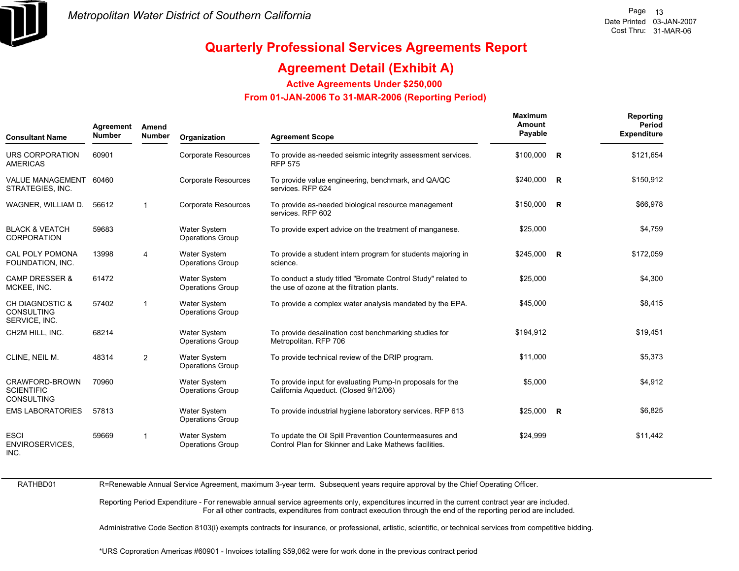Metropolitan Water District of Southern California

Date Printed 03-JAN-2007
Cost Thru: 31-MAR-06

# Quarterly Professional Services Agreements Report

## Agreement Detail (Exhibit A)

### Active Agreements Under $250,000

### From 01-JAN-2006 To 31-MAR-2006 (Reporting Period)

| Consultant Name | Agreement Number | Amend Number | Organization | Agreement Scope | Maximum Amount Payable | | Reporting Period Expenditure |
|---|---|---|---|---|---|---|---|
| URS CORPORATION AMERICAS | 60901 | | Corporate Resources | To provide as-needed seismic integrity assessment services. RFP 575 | $100,000 | R | $121,654 |
| VALUE MANAGEMENT STRATEGIES, INC. | 60460 | | Corporate Resources | To provide value engineering, benchmark, and QA/QC services. RFP 624 | $240,000 | R | $150,912 |
| WAGNER, WILLIAM D. | 56612 | 1 | Corporate Resources | To provide as-needed biological resource management services. RFP 602 | $150,000 | R | $66,978 |
| BLACK & VEATCH CORPORATION | 59683 | | Water System Operations Group | To provide expert advice on the treatment of manganese. | $25,000 | | $4,759 |
| CAL POLY POMONA FOUNDATION, INC. | 13998 | 4 | Water System Operations Group | To provide a student intern program for students majoring in science. | $245,000 | R | $172,059 |
| CAMP DRESSER & MCKEE, INC. | 61472 | | Water System Operations Group | To conduct a study titled "Bromate Control Study" related to the use of ozone at the filtration plants. | $25,000 | | $4,300 |
| CH DIAGNOSTIC & CONSULTING SERVICE, INC. | 57402 | 1 | Water System Operations Group | To provide a complex water analysis mandated by the EPA. | $45,000 | | $8,415 |
| CH2M HILL, INC. | 68214 | | Water System Operations Group | To provide desalination cost benchmarking studies for Metropolitan. RFP 706 | $194,912 | | $19,451 |
| CLINE, NEIL M. | 48314 | 2 | Water System Operations Group | To provide technical review of the DRIP program. | $11,000 | | $5,373 |
| CRAWFORD-BROWN SCIENTIFIC CONSULTING | 70960 | | Water System Operations Group | To provide input for evaluating Pump-In proposals for the California Aqueduct. (Closed 9/12/06) | $5,000 | | $4,912 |
| EMS LABORATORIES | 57813 | | Water System Operations Group | To provide industrial hygiene laboratory services. RFP 613 | $25,000 | R | $6,825 |
| ESCI ENVIROSERVICES, INC. | 59669 | 1 | Water System Operations Group | To update the Oil Spill Prevention Countermeasures and Control Plan for Skinner and Lake Mathews facilities. | $24,999 | | $11,442 |

RATHBD01

R=Renewable Annual Service Agreement, maximum 3-year term. Subsequent years require approval by the Chief Operating Officer.

Reporting Period Expenditure - For renewable annual service agreements only, expenditures incurred in the current contract year are included.
For all other contracts, expenditures from contract execution through the end of the reporting period are included.

Administrative Code Section 8103(i) exempts contracts for insurance, or professional, artistic, scientific, or technical services from competitive bidding.

*URS Coproration Americas #60901 - Invoices totalling $59,062 were for work done in the previous contract period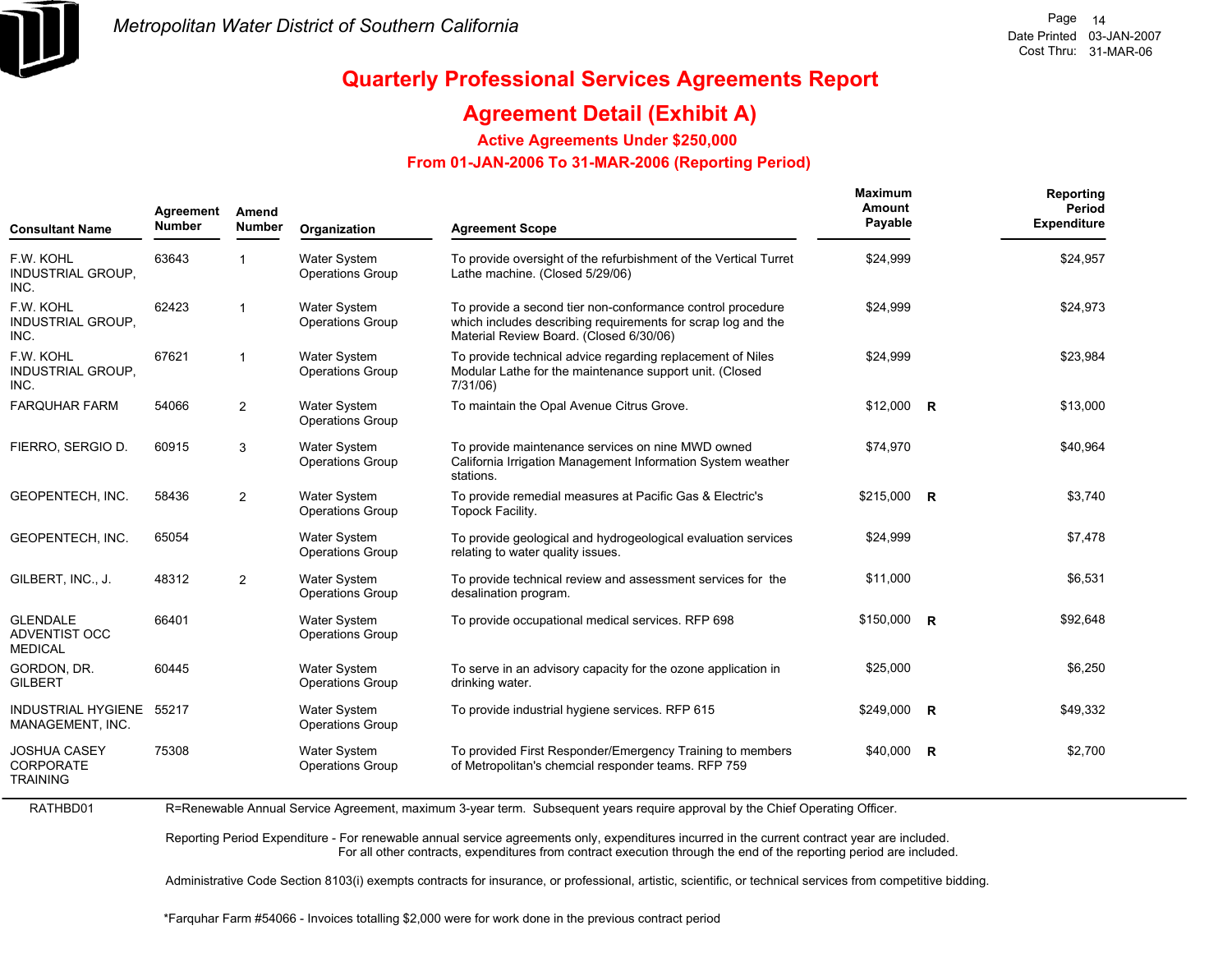Metropolitan Water District of Southern California

Date Printed 03-JAN-2007
Cost Thru: 31-MAR-06

# Quarterly Professional Services Agreements Report

## Agreement Detail (Exhibit A)

### Active Agreements Under $250,000

### From 01-JAN-2006 To 31-MAR-2006 (Reporting Period)

| Consultant Name | Agreement Number | Amend Number | Organization | Agreement Scope | Maximum Amount Payable | | Reporting Period Expenditure |
|---|---|---|---|---|---|---|---|
| F.W. KOHL INDUSTRIAL GROUP, INC. | 63643 | 1 | Water System Operations Group | To provide oversight of the refurbishment of the Vertical Turret Lathe machine. (Closed 5/29/06) | $24,999 | | $24,957 |
| F.W. KOHL INDUSTRIAL GROUP, INC. | 62423 | 1 | Water System Operations Group | To provide a second tier non-conformance control procedure which includes describing requirements for scrap log and the Material Review Board. (Closed 6/30/06) | $24,999 | | $24,973 |
| F.W. KOHL INDUSTRIAL GROUP, INC. | 67621 | 1 | Water System Operations Group | To provide technical advice regarding replacement of Niles Modular Lathe for the maintenance support unit. (Closed 7/31/06) | $24,999 | | $23,984 |
| FARQUHAR FARM | 54066 | 2 | Water System Operations Group | To maintain the Opal Avenue Citrus Grove. | $12,000 | R | $13,000 |
| FIERRO, SERGIO D. | 60915 | 3 | Water System Operations Group | To provide maintenance services on nine MWD owned California Irrigation Management Information System weather stations. | $74,970 | | $40,964 |
| GEOPENTECH, INC. | 58436 | 2 | Water System Operations Group | To provide remedial measures at Pacific Gas & Electric's Topock Facility. | $215,000 | R | $3,740 |
| GEOPENTECH, INC. | 65054 | | Water System Operations Group | To provide geological and hydrogeological evaluation services relating to water quality issues. | $24,999 | | $7,478 |
| GILBERT, INC., J. | 48312 | 2 | Water System Operations Group | To provide technical review and assessment services for the desalination program. | $11,000 | | $6,531 |
| GLENDALE ADVENTIST OCC MEDICAL | 66401 | | Water System Operations Group | To provide occupational medical services. RFP 698 | $150,000 | R | $92,648 |
| GORDON, DR. GILBERT | 60445 | | Water System Operations Group | To serve in an advisory capacity for the ozone application in drinking water. | $25,000 | | $6,250 |
| INDUSTRIAL HYGIENE MANAGEMENT, INC. | 55217 | | Water System Operations Group | To provide industrial hygiene services. RFP 615 | $249,000 | R | $49,332 |
| JOSHUA CASEY CORPORATE TRAINING | 75308 | | Water System Operations Group | To provided First Responder/Emergency Training to members of Metropolitan's chemcial responder teams. RFP 759 | $40,000 | R | $2,700 |

RATHBD01

R=Renewable Annual Service Agreement, maximum 3-year term. Subsequent years require approval by the Chief Operating Officer.

Reporting Period Expenditure - For renewable annual service agreements only, expenditures incurred in the current contract year are included. For all other contracts, expenditures from contract execution through the end of the reporting period are included.

Administrative Code Section 8103(i) exempts contracts for insurance, or professional, artistic, scientific, or technical services from competitive bidding.

*Farquhar Farm #54066 - Invoices totalling $2,000 were for work done in the previous contract period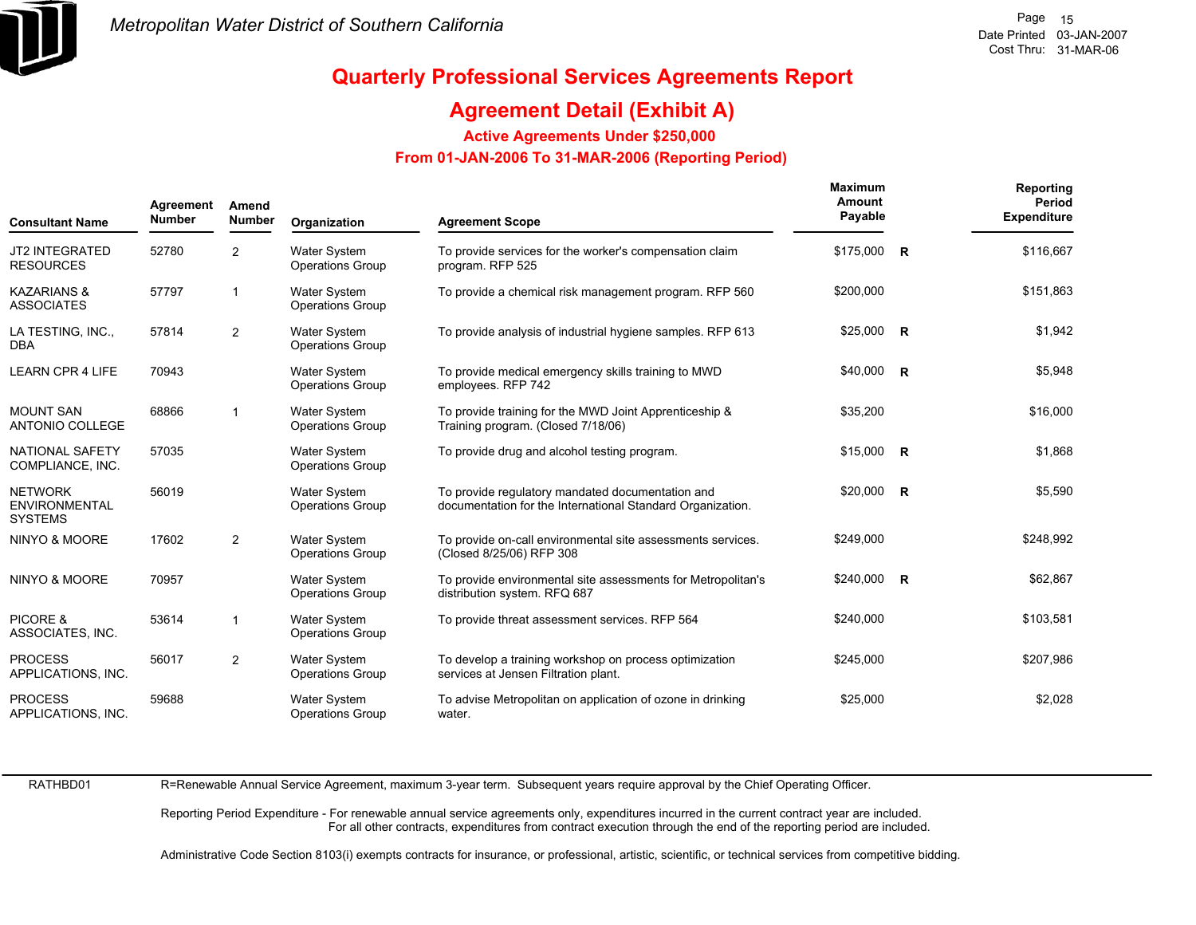# Quarterly Professional Services Agreements Report

## Agreement Detail (Exhibit A)

### Active Agreements Under $250,000

### From 01-JAN-2006 To 31-MAR-2006 (Reporting Period)

| Consultant Name | Agreement Number | Amend Number | Organization | Agreement Scope | Maximum Amount Payable | | Reporting Period Expenditure |
|---|---|---|---|---|---|---|---|
| JT2 INTEGRATED RESOURCES | 52780 | 2 | Water System Operations Group | To provide services for the worker's compensation claim program. RFP 525 | $175,000 | R | $116,667 |
| KAZARIANS & ASSOCIATES | 57797 | 1 | Water System Operations Group | To provide a chemical risk management program. RFP 560 | $200,000 | | $151,863 |
| LA TESTING, INC., DBA | 57814 | 2 | Water System Operations Group | To provide analysis of industrial hygiene samples. RFP 613 | $25,000 | R | $1,942 |
| LEARN CPR 4 LIFE | 70943 | | Water System Operations Group | To provide medical emergency skills training to MWD employees. RFP 742 | $40,000 | R | $5,948 |
| MOUNT SAN ANTONIO COLLEGE | 68866 | 1 | Water System Operations Group | To provide training for the MWD Joint Apprenticeship & Training program. (Closed 7/18/06) | $35,200 | | $16,000 |
| NATIONAL SAFETY COMPLIANCE, INC. | 57035 | | Water System Operations Group | To provide drug and alcohol testing program. | $15,000 | R | $1,868 |
| NETWORK ENVIRONMENTAL SYSTEMS | 56019 | | Water System Operations Group | To provide regulatory mandated documentation and documentation for the International Standard Organization. | $20,000 | R | $5,590 |
| NINYO & MOORE | 17602 | 2 | Water System Operations Group | To provide on-call environmental site assessments services. (Closed 8/25/06) RFP 308 | $249,000 | | $248,992 |
| NINYO & MOORE | 70957 | | Water System Operations Group | To provide environmental site assessments for Metropolitan's distribution system. RFQ 687 | $240,000 | R | $62,867 |
| PICORE & ASSOCIATES, INC. | 53614 | 1 | Water System Operations Group | To provide threat assessment services. RFP 564 | $240,000 | | $103,581 |
| PROCESS APPLICATIONS, INC. | 56017 | 2 | Water System Operations Group | To develop a training workshop on process optimization services at Jensen Filtration plant. | $245,000 | | $207,986 |
| PROCESS APPLICATIONS, INC. | 59688 | | Water System Operations Group | To advise Metropolitan on application of ozone in drinking water. | $25,000 | | $2,028 |

RATHBD01 R=Renewable Annual Service Agreement, maximum 3-year term. Subsequent years require approval by the Chief Operating Officer.

Reporting Period Expenditure - For renewable annual service agreements only, expenditures incurred in the current contract year are included.
For all other contracts, expenditures from contract execution through the end of the reporting period are included.

Administrative Code Section 8103(i) exempts contracts for insurance, or professional, artistic, scientific, or technical services from competitive bidding.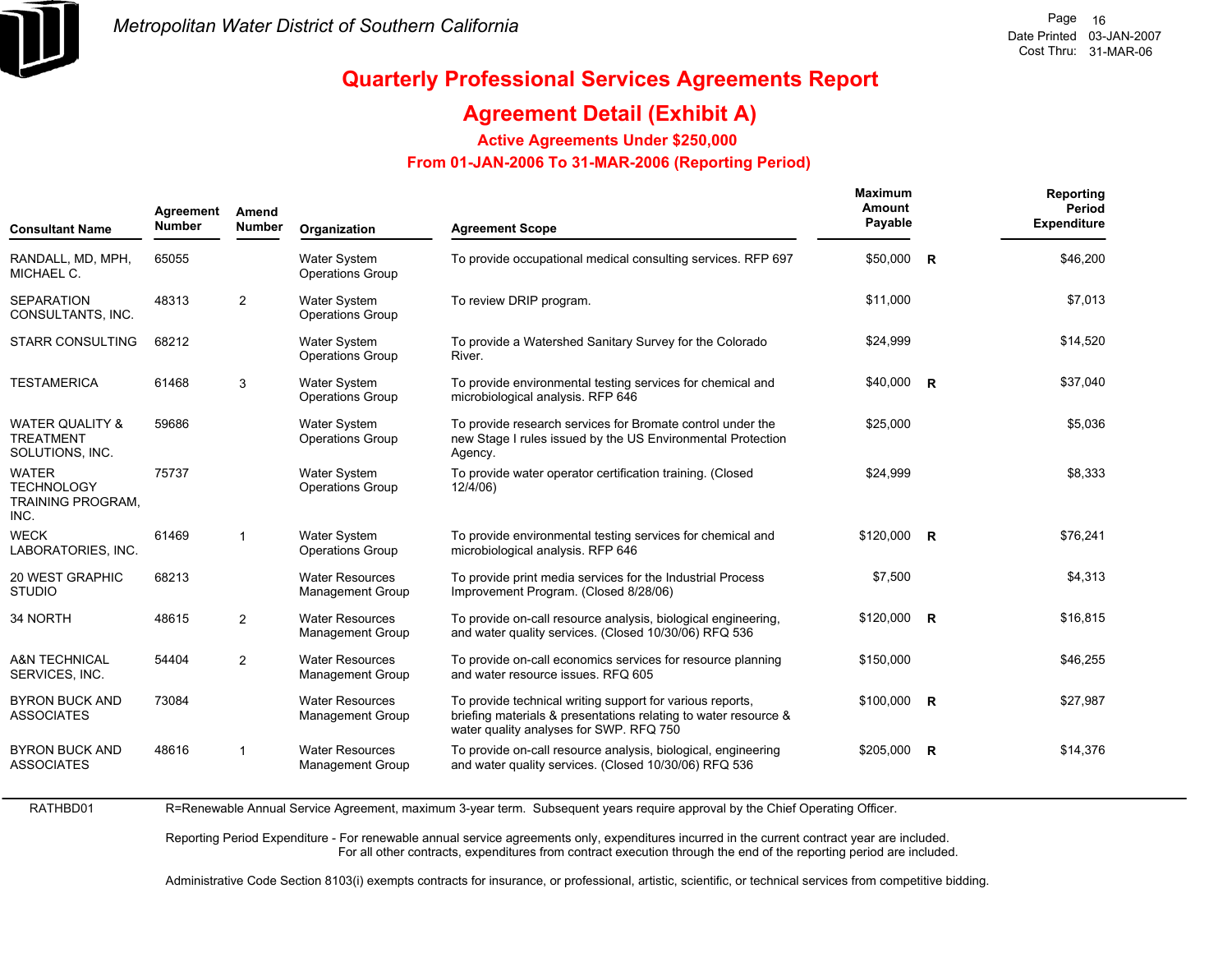# Metropolitan Water District of Southern California

Date Printed 03-JAN-2007
Cost Thru: 31-MAR-06

# Quarterly Professional Services Agreements Report

## Agreement Detail (Exhibit A)

### Active Agreements Under $250,000

### From 01-JAN-2006 To 31-MAR-2006 (Reporting Period)

| Consultant Name | Agreement Number | Amend Number | Organization | Agreement Scope | Maximum Amount Payable | | Reporting Period Expenditure |
|---|---|---|---|---|---|---|---|
| RANDALL, MD, MPH, MICHAEL C. | 65055 | | Water System Operations Group | To provide occupational medical consulting services. RFP 697 | $50,000 | R | $46,200 |
| SEPARATION CONSULTANTS, INC. | 48313 | 2 | Water System Operations Group | To review DRIP program. | $11,000 | | $7,013 |
| STARR CONSULTING | 68212 | | Water System Operations Group | To provide a Watershed Sanitary Survey for the Colorado River. | $24,999 | | $14,520 |
| TESTAMERICA | 61468 | 3 | Water System Operations Group | To provide environmental testing services for chemical and microbiological analysis. RFP 646 | $40,000 | R | $37,040 |
| WATER QUALITY & TREATMENT SOLUTIONS, INC. | 59686 | | Water System Operations Group | To provide research services for Bromate control under the new Stage I rules issued by the US Environmental Protection Agency. | $25,000 | | $5,036 |
| WATER TECHNOLOGY TRAINING PROGRAM, INC. | 75737 | | Water System Operations Group | To provide water operator certification training. (Closed 12/4/06) | $24,999 | | $8,333 |
| WECK LABORATORIES, INC. | 61469 | 1 | Water System Operations Group | To provide environmental testing services for chemical and microbiological analysis. RFP 646 | $120,000 | R | $76,241 |
| 20 WEST GRAPHIC STUDIO | 68213 | | Water Resources Management Group | To provide print media services for the Industrial Process Improvement Program. (Closed 8/28/06) | $7,500 | | $4,313 |
| 34 NORTH | 48615 | 2 | Water Resources Management Group | To provide on-call resource analysis, biological engineering, and water quality services. (Closed 10/30/06) RFQ 536 | $120,000 | R | $16,815 |
| A&N TECHNICAL SERVICES, INC. | 54404 | 2 | Water Resources Management Group | To provide on-call economics services for resource planning and water resource issues. RFQ 605 | $150,000 | | $46,255 |
| BYRON BUCK AND ASSOCIATES | 73084 | | Water Resources Management Group | To provide technical writing support for various reports, briefing materials & presentations relating to water resource & water quality analyses for SWP. RFQ 750 | $100,000 | R | $27,987 |
| BYRON BUCK AND ASSOCIATES | 48616 | 1 | Water Resources Management Group | To provide on-call resource analysis, biological, engineering and water quality services. (Closed 10/30/06) RFQ 536 | $205,000 | R | $14,376 |

RATHBD01

R=Renewable Annual Service Agreement, maximum 3-year term. Subsequent years require approval by the Chief Operating Officer.

Reporting Period Expenditure - For renewable annual service agreements only, expenditures incurred in the current contract year are included. For all other contracts, expenditures from contract execution through the end of the reporting period are included.

Administrative Code Section 8103(i) exempts contracts for insurance, or professional, artistic, scientific, or technical services from competitive bidding.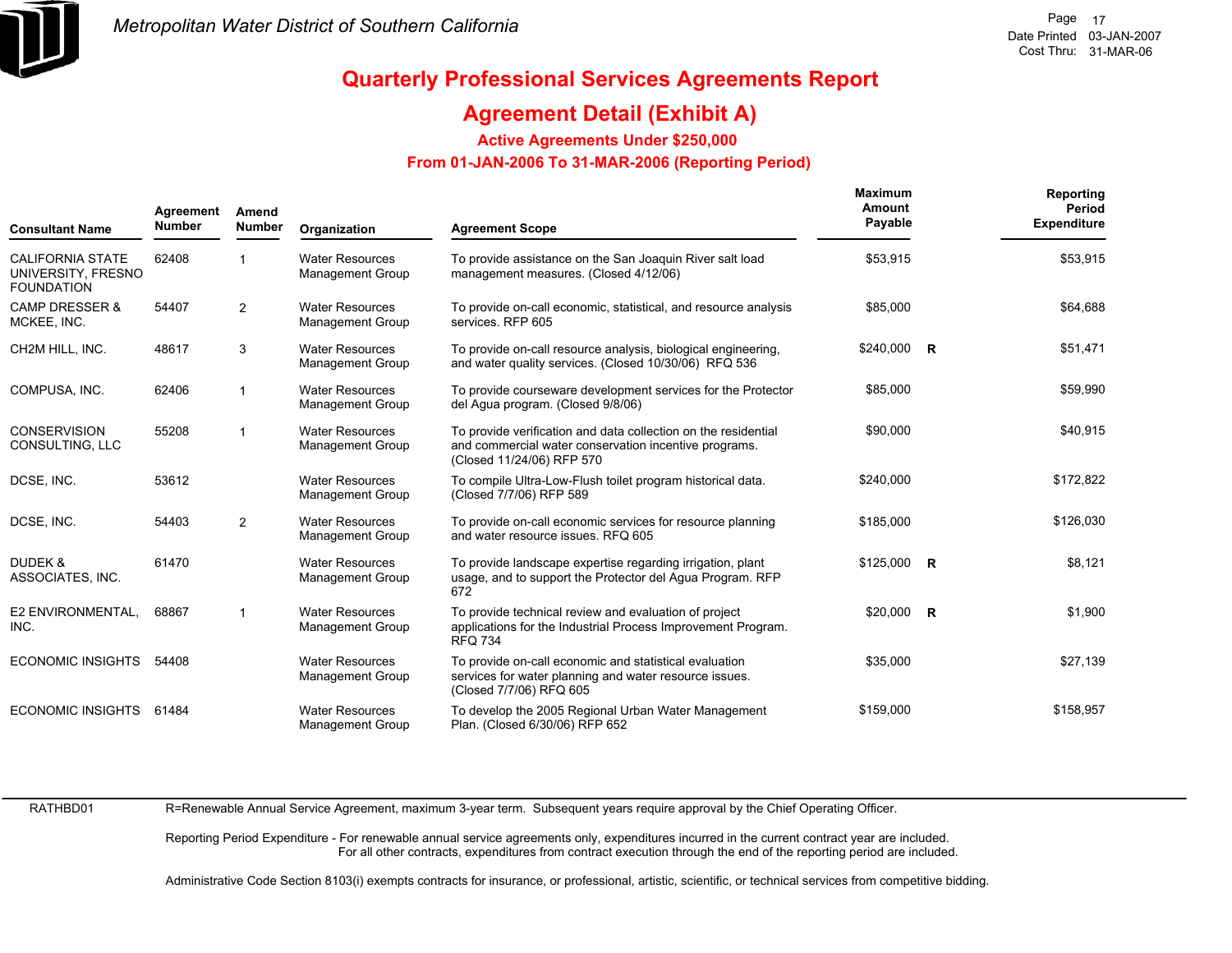# Quarterly Professional Services Agreements Report

## Agreement Detail (Exhibit A)

### Active Agreements Under $250,000

### From 01-JAN-2006 To 31-MAR-2006 (Reporting Period)

| Consultant Name | Agreement Number | Amend Number | Organization | Agreement Scope | Maximum Amount Payable | | Reporting Period Expenditure |
|---|---|---|---|---|---|---|---|
| CALIFORNIA STATE UNIVERSITY, FRESNO FOUNDATION | 62408 | 1 | Water Resources Management Group | To provide assistance on the San Joaquin River salt load management measures. (Closed 4/12/06) | $53,915 | | $53,915 |
| CAMP DRESSER & MCKEE, INC. | 54407 | 2 | Water Resources Management Group | To provide on-call economic, statistical, and resource analysis services. RFP 605 | $85,000 | | $64,688 |
| CH2M HILL, INC. | 48617 | 3 | Water Resources Management Group | To provide on-call resource analysis, biological engineering, and water quality services. (Closed 10/30/06) RFQ 536 | $240,000 | R | $51,471 |
| COMPUSA, INC. | 62406 | 1 | Water Resources Management Group | To provide courseware development services for the Protector del Agua program. (Closed 9/8/06) | $85,000 | | $59,990 |
| CONSERVISION CONSULTING, LLC | 55208 | 1 | Water Resources Management Group | To provide verification and data collection on the residential and commercial water conservation incentive programs. (Closed 11/24/06) RFP 570 | $90,000 | | $40,915 |
| DCSE, INC. | 53612 | | Water Resources Management Group | To compile Ultra-Low-Flush toilet program historical data. (Closed 7/7/06) RFP 589 | $240,000 | | $172,822 |
| DCSE, INC. | 54403 | 2 | Water Resources Management Group | To provide on-call economic services for resource planning and water resource issues. RFQ 605 | $185,000 | | $126,030 |
| DUDEK & ASSOCIATES, INC. | 61470 | | Water Resources Management Group | To provide landscape expertise regarding irrigation, plant usage, and to support the Protector del Agua Program. RFP 672 | $125,000 | R | $8,121 |
| E2 ENVIRONMENTAL, INC. | 68867 | 1 | Water Resources Management Group | To provide technical review and evaluation of project applications for the Industrial Process Improvement Program. RFQ 734 | $20,000 | R | $1,900 |
| ECONOMIC INSIGHTS | 54408 | | Water Resources Management Group | To provide on-call economic and statistical evaluation services for water planning and water resource issues. (Closed 7/7/06) RFQ 605 | $35,000 | | $27,139 |
| ECONOMIC INSIGHTS | 61484 | | Water Resources Management Group | To develop the 2005 Regional Urban Water Management Plan. (Closed 6/30/06) RFP 652 | $159,000 | | $158,957 |

RATHBD01

R=Renewable Annual Service Agreement, maximum 3-year term. Subsequent years require approval by the Chief Operating Officer.

Reporting Period Expenditure - For renewable annual service agreements only, expenditures incurred in the current contract year are included. For all other contracts, expenditures from contract execution through the end of the reporting period are included.

Administrative Code Section 8103(i) exempts contracts for insurance, or professional, artistic, scientific, or technical services from competitive bidding.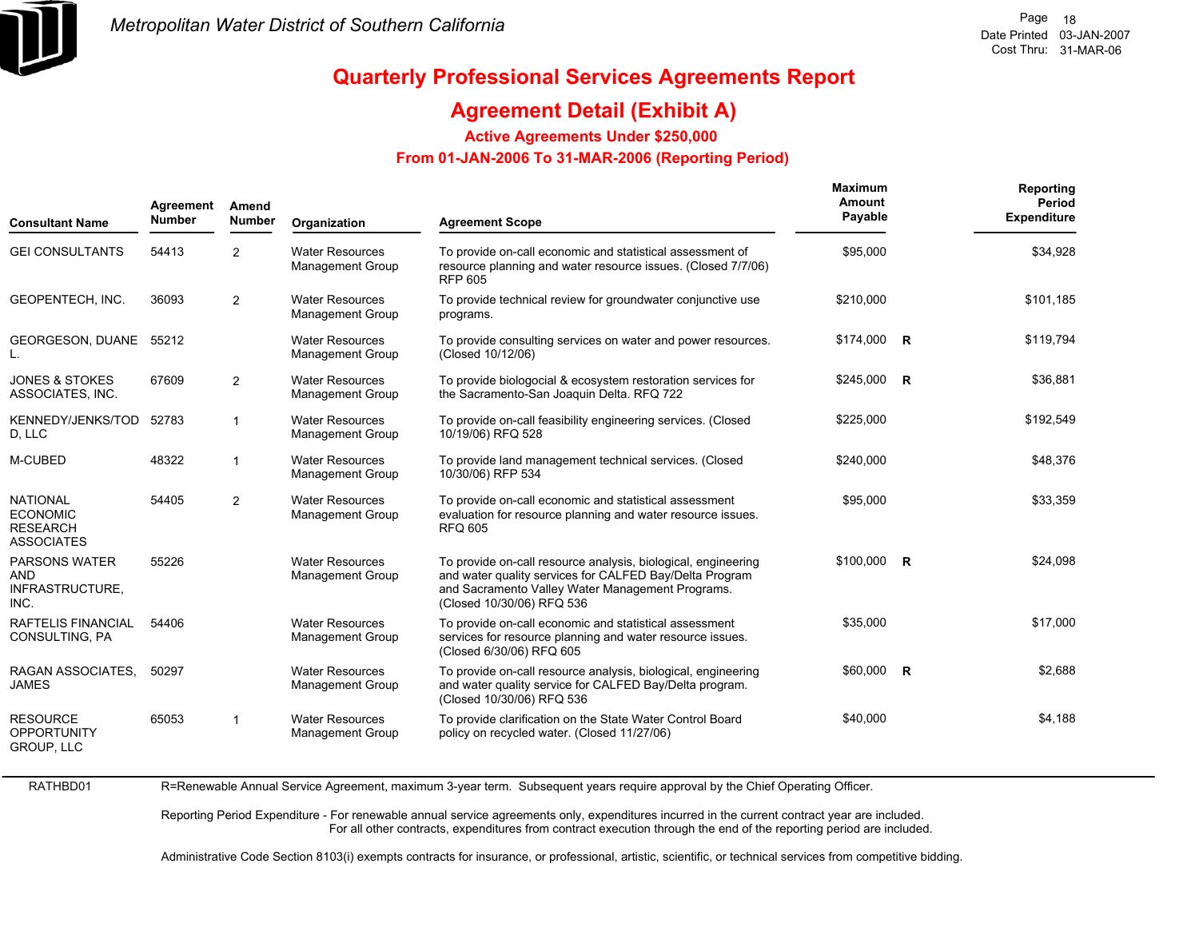# Quarterly Professional Services Agreements Report

## Agreement Detail (Exhibit A)

### Active Agreements Under $250,000

### From 01-JAN-2006 To 31-MAR-2006 (Reporting Period)

| Consultant Name | Agreement Number | Amend Number | Organization | Agreement Scope | Maximum Amount Payable | | Reporting Period Expenditure |
|---|---|---|---|---|---|---|---|
| GEI CONSULTANTS | 54413 | 2 | Water Resources Management Group | To provide on-call economic and statistical assessment of resource planning and water resource issues. (Closed 7/7/06) RFP 605 | $95,000 | | $34,928 |
| GEOPENTECH, INC. | 36093 | 2 | Water Resources Management Group | To provide technical review for groundwater conjunctive use programs. | $210,000 | | $101,185 |
| GEORGESON, DUANE L. | 55212 | | Water Resources Management Group | To provide consulting services on water and power resources. (Closed 10/12/06) | $174,000 | R | $119,794 |
| JONES & STOKES ASSOCIATES, INC. | 67609 | 2 | Water Resources Management Group | To provide biologocial & ecosystem restoration services for the Sacramento-San Joaquin Delta. RFQ 722 | $245,000 | R | $36,881 |
| KENNEDY/JENKS/TODD, LLC | 52783 | 1 | Water Resources Management Group | To provide on-call feasibility engineering services. (Closed 10/19/06) RFQ 528 | $225,000 | | $192,549 |
| M-CUBED | 48322 | 1 | Water Resources Management Group | To provide land management technical services. (Closed 10/30/06) RFP 534 | $240,000 | | $48,376 |
| NATIONAL ECONOMIC RESEARCH ASSOCIATES | 54405 | 2 | Water Resources Management Group | To provide on-call economic and statistical assessment evaluation for resource planning and water resource issues. RFQ 605 | $95,000 | | $33,359 |
| PARSONS WATER AND INFRASTRUCTURE, INC. | 55226 | | Water Resources Management Group | To provide on-call resource analysis, biological, engineering and water quality services for CALFED Bay/Delta Program and Sacramento Valley Water Management Programs. (Closed 10/30/06) RFQ 536 | $100,000 | R | $24,098 |
| RAFTELIS FINANCIAL CONSULTING, PA | 54406 | | Water Resources Management Group | To provide on-call economic and statistical assessment services for resource planning and water resource issues. (Closed 6/30/06) RFQ 605 | $35,000 | | $17,000 |
| RAGAN ASSOCIATES, JAMES | 50297 | | Water Resources Management Group | To provide on-call resource analysis, biological, engineering and water quality service for CALFED Bay/Delta program. (Closed 10/30/06) RFQ 536 | $60,000 | R | $2,688 |
| RESOURCE OPPORTUNITY GROUP, LLC | 65053 | 1 | Water Resources Management Group | To provide clarification on the State Water Control Board policy on recycled water. (Closed 11/27/06) | $40,000 | | $4,188 |

RATHBD01

R=Renewable Annual Service Agreement, maximum 3-year term. Subsequent years require approval by the Chief Operating Officer.

Reporting Period Expenditure - For renewable annual service agreements only, expenditures incurred in the current contract year are included. For all other contracts, expenditures from contract execution through the end of the reporting period are included.

Administrative Code Section 8103(i) exempts contracts for insurance, or professional, artistic, scientific, or technical services from competitive bidding.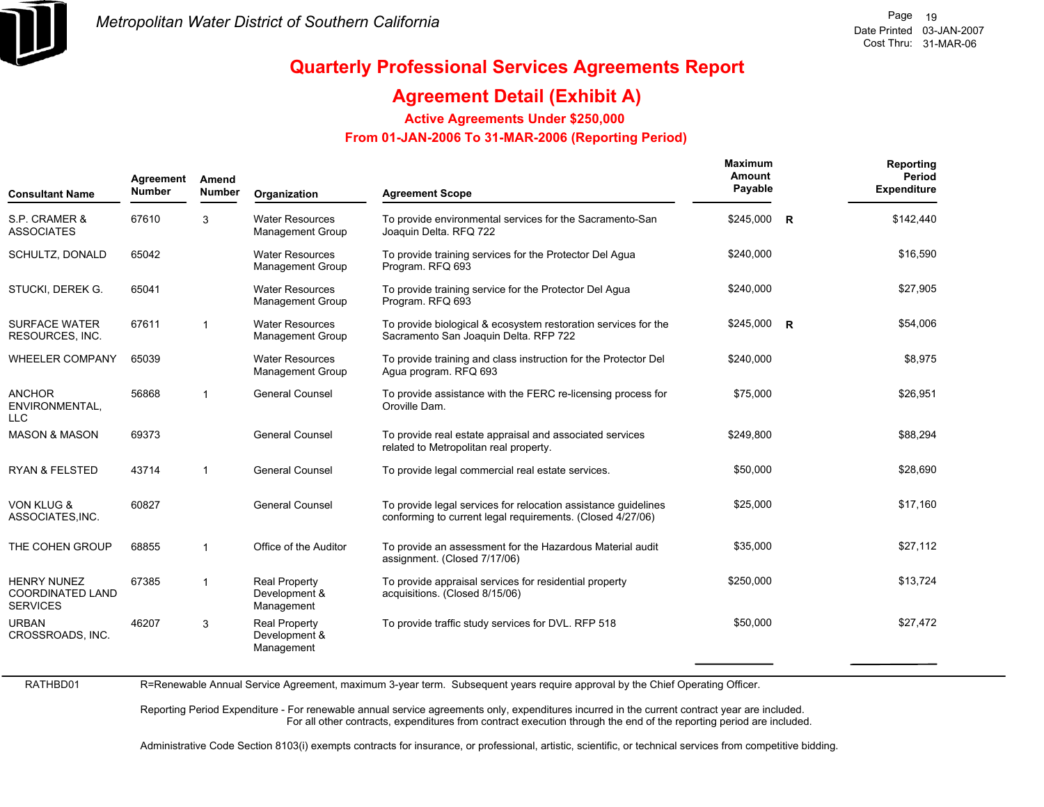# Metropolitan Water District of Southern California

## Quarterly Professional Services Agreements Report

## Agreement Detail (Exhibit A)

### Active Agreements Under $250,000

### From 01-JAN-2006 To 31-MAR-2006 (Reporting Period)

| Consultant Name | Agreement Number | Amend Number | Organization | Agreement Scope | Maximum Amount Payable | | Reporting Period Expenditure |
|---|---|---|---|---|---|---|---|
| S.P. CRAMER & ASSOCIATES | 67610 | 3 | Water Resources Management Group | To provide environmental services for the Sacramento-San Joaquin Delta. RFQ 722 | $245,000 | R | $142,440 |
| SCHULTZ, DONALD | 65042 | | Water Resources Management Group | To provide training services for the Protector Del Agua Program. RFQ 693 | $240,000 | | $16,590 |
| STUCKI, DEREK G. | 65041 | | Water Resources Management Group | To provide training service for the Protector Del Agua Program. RFQ 693 | $240,000 | | $27,905 |
| SURFACE WATER RESOURCES, INC. | 67611 | 1 | Water Resources Management Group | To provide biological & ecosystem restoration services for the Sacramento San Joaquin Delta. RFP 722 | $245,000 | R | $54,006 |
| WHEELER COMPANY | 65039 | | Water Resources Management Group | To provide training and class instruction for the Protector Del Agua program. RFQ 693 | $240,000 | | $8,975 |
| ANCHOR ENVIRONMENTAL, LLC | 56868 | 1 | General Counsel | To provide assistance with the FERC re-licensing process for Oroville Dam. | $75,000 | | $26,951 |
| MASON & MASON | 69373 | | General Counsel | To provide real estate appraisal and associated services related to Metropolitan real property. | $249,800 | | $88,294 |
| RYAN & FELSTED | 43714 | 1 | General Counsel | To provide legal commercial real estate services. | $50,000 | | $28,690 |
| VON KLUG & ASSOCIATES,INC. | 60827 | | General Counsel | To provide legal services for relocation assistance guidelines conforming to current legal requirements. (Closed 4/27/06) | $25,000 | | $17,160 |
| THE COHEN GROUP | 68855 | 1 | Office of the Auditor | To provide an assessment for the Hazardous Material audit assignment. (Closed 7/17/06) | $35,000 | | $27,112 |
| HENRY NUNEZ COORDINATED LAND SERVICES | 67385 | 1 | Real Property Development & Management | To provide appraisal services for residential property acquisitions. (Closed 8/15/06) | $250,000 | | $13,724 |
| URBAN CROSSROADS, INC. | 46207 | 3 | Real Property Development & Management | To provide traffic study services for DVL. RFP 518 | $50,000 | | $27,472 |

RATHBD01

R=Renewable Annual Service Agreement, maximum 3-year term. Subsequent years require approval by the Chief Operating Officer.

Reporting Period Expenditure - For renewable annual service agreements only, expenditures incurred in the current contract year are included. For all other contracts, expenditures from contract execution through the end of the reporting period are included.

Administrative Code Section 8103(i) exempts contracts for insurance, or professional, artistic, scientific, or technical services from competitive bidding.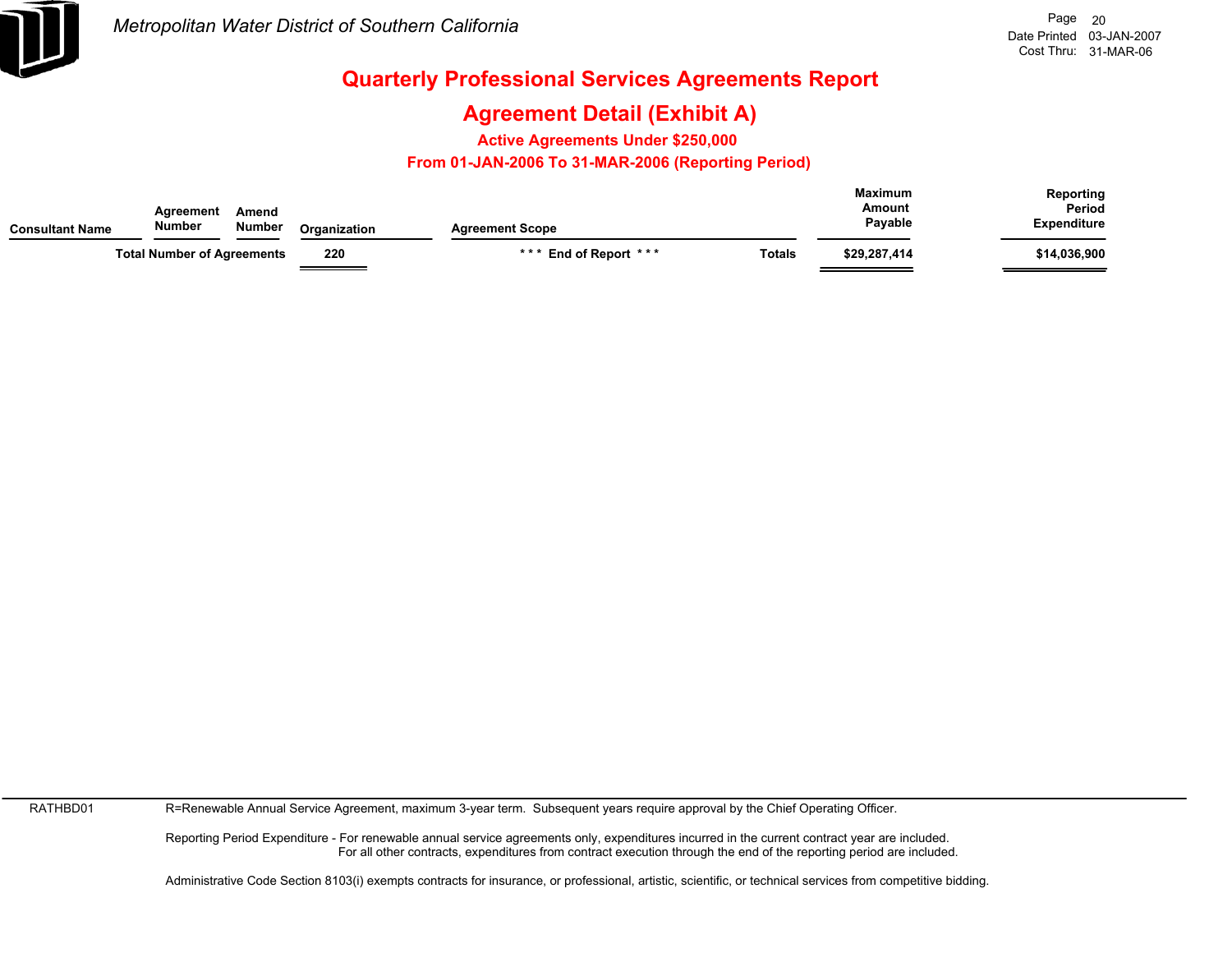# Quarterly Professional Services Agreements Report

## Agreement Detail (Exhibit A)

### Active Agreements Under $250,000

### From 01-JAN-2006 To 31-MAR-2006 (Reporting Period)

| Consultant Name | Agreement Number | Amend Number | Organization | Agreement Scope | | Maximum Amount Payable | Reporting Period Expenditure |
|---|---|---|---|---|---|---|---|
| Total Number of Agreements | | | 220 | * * * End of Report * * * | Totals | $29,287,414 | $14,036,900 |

RATHBD01

R=Renewable Annual Service Agreement, maximum 3-year term. Subsequent years require approval by the Chief Operating Officer.

Reporting Period Expenditure - For renewable annual service agreements only, expenditures incurred in the current contract year are included.
For all other contracts, expenditures from contract execution through the end of the reporting period are included.

Administrative Code Section 8103(i) exempts contracts for insurance, or professional, artistic, scientific, or technical services from competitive bidding.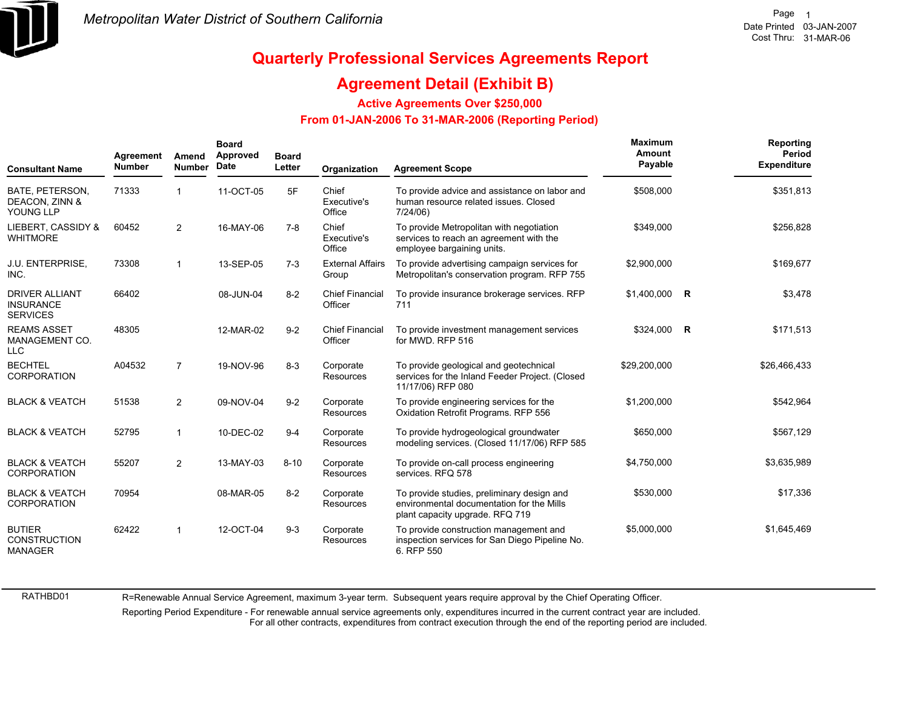Metropolitan Water District of Southern California

Date Printed 03-JAN-2007
Cost Thru: 31-MAR-06

# Quarterly Professional Services Agreements Report

## Agreement Detail (Exhibit B)

### Active Agreements Over $250,000

### From 01-JAN-2006 To 31-MAR-2006 (Reporting Period)

| Consultant Name | Agreement Number | Amend Number | Board Approved Date | Board Letter | Organization | Agreement Scope | Maximum Amount Payable | | Reporting Period Expenditure |
|---|---|---|---|---|---|---|---|---|---|
| BATE, PETERSON, DEACON, ZINN & YOUNG LLP | 71333 | 1 | 11-OCT-05 | 5F | Chief Executive's Office | To provide advice and assistance on labor and human resource related issues. Closed 7/24/06) | $508,000 | | $351,813 |
| LIEBERT, CASSIDY & WHITMORE | 60452 | 2 | 16-MAY-06 | 7-8 | Chief Executive's Office | To provide Metropolitan with negotiation services to reach an agreement with the employee bargaining units. | $349,000 | | $256,828 |
| J.U. ENTERPRISE, INC. | 73308 | 1 | 13-SEP-05 | 7-3 | External Affairs Group | To provide advertising campaign services for Metropolitan's conservation program. RFP 755 | $2,900,000 | | $169,677 |
| DRIVER ALLIANT INSURANCE SERVICES | 66402 | | 08-JUN-04 | 8-2 | Chief Financial Officer | To provide insurance brokerage services. RFP 711 | $1,400,000 | R | $3,478 |
| REAMS ASSET MANAGEMENT CO. LLC | 48305 | | 12-MAR-02 | 9-2 | Chief Financial Officer | To provide investment management services for MWD. RFP 516 | $324,000 | R | $171,513 |
| BECHTEL CORPORATION | A04532 | 7 | 19-NOV-96 | 8-3 | Corporate Resources | To provide geological and geotechnical services for the Inland Feeder Project. (Closed 11/17/06) RFP 080 | $29,200,000 | | $26,466,433 |
| BLACK & VEATCH | 51538 | 2 | 09-NOV-04 | 9-2 | Corporate Resources | To provide engineering services for the Oxidation Retrofit Programs. RFP 556 | $1,200,000 | | $542,964 |
| BLACK & VEATCH | 52795 | 1 | 10-DEC-02 | 9-4 | Corporate Resources | To provide hydrogeological groundwater modeling services. (Closed 11/17/06) RFP 585 | $650,000 | | $567,129 |
| BLACK & VEATCH CORPORATION | 55207 | 2 | 13-MAY-03 | 8-10 | Corporate Resources | To provide on-call process engineering services. RFQ 578 | $4,750,000 | | $3,635,989 |
| BLACK & VEATCH CORPORATION | 70954 | | 08-MAR-05 | 8-2 | Corporate Resources | To provide studies, preliminary design and environmental documentation for the Mills plant capacity upgrade. RFQ 719 | $530,000 | | $17,336 |
| BUTIER CONSTRUCTION MANAGER | 62422 | 1 | 12-OCT-04 | 9-3 | Corporate Resources | To provide construction management and inspection services for San Diego Pipeline No. 6. RFP 550 | $5,000,000 | | $1,645,469 |

RATHBD01

R=Renewable Annual Service Agreement, maximum 3-year term. Subsequent years require approval by the Chief Operating Officer.

Reporting Period Expenditure - For renewable annual service agreements only, expenditures incurred in the current contract year are included. For all other contracts, expenditures from contract execution through the end of the reporting period are included.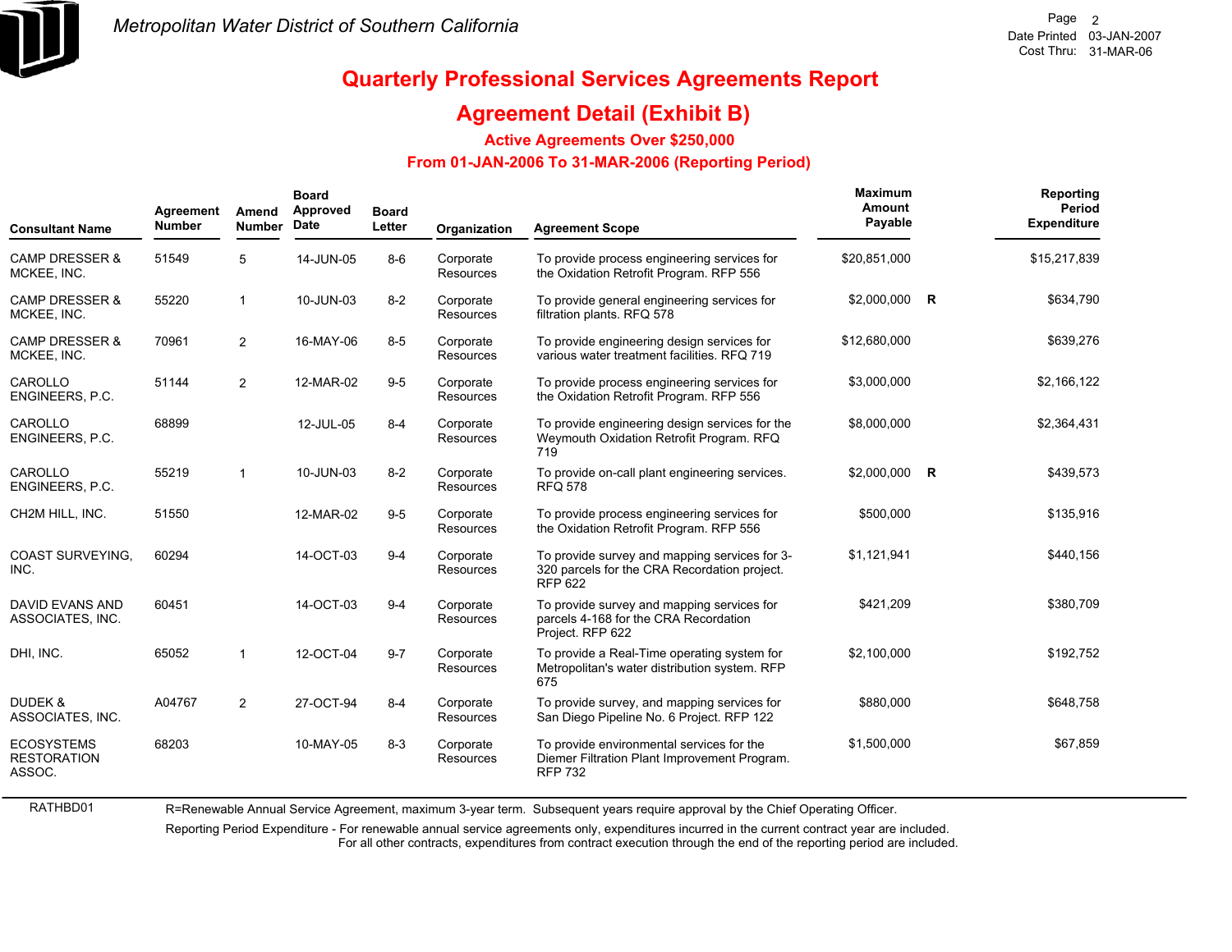# Quarterly Professional Services Agreements Report

## Agreement Detail (Exhibit B)

### Active Agreements Over $250,000

### From 01-JAN-2006 To 31-MAR-2006 (Reporting Period)

| Consultant Name | Agreement Number | Amend Number | Board Approved Date | Board Letter | Organization | Agreement Scope | Maximum Amount Payable | | Reporting Period Expenditure |
|---|---|---|---|---|---|---|---|---|---|
| CAMP DRESSER & MCKEE, INC. | 51549 | 5 | 14-JUN-05 | 8-6 | Corporate Resources | To provide process engineering services for the Oxidation Retrofit Program. RFP 556 | $20,851,000 | | $15,217,839 |
| CAMP DRESSER & MCKEE, INC. | 55220 | 1 | 10-JUN-03 | 8-2 | Corporate Resources | To provide general engineering services for filtration plants. RFQ 578 | $2,000,000 | R | $634,790 |
| CAMP DRESSER & MCKEE, INC. | 70961 | 2 | 16-MAY-06 | 8-5 | Corporate Resources | To provide engineering design services for various water treatment facilities. RFQ 719 | $12,680,000 | | $639,276 |
| CAROLLO ENGINEERS, P.C. | 51144 | 2 | 12-MAR-02 | 9-5 | Corporate Resources | To provide process engineering services for the Oxidation Retrofit Program. RFP 556 | $3,000,000 | | $2,166,122 |
| CAROLLO ENGINEERS, P.C. | 68899 | | 12-JUL-05 | 8-4 | Corporate Resources | To provide engineering design services for the Weymouth Oxidation Retrofit Program. RFQ 719 | $8,000,000 | | $2,364,431 |
| CAROLLO ENGINEERS, P.C. | 55219 | 1 | 10-JUN-03 | 8-2 | Corporate Resources | To provide on-call plant engineering services. RFQ 578 | $2,000,000 | R | $439,573 |
| CH2M HILL, INC. | 51550 | | 12-MAR-02 | 9-5 | Corporate Resources | To provide process engineering services for the Oxidation Retrofit Program. RFP 556 | $500,000 | | $135,916 |
| COAST SURVEYING, INC. | 60294 | | 14-OCT-03 | 9-4 | Corporate Resources | To provide survey and mapping services for 3-320 parcels for the CRA Recordation project. RFP 622 | $1,121,941 | | $440,156 |
| DAVID EVANS AND ASSOCIATES, INC. | 60451 | | 14-OCT-03 | 9-4 | Corporate Resources | To provide survey and mapping services for parcels 4-168 for the CRA Recordation Project. RFP 622 | $421,209 | | $380,709 |
| DHI, INC. | 65052 | 1 | 12-OCT-04 | 9-7 | Corporate Resources | To provide a Real-Time operating system for Metropolitan's water distribution system. RFP 675 | $2,100,000 | | $192,752 |
| DUDEK & ASSOCIATES, INC. | A04767 | 2 | 27-OCT-94 | 8-4 | Corporate Resources | To provide survey, and mapping services for San Diego Pipeline No. 6 Project. RFP 122 | $880,000 | | $648,758 |
| ECOSYSTEMS RESTORATION ASSOC. | 68203 | | 10-MAY-05 | 8-3 | Corporate Resources | To provide environmental services for the Diemer Filtration Plant Improvement Program. RFP 732 | $1,500,000 | | $67,859 |

RATHBD01

R=Renewable Annual Service Agreement, maximum 3-year term. Subsequent years require approval by the Chief Operating Officer.

Reporting Period Expenditure - For renewable annual service agreements only, expenditures incurred in the current contract year are included. For all other contracts, expenditures from contract execution through the end of the reporting period are included.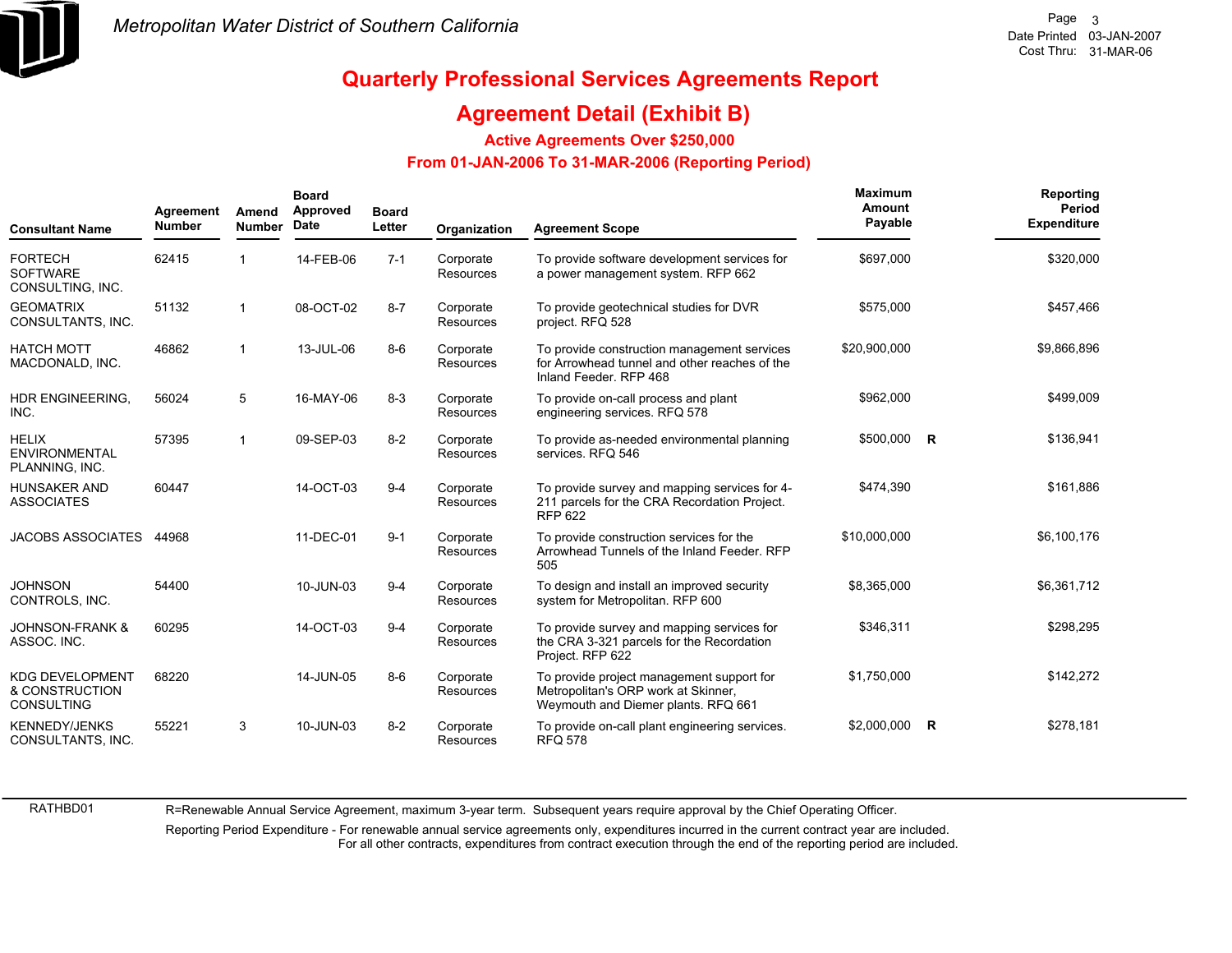Metropolitan Water District of Southern California

Date Printed 03-JAN-2007
Cost Thru: 31-MAR-06

# Quarterly Professional Services Agreements Report

## Agreement Detail (Exhibit B)

### Active Agreements Over $250,000

### From 01-JAN-2006 To 31-MAR-2006 (Reporting Period)

| Consultant Name | Agreement Number | Amend Number | Board Approved Date | Board Letter | Organization | Agreement Scope | Maximum Amount Payable | | Reporting Period Expenditure |
|---|---|---|---|---|---|---|---|---|---|
| FORTECH SOFTWARE CONSULTING, INC. | 62415 | 1 | 14-FEB-06 | 7-1 | Corporate Resources | To provide software development services for a power management system. RFP 662 | $697,000 | | $320,000 |
| GEOMATRIX CONSULTANTS, INC. | 51132 | 1 | 08-OCT-02 | 8-7 | Corporate Resources | To provide geotechnical studies for DVR project. RFQ 528 | $575,000 | | $457,466 |
| HATCH MOTT MACDONALD, INC. | 46862 | 1 | 13-JUL-06 | 8-6 | Corporate Resources | To provide construction management services for Arrowhead tunnel and other reaches of the Inland Feeder. RFP 468 | $20,900,000 | | $9,866,896 |
| HDR ENGINEERING, INC. | 56024 | 5 | 16-MAY-06 | 8-3 | Corporate Resources | To provide on-call process and plant engineering services. RFQ 578 | $962,000 | | $499,009 |
| HELIX ENVIRONMENTAL PLANNING, INC. | 57395 | 1 | 09-SEP-03 | 8-2 | Corporate Resources | To provide as-needed environmental planning services. RFQ 546 | $500,000 | R | $136,941 |
| HUNSAKER AND ASSOCIATES | 60447 | | 14-OCT-03 | 9-4 | Corporate Resources | To provide survey and mapping services for 4-211 parcels for the CRA Recordation Project. RFP 622 | $474,390 | | $161,886 |
| JACOBS ASSOCIATES | 44968 | | 11-DEC-01 | 9-1 | Corporate Resources | To provide construction services for the Arrowhead Tunnels of the Inland Feeder. RFP 505 | $10,000,000 | | $6,100,176 |
| JOHNSON CONTROLS, INC. | 54400 | | 10-JUN-03 | 9-4 | Corporate Resources | To design and install an improved security system for Metropolitan. RFP 600 | $8,365,000 | | $6,361,712 |
| JOHNSON-FRANK & ASSOC. INC. | 60295 | | 14-OCT-03 | 9-4 | Corporate Resources | To provide survey and mapping services for the CRA 3-321 parcels for the Recordation Project. RFP 622 | $346,311 | | $298,295 |
| KDG DEVELOPMENT & CONSTRUCTION CONSULTING | 68220 | | 14-JUN-05 | 8-6 | Corporate Resources | To provide project management support for Metropolitan's ORP work at Skinner, Weymouth and Diemer plants. RFQ 661 | $1,750,000 | | $142,272 |
| KENNEDY/JENKS CONSULTANTS, INC. | 55221 | 3 | 10-JUN-03 | 8-2 | Corporate Resources | To provide on-call plant engineering services. RFQ 578 | $2,000,000 | R | $278,181 |

RATHBD01

R=Renewable Annual Service Agreement, maximum 3-year term. Subsequent years require approval by the Chief Operating Officer.

Reporting Period Expenditure - For renewable annual service agreements only, expenditures incurred in the current contract year are included. For all other contracts, expenditures from contract execution through the end of the reporting period are included.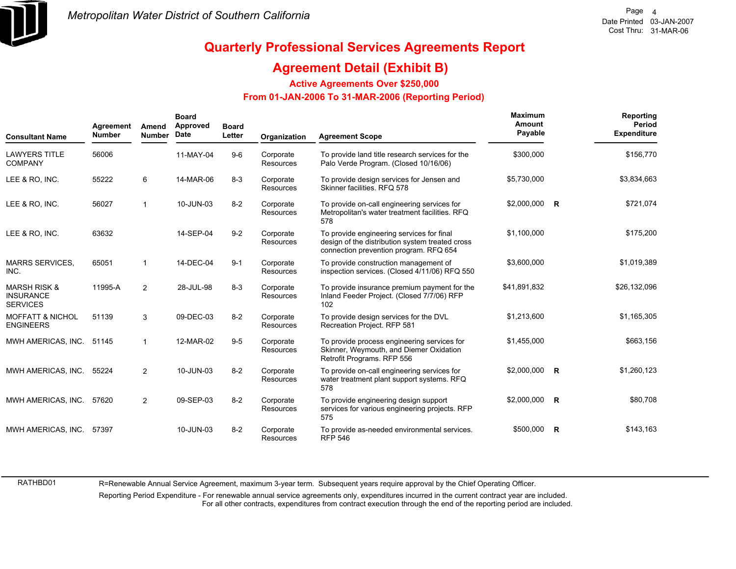# Metropolitan Water District of Southern California

Date Printed 03-JAN-2007
Cost Thru: 31-MAR-06

## Quarterly Professional Services Agreements Report

## Agreement Detail (Exhibit B)

### Active Agreements Over $250,000

### From 01-JAN-2006 To 31-MAR-2006 (Reporting Period)

| Consultant Name | Agreement Number | Amend Number | Board Approved Date | Board Letter | Organization | Agreement Scope | Maximum Amount Payable | | Reporting Period Expenditure |
|---|---|---|---|---|---|---|---|---|---|
| LAWYERS TITLE COMPANY | 56006 | | 11-MAY-04 | 9-6 | Corporate Resources | To provide land title research services for the Palo Verde Program. (Closed 10/16/06) | $300,000 | | $156,770 |
| LEE & RO, INC. | 55222 | 6 | 14-MAR-06 | 8-3 | Corporate Resources | To provide design services for Jensen and Skinner facilities. RFQ 578 | $5,730,000 | | $3,834,663 |
| LEE & RO, INC. | 56027 | 1 | 10-JUN-03 | 8-2 | Corporate Resources | To provide on-call engineering services for Metropolitan's water treatment facilities. RFQ 578 | $2,000,000 | R | $721,074 |
| LEE & RO, INC. | 63632 | | 14-SEP-04 | 9-2 | Corporate Resources | To provide engineering services for final design of the distribution system treated cross connection prevention program. RFQ 654 | $1,100,000 | | $175,200 |
| MARRS SERVICES, INC. | 65051 | 1 | 14-DEC-04 | 9-1 | Corporate Resources | To provide construction management of inspection services. (Closed 4/11/06) RFQ 550 | $3,600,000 | | $1,019,389 |
| MARSH RISK & INSURANCE SERVICES | 11995-A | 2 | 28-JUL-98 | 8-3 | Corporate Resources | To provide insurance premium payment for the Inland Feeder Project. (Closed 7/7/06) RFP 102 | $41,891,832 | | $26,132,096 |
| MOFFATT & NICHOL ENGINEERS | 51139 | 3 | 09-DEC-03 | 8-2 | Corporate Resources | To provide design services for the DVL Recreation Project. RFP 581 | $1,213,600 | | $1,165,305 |
| MWH AMERICAS, INC. | 51145 | 1 | 12-MAR-02 | 9-5 | Corporate Resources | To provide process engineering services for Skinner, Weymouth, and Diemer Oxidation Retrofit Programs. RFP 556 | $1,455,000 | | $663,156 |
| MWH AMERICAS, INC. | 55224 | 2 | 10-JUN-03 | 8-2 | Corporate Resources | To provide on-call engineering services for water treatment plant support systems. RFQ 578 | $2,000,000 | R | $1,260,123 |
| MWH AMERICAS, INC. | 57620 | 2 | 09-SEP-03 | 8-2 | Corporate Resources | To provide engineering design support services for various engineering projects. RFP 575 | $2,000,000 | R | $80,708 |
| MWH AMERICAS, INC. | 57397 | | 10-JUN-03 | 8-2 | Corporate Resources | To provide as-needed environmental services. RFP 546 | $500,000 | R | $143,163 |

RATHBD01

R=Renewable Annual Service Agreement, maximum 3-year term. Subsequent years require approval by the Chief Operating Officer.

Reporting Period Expenditure - For renewable annual service agreements only, expenditures incurred in the current contract year are included. For all other contracts, expenditures from contract execution through the end of the reporting period are included.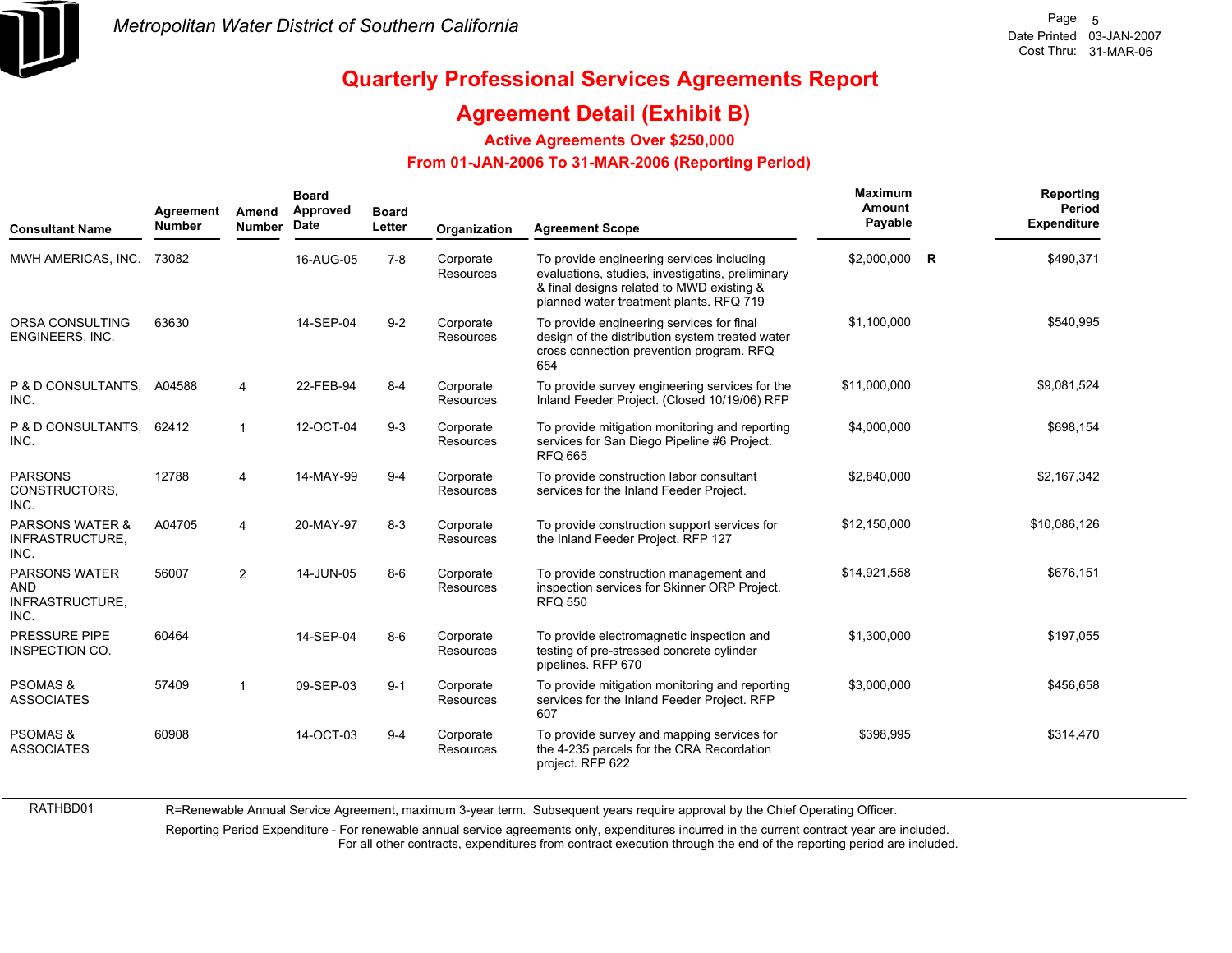# Quarterly Professional Services Agreements Report

## Agreement Detail (Exhibit B)

### Active Agreements Over $250,000

### From 01-JAN-2006 To 31-MAR-2006 (Reporting Period)

| Consultant Name | Agreement Number | Amend Number | Board Approved Date | Board Letter | Organization | Agreement Scope | Maximum Amount Payable | | Reporting Period Expenditure |
|---|---|---|---|---|---|---|---|---|---|
| MWH AMERICAS, INC. | 73082 | | 16-AUG-05 | 7-8 | Corporate Resources | To provide engineering services including evaluations, studies, investigatins, preliminary & final designs related to MWD existing & planned water treatment plants. RFQ 719 | $2,000,000 | R | $490,371 |
| ORSA CONSULTING ENGINEERS, INC. | 63630 | | 14-SEP-04 | 9-2 | Corporate Resources | To provide engineering services for final design of the distribution system treated water cross connection prevention program. RFQ 654 | $1,100,000 | | $540,995 |
| P & D CONSULTANTS, INC. | A04588 | 4 | 22-FEB-94 | 8-4 | Corporate Resources | To provide survey engineering services for the Inland Feeder Project. (Closed 10/19/06) RFP | $11,000,000 | | $9,081,524 |
| P & D CONSULTANTS, INC. | 62412 | 1 | 12-OCT-04 | 9-3 | Corporate Resources | To provide mitigation monitoring and reporting services for San Diego Pipeline #6 Project. RFQ 665 | $4,000,000 | | $698,154 |
| PARSONS CONSTRUCTORS, INC. | 12788 | 4 | 14-MAY-99 | 9-4 | Corporate Resources | To provide construction labor consultant services for the Inland Feeder Project. | $2,840,000 | | $2,167,342 |
| PARSONS WATER & INFRASTRUCTURE, INC. | A04705 | 4 | 20-MAY-97 | 8-3 | Corporate Resources | To provide construction support services for the Inland Feeder Project. RFP 127 | $12,150,000 | | $10,086,126 |
| PARSONS WATER AND INFRASTRUCTURE, INC. | 56007 | 2 | 14-JUN-05 | 8-6 | Corporate Resources | To provide construction management and inspection services for Skinner ORP Project. RFQ 550 | $14,921,558 | | $676,151 |
| PRESSURE PIPE INSPECTION CO. | 60464 | | 14-SEP-04 | 8-6 | Corporate Resources | To provide electromagnetic inspection and testing of pre-stressed concrete cylinder pipelines. RFP 670 | $1,300,000 | | $197,055 |
| PSOMAS & ASSOCIATES | 57409 | 1 | 09-SEP-03 | 9-1 | Corporate Resources | To provide mitigation monitoring and reporting services for the Inland Feeder Project. RFP 607 | $3,000,000 | | $456,658 |
| PSOMAS & ASSOCIATES | 60908 | | 14-OCT-03 | 9-4 | Corporate Resources | To provide survey and mapping services for the 4-235 parcels for the CRA Recordation project. RFP 622 | $398,995 | | $314,470 |

RATHBD01

R=Renewable Annual Service Agreement, maximum 3-year term. Subsequent years require approval by the Chief Operating Officer.

Reporting Period Expenditure - For renewable annual service agreements only, expenditures incurred in the current contract year are included. For all other contracts, expenditures from contract execution through the end of the reporting period are included.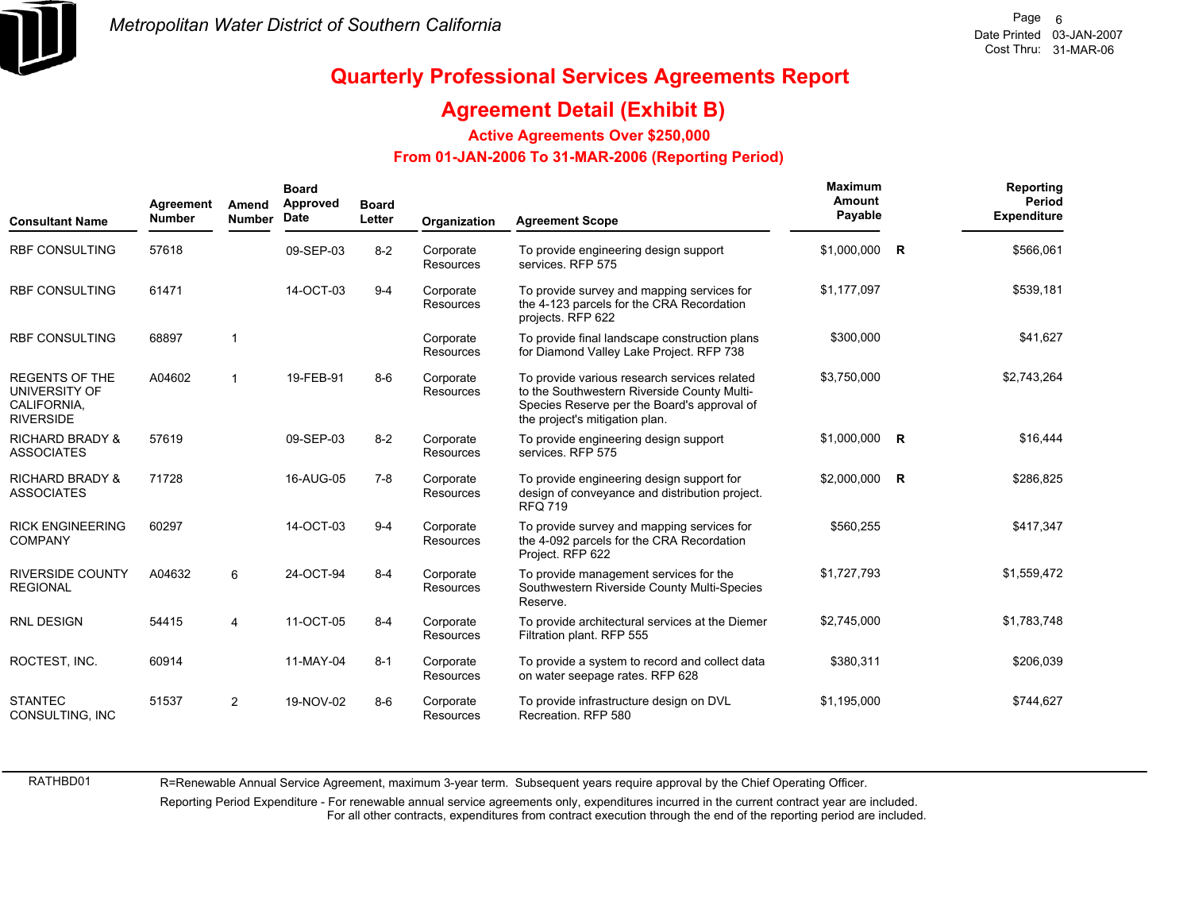Metropolitan Water District of Southern California

# Quarterly Professional Services Agreements Report

## Agreement Detail (Exhibit B)

### Active Agreements Over $250,000

### From 01-JAN-2006 To 31-MAR-2006 (Reporting Period)

| Consultant Name | Agreement Number | Amend Number | Board Approved Date | Board Letter | Organization | Agreement Scope | Maximum Amount Payable | | Reporting Period Expenditure |
|---|---|---|---|---|---|---|---|---|---|
| RBF CONSULTING | 57618 | | 09-SEP-03 | 8-2 | Corporate Resources | To provide engineering design support services. RFP 575 | $1,000,000 | R | $566,061 |
| RBF CONSULTING | 61471 | | 14-OCT-03 | 9-4 | Corporate Resources | To provide survey and mapping services for the 4-123 parcels for the CRA Recordation projects. RFP 622 | $1,177,097 | | $539,181 |
| RBF CONSULTING | 68897 | 1 | | | Corporate Resources | To provide final landscape construction plans for Diamond Valley Lake Project. RFP 738 | $300,000 | | $41,627 |
| REGENTS OF THE UNIVERSITY OF CALIFORNIA, RIVERSIDE | A04602 | 1 | 19-FEB-91 | 8-6 | Corporate Resources | To provide various research services related to the Southwestern Riverside County Multi-Species Reserve per the Board's approval of the project's mitigation plan. | $3,750,000 | | $2,743,264 |
| RICHARD BRADY & ASSOCIATES | 57619 | | 09-SEP-03 | 8-2 | Corporate Resources | To provide engineering design support services. RFP 575 | $1,000,000 | R | $16,444 |
| RICHARD BRADY & ASSOCIATES | 71728 | | 16-AUG-05 | 7-8 | Corporate Resources | To provide engineering design support for design of conveyance and distribution project. RFQ 719 | $2,000,000 | R | $286,825 |
| RICK ENGINEERING COMPANY | 60297 | | 14-OCT-03 | 9-4 | Corporate Resources | To provide survey and mapping services for the 4-092 parcels for the CRA Recordation Project. RFP 622 | $560,255 | | $417,347 |
| RIVERSIDE COUNTY REGIONAL | A04632 | 6 | 24-OCT-94 | 8-4 | Corporate Resources | To provide management services for the Southwestern Riverside County Multi-Species Reserve. | $1,727,793 | | $1,559,472 |
| RNL DESIGN | 54415 | 4 | 11-OCT-05 | 8-4 | Corporate Resources | To provide architectural services at the Diemer Filtration plant. RFP 555 | $2,745,000 | | $1,783,748 |
| ROCTEST, INC. | 60914 | | 11-MAY-04 | 8-1 | Corporate Resources | To provide a system to record and collect data on water seepage rates. RFP 628 | $380,311 | | $206,039 |
| STANTEC CONSULTING, INC | 51537 | 2 | 19-NOV-02 | 8-6 | Corporate Resources | To provide infrastructure design on DVL Recreation. RFP 580 | $1,195,000 | | $744,627 |

RATHBD01

R=Renewable Annual Service Agreement, maximum 3-year term. Subsequent years require approval by the Chief Operating Officer.

Reporting Period Expenditure - For renewable annual service agreements only, expenditures incurred in the current contract year are included. For all other contracts, expenditures from contract execution through the end of the reporting period are included.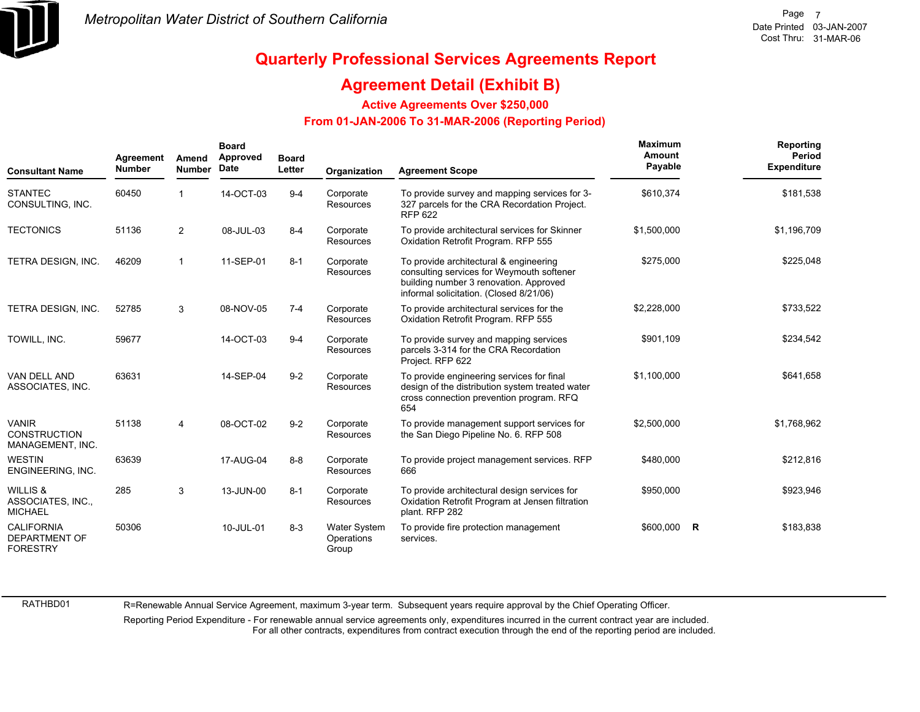# Quarterly Professional Services Agreements Report

## Agreement Detail (Exhibit B)

### Active Agreements Over $250,000

### From 01-JAN-2006 To 31-MAR-2006 (Reporting Period)

| Consultant Name | Agreement Number | Amend Number | Board Approved Date | Board Letter | Organization | Agreement Scope | Maximum Amount Payable | | Reporting Period Expenditure |
|---|---|---|---|---|---|---|---|---|---|
| STANTEC CONSULTING, INC. | 60450 | 1 | 14-OCT-03 | 9-4 | Corporate Resources | To provide survey and mapping services for 3-327 parcels for the CRA Recordation Project. RFP 622 | $610,374 | | $181,538 |
| TECTONICS | 51136 | 2 | 08-JUL-03 | 8-4 | Corporate Resources | To provide architectural services for Skinner Oxidation Retrofit Program. RFP 555 | $1,500,000 | | $1,196,709 |
| TETRA DESIGN, INC. | 46209 | 1 | 11-SEP-01 | 8-1 | Corporate Resources | To provide architectural & engineering consulting services for Weymouth softener building number 3 renovation. Approved informal solicitation. (Closed 8/21/06) | $275,000 | | $225,048 |
| TETRA DESIGN, INC. | 52785 | 3 | 08-NOV-05 | 7-4 | Corporate Resources | To provide architectural services for the Oxidation Retrofit Program. RFP 555 | $2,228,000 | | $733,522 |
| TOWILL, INC. | 59677 | | 14-OCT-03 | 9-4 | Corporate Resources | To provide survey and mapping services parcels 3-314 for the CRA Recordation Project. RFP 622 | $901,109 | | $234,542 |
| VAN DELL AND ASSOCIATES, INC. | 63631 | | 14-SEP-04 | 9-2 | Corporate Resources | To provide engineering services for final design of the distribution system treated water cross connection prevention program. RFQ 654 | $1,100,000 | | $641,658 |
| VANIR CONSTRUCTION MANAGEMENT, INC. | 51138 | 4 | 08-OCT-02 | 9-2 | Corporate Resources | To provide management support services for the San Diego Pipeline No. 6. RFP 508 | $2,500,000 | | $1,768,962 |
| WESTIN ENGINEERING, INC. | 63639 | | 17-AUG-04 | 8-8 | Corporate Resources | To provide project management services. RFP 666 | $480,000 | | $212,816 |
| WILLIS & ASSOCIATES, INC., MICHAEL | 285 | 3 | 13-JUN-00 | 8-1 | Corporate Resources | To provide architectural design services for Oxidation Retrofit Program at Jensen filtration plant. RFP 282 | $950,000 | | $923,946 |
| CALIFORNIA DEPARTMENT OF FORESTRY | 50306 | | 10-JUL-01 | 8-3 | Water System Operations Group | To provide fire protection management services. | $600,000 | R | $183,838 |

RATHBD01

R=Renewable Annual Service Agreement, maximum 3-year term. Subsequent years require approval by the Chief Operating Officer.

Reporting Period Expenditure - For renewable annual service agreements only, expenditures incurred in the current contract year are included. For all other contracts, expenditures from contract execution through the end of the reporting period are included.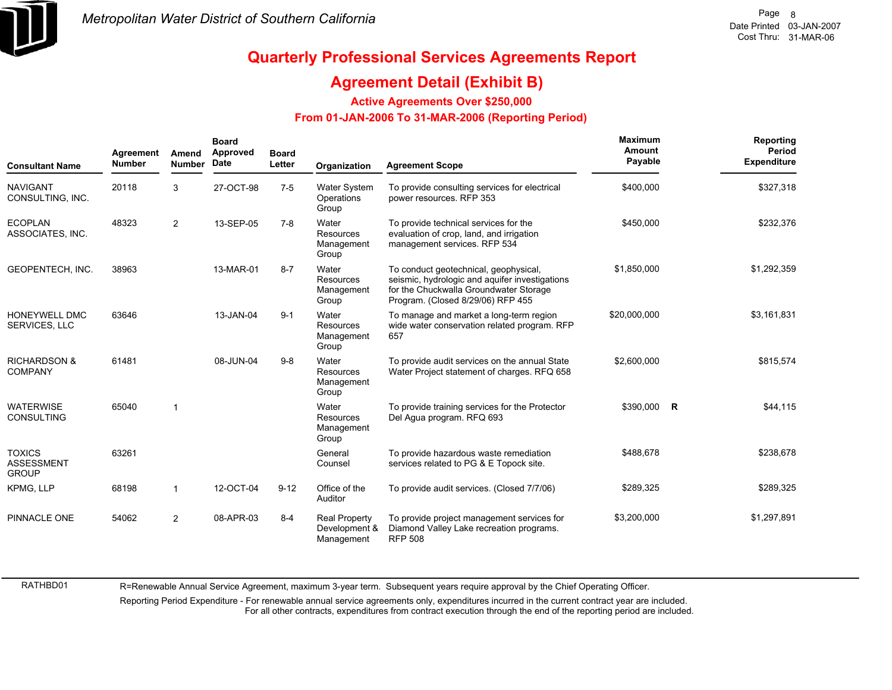# Quarterly Professional Services Agreements Report

## Agreement Detail (Exhibit B)

### Active Agreements Over $250,000

### From 01-JAN-2006 To 31-MAR-2006 (Reporting Period)

| Consultant Name | Agreement Number | Amend Number | Board Approved Date | Board Letter | Organization | Agreement Scope | Maximum Amount Payable | | Reporting Period Expenditure |
|---|---|---|---|---|---|---|---|---|---|
| NAVIGANT CONSULTING, INC. | 20118 | 3 | 27-OCT-98 | 7-5 | Water System Operations Group | To provide consulting services for electrical power resources. RFP 353 | $400,000 | | $327,318 |
| ECOPLAN ASSOCIATES, INC. | 48323 | 2 | 13-SEP-05 | 7-8 | Water Resources Management Group | To provide technical services for the evaluation of crop, land, and irrigation management services. RFP 534 | $450,000 | | $232,376 |
| GEOPENTECH, INC. | 38963 | | 13-MAR-01 | 8-7 | Water Resources Management Group | To conduct geotechnical, geophysical, seismic, hydrologic and aquifer investigations for the Chuckwalla Groundwater Storage Program. (Closed 8/29/06) RFP 455 | $1,850,000 | | $1,292,359 |
| HONEYWELL DMC SERVICES, LLC | 63646 | | 13-JAN-04 | 9-1 | Water Resources Management Group | To manage and market a long-term region wide water conservation related program. RFP 657 | $20,000,000 | | $3,161,831 |
| RICHARDSON & COMPANY | 61481 | | 08-JUN-04 | 9-8 | Water Resources Management Group | To provide audit services on the annual State Water Project statement of charges. RFQ 658 | $2,600,000 | | $815,574 |
| WATERWISE CONSULTING | 65040 | 1 | | | Water Resources Management Group | To provide training services for the Protector Del Agua program. RFQ 693 | $390,000 | R | $44,115 |
| TOXICS ASSESSMENT GROUP | 63261 | | | | General Counsel | To provide hazardous waste remediation services related to PG & E Topock site. | $488,678 | | $238,678 |
| KPMG, LLP | 68198 | 1 | 12-OCT-04 | 9-12 | Office of the Auditor | To provide audit services. (Closed 7/7/06) | $289,325 | | $289,325 |
| PINNACLE ONE | 54062 | 2 | 08-APR-03 | 8-4 | Real Property Development & Management | To provide project management services for Diamond Valley Lake recreation programs. RFP 508 | $3,200,000 | | $1,297,891 |

RATHBD01

R=Renewable Annual Service Agreement, maximum 3-year term. Subsequent years require approval by the Chief Operating Officer.

Reporting Period Expenditure - For renewable annual service agreements only, expenditures incurred in the current contract year are included. For all other contracts, expenditures from contract execution through the end of the reporting period are included.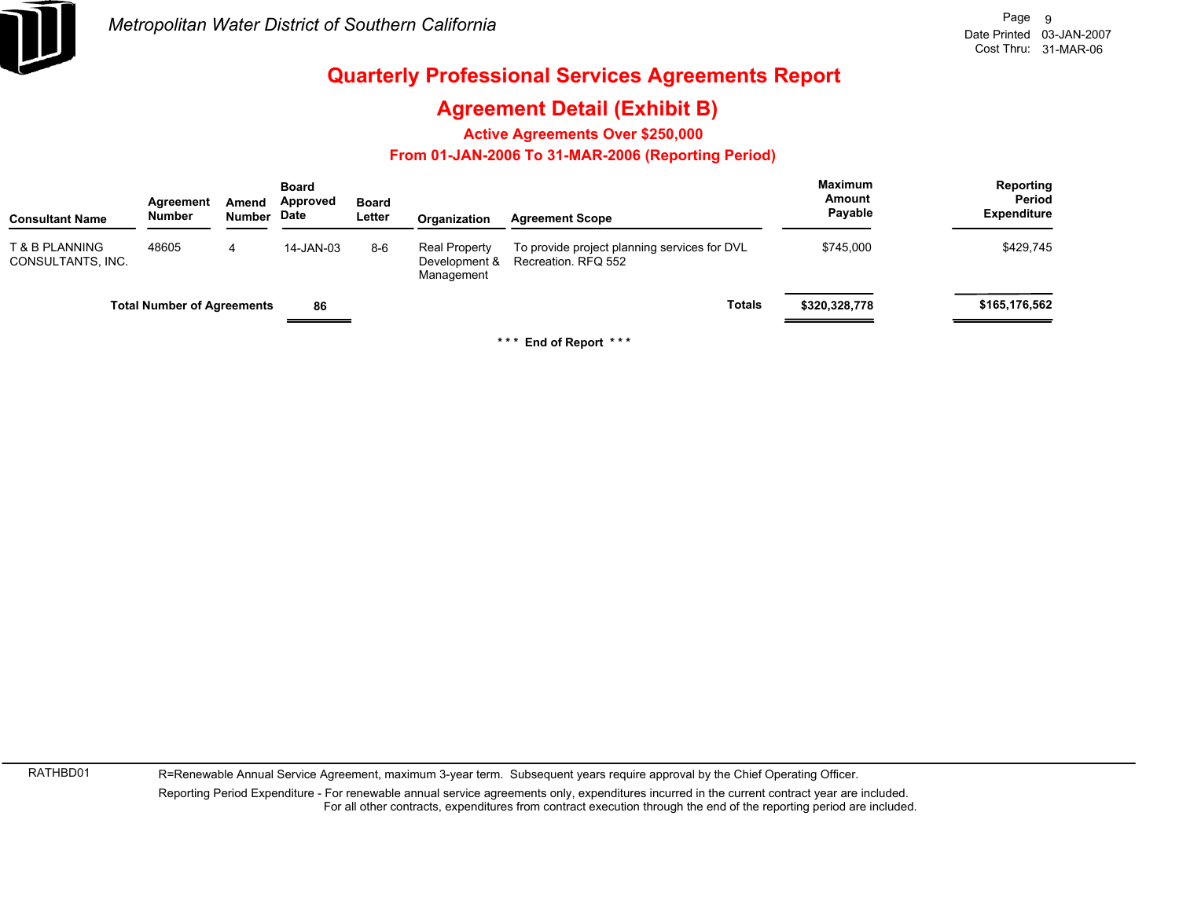Metropolitan Water District of Southern California

Date Printed 03-JAN-2007
Cost Thru: 31-MAR-06

# Quarterly Professional Services Agreements Report

## Agreement Detail (Exhibit B)

### Active Agreements Over $250,000

### From 01-JAN-2006 To 31-MAR-2006 (Reporting Period)

| Consultant Name | Agreement Number | Amend Number | Board Approved Date | Board Letter | Organization | Agreement Scope | Maximum Amount Payable | Reporting Period Expenditure |
|---|---|---|---|---|---|---|---|---|
| T & B PLANNING CONSULTANTS, INC. | 48605 | 4 | 14-JAN-03 | 8-6 | Real Property Development & Management | To provide project planning services for DVL Recreation. RFQ 552 | $745,000 | $429,745 |
| **Total Number of Agreements** | | | **86** | | | **Totals** | **$320,328,778** | **$165,176,562** |

**\*\*\* End of Report \*\*\***

RATHBD01 R=Renewable Annual Service Agreement, maximum 3-year term. Subsequent years require approval by the Chief Operating Officer.

Reporting Period Expenditure - For renewable annual service agreements only, expenditures incurred in the current contract year are included.
For all other contracts, expenditures from contract execution through the end of the reporting period are included.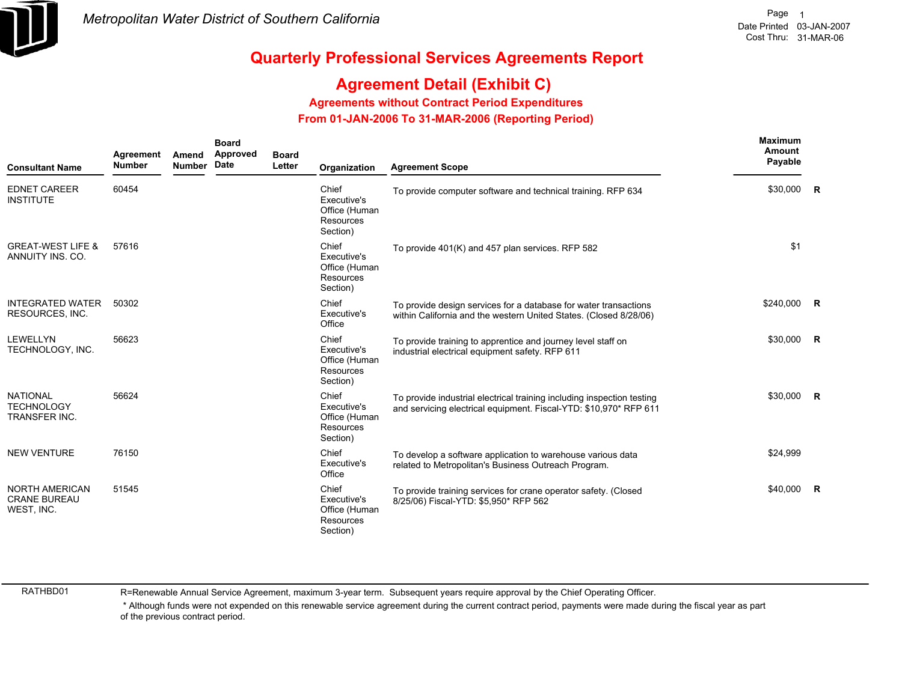Metropolitan Water District of Southern California

Date Printed 03-JAN-2007
Cost Thru: 31-MAR-06

# Quarterly Professional Services Agreements Report

## Agreement Detail (Exhibit C)

### Agreements without Contract Period Expenditures

### From 01-JAN-2006 To 31-MAR-2006 (Reporting Period)

| Consultant Name | Agreement Number | Amend Number | Board Approved Date | Board Letter | Organization | Agreement Scope | Maximum Amount Payable | |
|---|---|---|---|---|---|---|---|---|
| EDNET CAREER INSTITUTE | 60454 | | | | Chief Executive's Office (Human Resources Section) | To provide computer software and technical training. RFP 634 | $30,000 | R |
| GREAT-WEST LIFE & ANNUITY INS. CO. | 57616 | | | | Chief Executive's Office (Human Resources Section) | To provide 401(K) and 457 plan services. RFP 582 | $1 | |
| INTEGRATED WATER RESOURCES, INC. | 50302 | | | | Chief Executive's Office | To provide design services for a database for water transactions within California and the western United States. (Closed 8/28/06) | $240,000 | R |
| LEWELLYN TECHNOLOGY, INC. | 56623 | | | | Chief Executive's Office (Human Resources Section) | To provide training to apprentice and journey level staff on industrial electrical equipment safety. RFP 611 | $30,000 | R |
| NATIONAL TECHNOLOGY TRANSFER INC. | 56624 | | | | Chief Executive's Office (Human Resources Section) | To provide industrial electrical training including inspection testing and servicing electrical equipment. Fiscal-YTD: $10,970* RFP 611 | $30,000 | R |
| NEW VENTURE | 76150 | | | | Chief Executive's Office | To develop a software application to warehouse various data related to Metropolitan's Business Outreach Program. | $24,999 | |
| NORTH AMERICAN CRANE BUREAU WEST, INC. | 51545 | | | | Chief Executive's Office (Human Resources Section) | To provide training services for crane operator safety. (Closed 8/25/06) Fiscal-YTD: $5,950* RFP 562 | $40,000 | R |

RATHBD01

R=Renewable Annual Service Agreement, maximum 3-year term. Subsequent years require approval by the Chief Operating Officer.

* Although funds were not expended on this renewable service agreement during the current contract period, payments were made during the fiscal year as part of the previous contract period.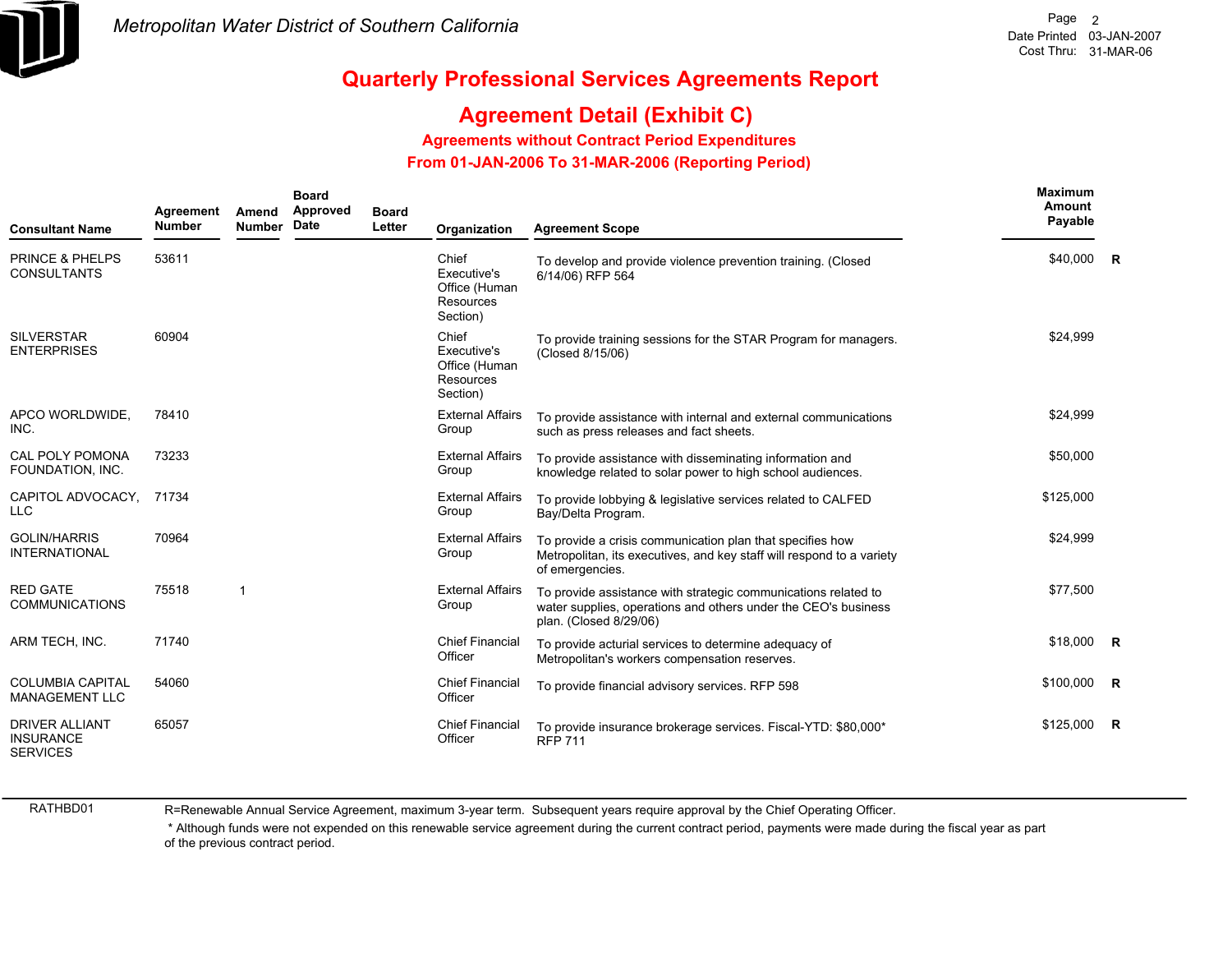Metropolitan Water District of Southern California

Date Printed 03-JAN-2007
Cost Thru: 31-MAR-06

# Quarterly Professional Services Agreements Report

## Agreement Detail (Exhibit C)

### Agreements without Contract Period Expenditures

### From 01-JAN-2006 To 31-MAR-2006 (Reporting Period)

| Consultant Name | Agreement Number | Amend Number | Board Approved Date | Board Letter | Organization | Agreement Scope | Maximum Amount Payable | |
|---|---|---|---|---|---|---|---|---|
| PRINCE & PHELPS CONSULTANTS | 53611 | | | | Chief Executive's Office (Human Resources Section) | To develop and provide violence prevention training. (Closed 6/14/06) RFP 564 | $40,000 | R |
| SILVERSTAR ENTERPRISES | 60904 | | | | Chief Executive's Office (Human Resources Section) | To provide training sessions for the STAR Program for managers. (Closed 8/15/06) | $24,999 | |
| APCO WORLDWIDE, INC. | 78410 | | | | External Affairs Group | To provide assistance with internal and external communications such as press releases and fact sheets. | $24,999 | |
| CAL POLY POMONA FOUNDATION, INC. | 73233 | | | | External Affairs Group | To provide assistance with disseminating information and knowledge related to solar power to high school audiences. | $50,000 | |
| CAPITOL ADVOCACY, LLC | 71734 | | | | External Affairs Group | To provide lobbying & legislative services related to CALFED Bay/Delta Program. | $125,000 | |
| GOLIN/HARRIS INTERNATIONAL | 70964 | | | | External Affairs Group | To provide a crisis communication plan that specifies how Metropolitan, its executives, and key staff will respond to a variety of emergencies. | $24,999 | |
| RED GATE COMMUNICATIONS | 75518 | 1 | | | External Affairs Group | To provide assistance with strategic communications related to water supplies, operations and others under the CEO's business plan. (Closed 8/29/06) | $77,500 | |
| ARM TECH, INC. | 71740 | | | | Chief Financial Officer | To provide acturial services to determine adequacy of Metropolitan's workers compensation reserves. | $18,000 | R |
| COLUMBIA CAPITAL MANAGEMENT LLC | 54060 | | | | Chief Financial Officer | To provide financial advisory services. RFP 598 | $100,000 | R |
| DRIVER ALLIANT INSURANCE SERVICES | 65057 | | | | Chief Financial Officer | To provide insurance brokerage services. Fiscal-YTD: $80,000* RFP 711 | $125,000 | R |

RATHBD01

R=Renewable Annual Service Agreement, maximum 3-year term. Subsequent years require approval by the Chief Operating Officer.

* Although funds were not expended on this renewable service agreement during the current contract period, payments were made during the fiscal year as part of the previous contract period.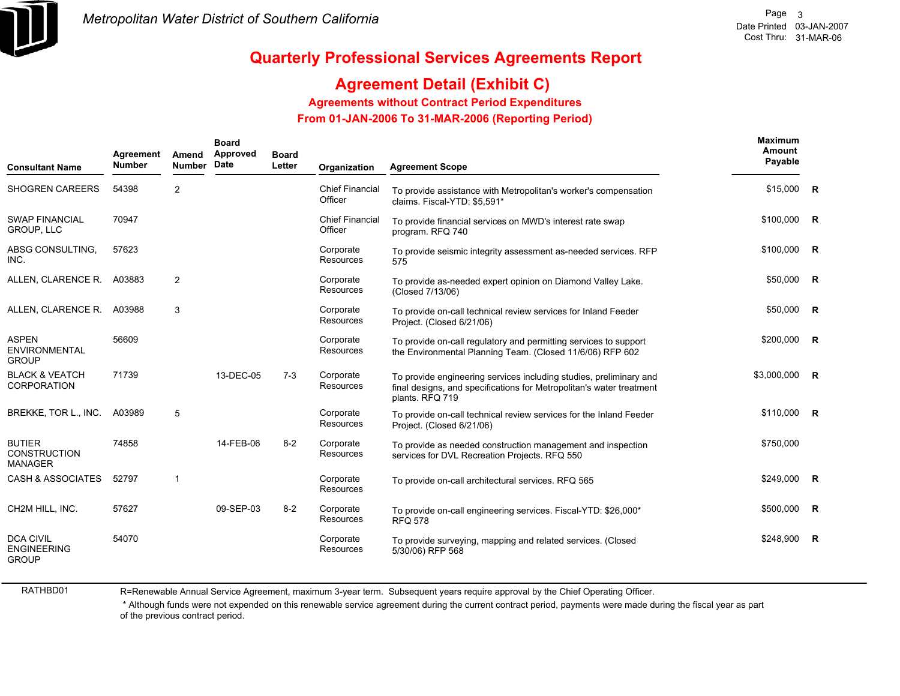Metropolitan Water District of Southern California

Date Printed 03-JAN-2007
Cost Thru: 31-MAR-06

# Quarterly Professional Services Agreements Report

## Agreement Detail (Exhibit C)

### Agreements without Contract Period Expenditures

### From 01-JAN-2006 To 31-MAR-2006 (Reporting Period)

| Consultant Name | Agreement Number | Amend Number | Board Approved Date | Board Letter | Organization | Agreement Scope | Maximum Amount Payable | |
|---|---|---|---|---|---|---|---|---|
| SHOGREN CAREERS | 54398 | 2 | | | Chief Financial Officer | To provide assistance with Metropolitan's worker's compensation claims. Fiscal-YTD: $5,591* | $15,000 | R |
| SWAP FINANCIAL GROUP, LLC | 70947 | | | | Chief Financial Officer | To provide financial services on MWD's interest rate swap program. RFQ 740 | $100,000 | R |
| ABSG CONSULTING, INC. | 57623 | | | | Corporate Resources | To provide seismic integrity assessment as-needed services. RFP 575 | $100,000 | R |
| ALLEN, CLARENCE R. | A03883 | 2 | | | Corporate Resources | To provide as-needed expert opinion on Diamond Valley Lake. (Closed 7/13/06) | $50,000 | R |
| ALLEN, CLARENCE R. | A03988 | 3 | | | Corporate Resources | To provide on-call technical review services for Inland Feeder Project. (Closed 6/21/06) | $50,000 | R |
| ASPEN ENVIRONMENTAL GROUP | 56609 | | | | Corporate Resources | To provide on-call regulatory and permitting services to support the Environmental Planning Team. (Closed 11/6/06) RFP 602 | $200,000 | R |
| BLACK & VEATCH CORPORATION | 71739 | | 13-DEC-05 | 7-3 | Corporate Resources | To provide engineering services including studies, preliminary and final designs, and specifications for Metropolitan's water treatment plants. RFQ 719 | $3,000,000 | R |
| BREKKE, TOR L., INC. | A03989 | 5 | | | Corporate Resources | To provide on-call technical review services for the Inland Feeder Project. (Closed 6/21/06) | $110,000 | R |
| BUTIER CONSTRUCTION MANAGER | 74858 | | 14-FEB-06 | 8-2 | Corporate Resources | To provide as needed construction management and inspection services for DVL Recreation Projects. RFQ 550 | $750,000 | |
| CASH & ASSOCIATES | 52797 | 1 | | | Corporate Resources | To provide on-call architectural services. RFQ 565 | $249,000 | R |
| CH2M HILL, INC. | 57627 | | 09-SEP-03 | 8-2 | Corporate Resources | To provide on-call engineering services. Fiscal-YTD: $26,000* RFQ 578 | $500,000 | R |
| DCA CIVIL ENGINEERING GROUP | 54070 | | | | Corporate Resources | To provide surveying, mapping and related services. (Closed 5/30/06) RFP 568 | $248,900 | R |

RATHBD01

R=Renewable Annual Service Agreement, maximum 3-year term. Subsequent years require approval by the Chief Operating Officer.

* Although funds were not expended on this renewable service agreement during the current contract period, payments were made during the fiscal year as part of the previous contract period.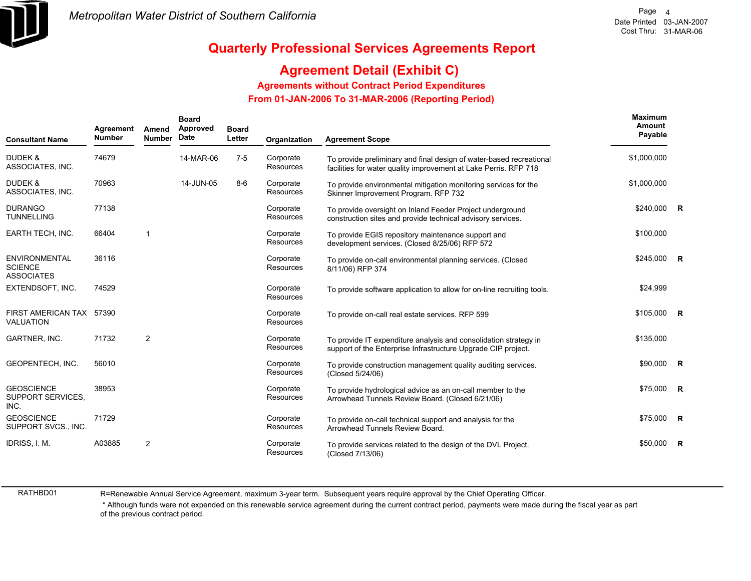# Quarterly Professional Services Agreements Report

## Agreement Detail (Exhibit C)

### Agreements without Contract Period Expenditures

### From 01-JAN-2006 To 31-MAR-2006 (Reporting Period)

| Consultant Name | Agreement Number | Amend Number | Board Approved Date | Board Letter | Organization | Agreement Scope | Maximum Amount Payable | |
|---|---|---|---|---|---|---|---|---|
| DUDEK & ASSOCIATES, INC. | 74679 | | 14-MAR-06 | 7-5 | Corporate Resources | To provide preliminary and final design of water-based recreational facilities for water quality improvement at Lake Perris. RFP 718 | $1,000,000 | |
| DUDEK & ASSOCIATES, INC. | 70963 | | 14-JUN-05 | 8-6 | Corporate Resources | To provide environmental mitigation monitoring services for the Skinner Improvement Program. RFP 732 | $1,000,000 | |
| DURANGO TUNNELLING | 77138 | | | | Corporate Resources | To provide oversight on Inland Feeder Project underground construction sites and provide technical advisory services. | $240,000 | R |
| EARTH TECH, INC. | 66404 | 1 | | | Corporate Resources | To provide EGIS repository maintenance support and development services. (Closed 8/25/06) RFP 572 | $100,000 | |
| ENVIRONMENTAL SCIENCE ASSOCIATES | 36116 | | | | Corporate Resources | To provide on-call environmental planning services. (Closed 8/11/06) RFP 374 | $245,000 | R |
| EXTENDSOFT, INC. | 74529 | | | | Corporate Resources | To provide software application to allow for on-line recruiting tools. | $24,999 | |
| FIRST AMERICAN TAX VALUATION | 57390 | | | | Corporate Resources | To provide on-call real estate services. RFP 599 | $105,000 | R |
| GARTNER, INC. | 71732 | 2 | | | Corporate Resources | To provide IT expenditure analysis and consolidation strategy in support of the Enterprise Infrastructure Upgrade CIP project. | $135,000 | |
| GEOPENTECH, INC. | 56010 | | | | Corporate Resources | To provide construction management quality auditing services. (Closed 5/24/06) | $90,000 | R |
| GEOSCIENCE SUPPORT SERVICES, INC. | 38953 | | | | Corporate Resources | To provide hydrological advice as an on-call member to the Arrowhead Tunnels Review Board. (Closed 6/21/06) | $75,000 | R |
| GEOSCIENCE SUPPORT SVCS., INC. | 71729 | | | | Corporate Resources | To provide on-call technical support and analysis for the Arrowhead Tunnels Review Board. | $75,000 | R |
| IDRISS, I. M. | A03885 | 2 | | | Corporate Resources | To provide services related to the design of the DVL Project. (Closed 7/13/06) | $50,000 | R |

RATHBD01

R=Renewable Annual Service Agreement, maximum 3-year term. Subsequent years require approval by the Chief Operating Officer.

* Although funds were not expended on this renewable service agreement during the current contract period, payments were made during the fiscal year as part of the previous contract period.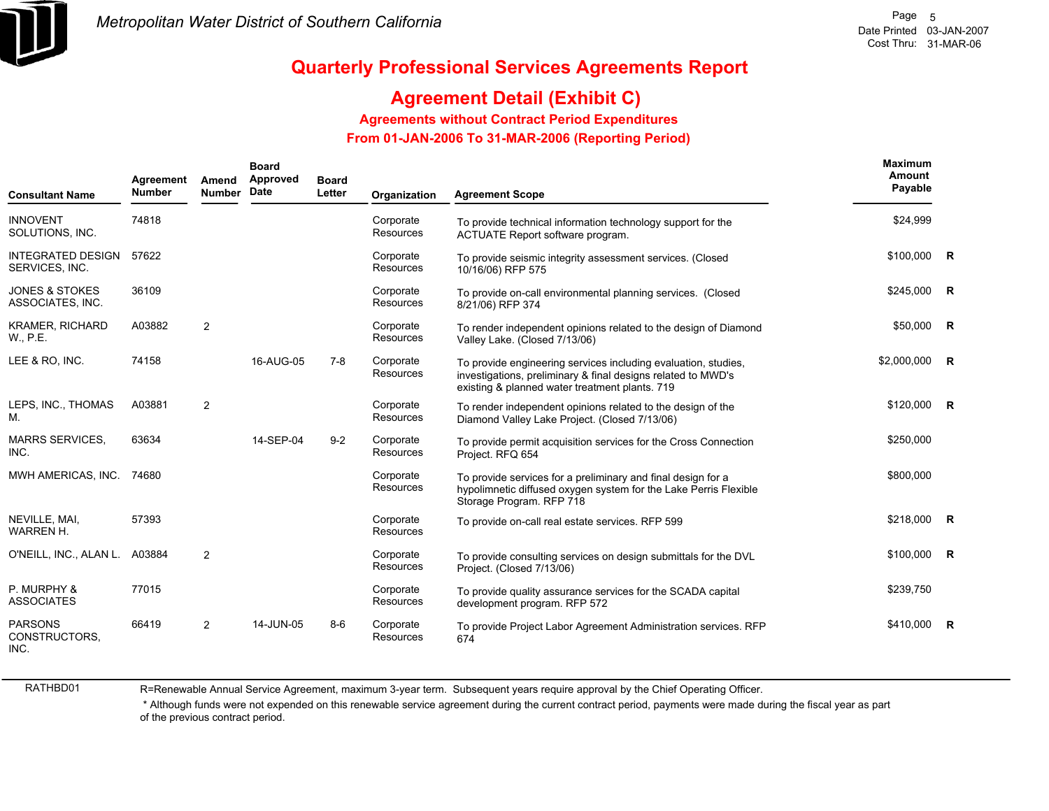# Metropolitan Water District of Southern California

Page 5
Date Printed 03-JAN-2007
Cost Thru: 31-MAR-06

## Quarterly Professional Services Agreements Report

## Agreement Detail (Exhibit C)

### Agreements without Contract Period Expenditures

### From 01-JAN-2006 To 31-MAR-2006 (Reporting Period)

| Consultant Name | Agreement Number | Amend Number | Board Approved Date | Board Letter | Organization | Agreement Scope | Maximum Amount Payable | |
|---|---|---|---|---|---|---|---|---|
| INNOVENT SOLUTIONS, INC. | 74818 | | | | Corporate Resources | To provide technical information technology support for the ACTUATE Report software program. | $24,999 | |
| INTEGRATED DESIGN SERVICES, INC. | 57622 | | | | Corporate Resources | To provide seismic integrity assessment services. (Closed 10/16/06) RFP 575 | $100,000 | R |
| JONES & STOKES ASSOCIATES, INC. | 36109 | | | | Corporate Resources | To provide on-call environmental planning services. (Closed 8/21/06) RFP 374 | $245,000 | R |
| KRAMER, RICHARD W., P.E. | A03882 | 2 | | | Corporate Resources | To render independent opinions related to the design of Diamond Valley Lake. (Closed 7/13/06) | $50,000 | R |
| LEE & RO, INC. | 74158 | | 16-AUG-05 | 7-8 | Corporate Resources | To provide engineering services including evaluation, studies, investigations, preliminary & final designs related to MWD's existing & planned water treatment plants. 719 | $2,000,000 | R |
| LEPS, INC., THOMAS M. | A03881 | 2 | | | Corporate Resources | To render independent opinions related to the design of the Diamond Valley Lake Project. (Closed 7/13/06) | $120,000 | R |
| MARRS SERVICES, INC. | 63634 | | 14-SEP-04 | 9-2 | Corporate Resources | To provide permit acquisition services for the Cross Connection Project. RFQ 654 | $250,000 | |
| MWH AMERICAS, INC. | 74680 | | | | Corporate Resources | To provide services for a preliminary and final design for a hypolimnetic diffused oxygen system for the Lake Perris Flexible Storage Program. RFP 718 | $800,000 | |
| NEVILLE, MAI, WARREN H. | 57393 | | | | Corporate Resources | To provide on-call real estate services. RFP 599 | $218,000 | R |
| O'NEILL, INC., ALAN L. | A03884 | 2 | | | Corporate Resources | To provide consulting services on design submittals for the DVL Project. (Closed 7/13/06) | $100,000 | R |
| P. MURPHY & ASSOCIATES | 77015 | | | | Corporate Resources | To provide quality assurance services for the SCADA capital development program. RFP 572 | $239,750 | |
| PARSONS CONSTRUCTORS, INC. | 66419 | 2 | 14-JUN-05 | 8-6 | Corporate Resources | To provide Project Labor Agreement Administration services. RFP 674 | $410,000 | R |

RATHBD01

R=Renewable Annual Service Agreement, maximum 3-year term. Subsequent years require approval by the Chief Operating Officer.

* Although funds were not expended on this renewable service agreement during the current contract period, payments were made during the fiscal year as part of the previous contract period.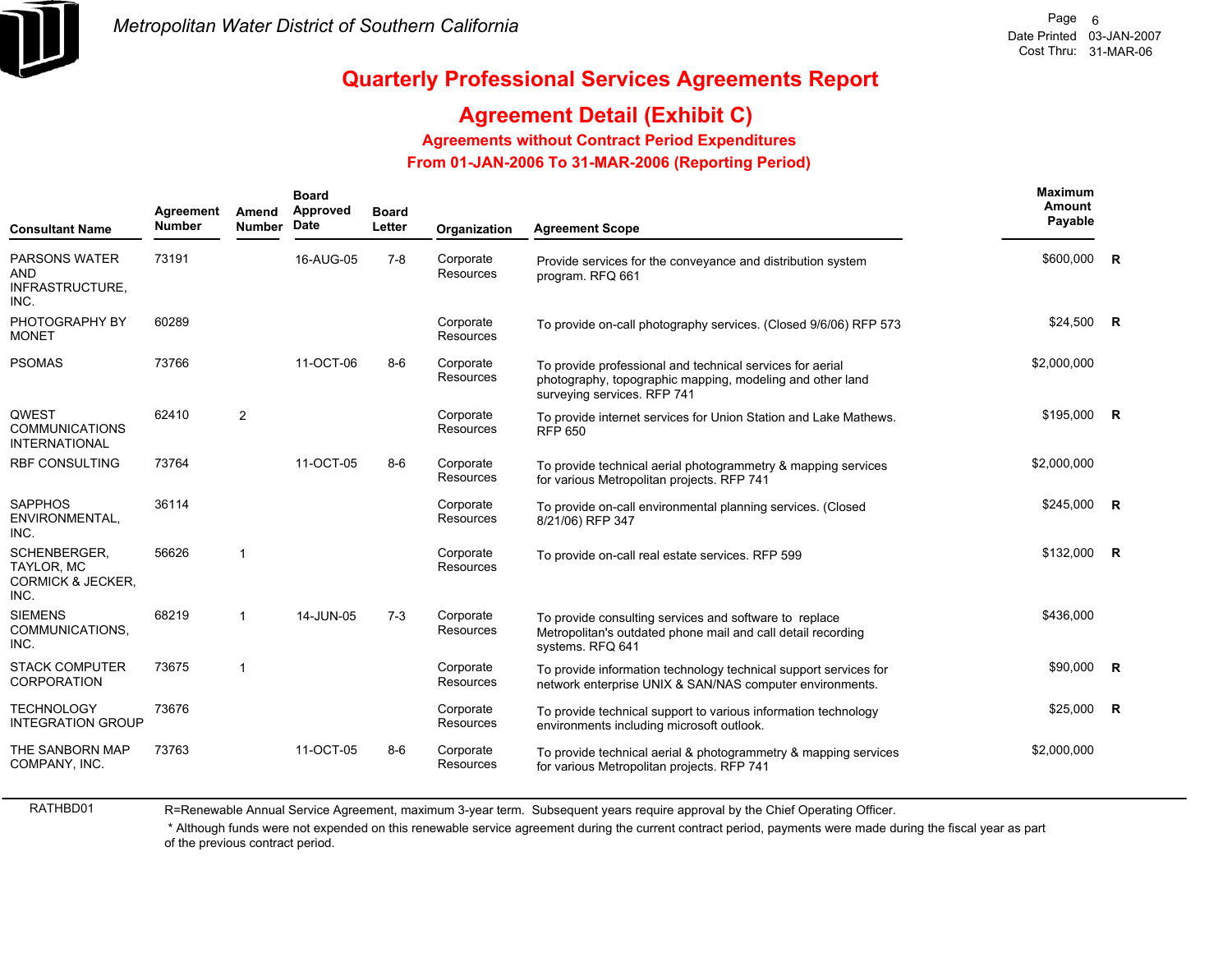# Quarterly Professional Services Agreements Report

## Agreement Detail (Exhibit C)

### Agreements without Contract Period Expenditures

### From 01-JAN-2006 To 31-MAR-2006 (Reporting Period)

| Consultant Name | Agreement Number | Amend Number | Board Approved Date | Board Letter | Organization | Agreement Scope | Maximum Amount Payable | |
|---|---|---|---|---|---|---|---|---|
| PARSONS WATER AND INFRASTRUCTURE, INC. | 73191 | | 16-AUG-05 | 7-8 | Corporate Resources | Provide services for the conveyance and distribution system program. RFQ 661 | $600,000 | R |
| PHOTOGRAPHY BY MONET | 60289 | | | | Corporate Resources | To provide on-call photography services. (Closed 9/6/06) RFP 573 | $24,500 | R |
| PSOMAS | 73766 | | 11-OCT-06 | 8-6 | Corporate Resources | To provide professional and technical services for aerial photography, topographic mapping, modeling and other land surveying services. RFP 741 | $2,000,000 | |
| QWEST COMMUNICATIONS INTERNATIONAL | 62410 | 2 | | | Corporate Resources | To provide internet services for Union Station and Lake Mathews. RFP 650 | $195,000 | R |
| RBF CONSULTING | 73764 | | 11-OCT-05 | 8-6 | Corporate Resources | To provide technical aerial photogrammetry & mapping services for various Metropolitan projects. RFP 741 | $2,000,000 | |
| SAPPHOS ENVIRONMENTAL, INC. | 36114 | | | | Corporate Resources | To provide on-call environmental planning services. (Closed 8/21/06) RFP 347 | $245,000 | R |
| SCHENBERGER, TAYLOR, MC CORMICK & JECKER, INC. | 56626 | 1 | | | Corporate Resources | To provide on-call real estate services. RFP 599 | $132,000 | R |
| SIEMENS COMMUNICATIONS, INC. | 68219 | 1 | 14-JUN-05 | 7-3 | Corporate Resources | To provide consulting services and software to replace Metropolitan's outdated phone mail and call detail recording systems. RFQ 641 | $436,000 | |
| STACK COMPUTER CORPORATION | 73675 | 1 | | | Corporate Resources | To provide information technology technical support services for network enterprise UNIX & SAN/NAS computer environments. | $90,000 | R |
| TECHNOLOGY INTEGRATION GROUP | 73676 | | | | Corporate Resources | To provide technical support to various information technology environments including microsoft outlook. | $25,000 | R |
| THE SANBORN MAP COMPANY, INC. | 73763 | | 11-OCT-05 | 8-6 | Corporate Resources | To provide technical aerial & photogrammetry & mapping services for various Metropolitan projects. RFP 741 | $2,000,000 | |

RATHBD01

R=Renewable Annual Service Agreement, maximum 3-year term. Subsequent years require approval by the Chief Operating Officer.

* Although funds were not expended on this renewable service agreement during the current contract period, payments were made during the fiscal year as part of the previous contract period.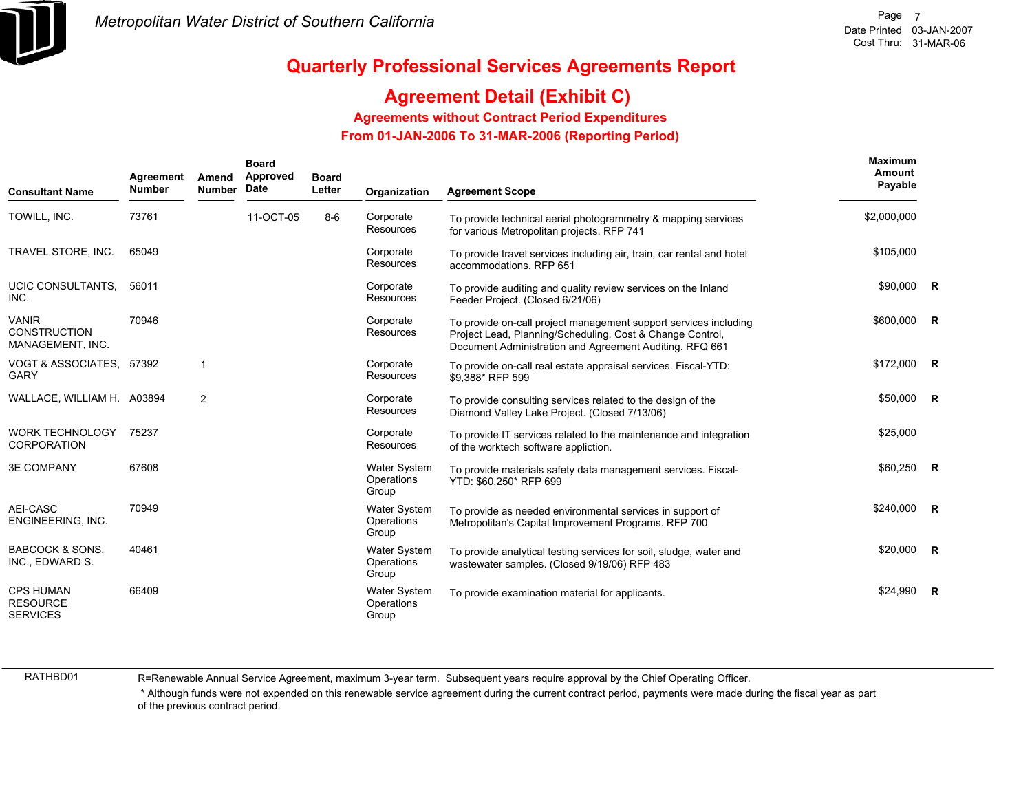Metropolitan Water District of Southern California

Date Printed 03-JAN-2007
Cost Thru: 31-MAR-06

# Quarterly Professional Services Agreements Report

## Agreement Detail (Exhibit C)

### Agreements without Contract Period Expenditures

### From 01-JAN-2006 To 31-MAR-2006 (Reporting Period)

| Consultant Name | Agreement Number | Amend Number | Board Approved Date | Board Letter | Organization | Agreement Scope | Maximum Amount Payable | |
|---|---|---|---|---|---|---|---|---|
| TOWILL, INC. | 73761 | | 11-OCT-05 | 8-6 | Corporate Resources | To provide technical aerial photogrammetry & mapping services for various Metropolitan projects. RFP 741 | $2,000,000 | |
| TRAVEL STORE, INC. | 65049 | | | | Corporate Resources | To provide travel services including air, train, car rental and hotel accommodations. RFP 651 | $105,000 | |
| UCIC CONSULTANTS, INC. | 56011 | | | | Corporate Resources | To provide auditing and quality review services on the Inland Feeder Project. (Closed 6/21/06) | $90,000 | R |
| VANIR CONSTRUCTION MANAGEMENT, INC. | 70946 | | | | Corporate Resources | To provide on-call project management support services including Project Lead, Planning/Scheduling, Cost & Change Control, Document Administration and Agreement Auditing. RFQ 661 | $600,000 | R |
| VOGT & ASSOCIATES, GARY | 57392 | 1 | | | Corporate Resources | To provide on-call real estate appraisal services. Fiscal-YTD: $9,388* RFP 599 | $172,000 | R |
| WALLACE, WILLIAM H. | A03894 | 2 | | | Corporate Resources | To provide consulting services related to the design of the Diamond Valley Lake Project. (Closed 7/13/06) | $50,000 | R |
| WORK TECHNOLOGY CORPORATION | 75237 | | | | Corporate Resources | To provide IT services related to the maintenance and integration of the worktech software appliction. | $25,000 | |
| 3E COMPANY | 67608 | | | | Water System Operations Group | To provide materials safety data management services. Fiscal-YTD: $60,250* RFP 699 | $60,250 | R |
| AEI-CASC ENGINEERING, INC. | 70949 | | | | Water System Operations Group | To provide as needed environmental services in support of Metropolitan's Capital Improvement Programs. RFP 700 | $240,000 | R |
| BABCOCK & SONS, INC., EDWARD S. | 40461 | | | | Water System Operations Group | To provide analytical testing services for soil, sludge, water and wastewater samples. (Closed 9/19/06) RFP 483 | $20,000 | R |
| CPS HUMAN RESOURCE SERVICES | 66409 | | | | Water System Operations Group | To provide examination material for applicants. | $24,990 | R |

RATHBD01

R=Renewable Annual Service Agreement, maximum 3-year term. Subsequent years require approval by the Chief Operating Officer.

* Although funds were not expended on this renewable service agreement during the current contract period, payments were made during the fiscal year as part of the previous contract period.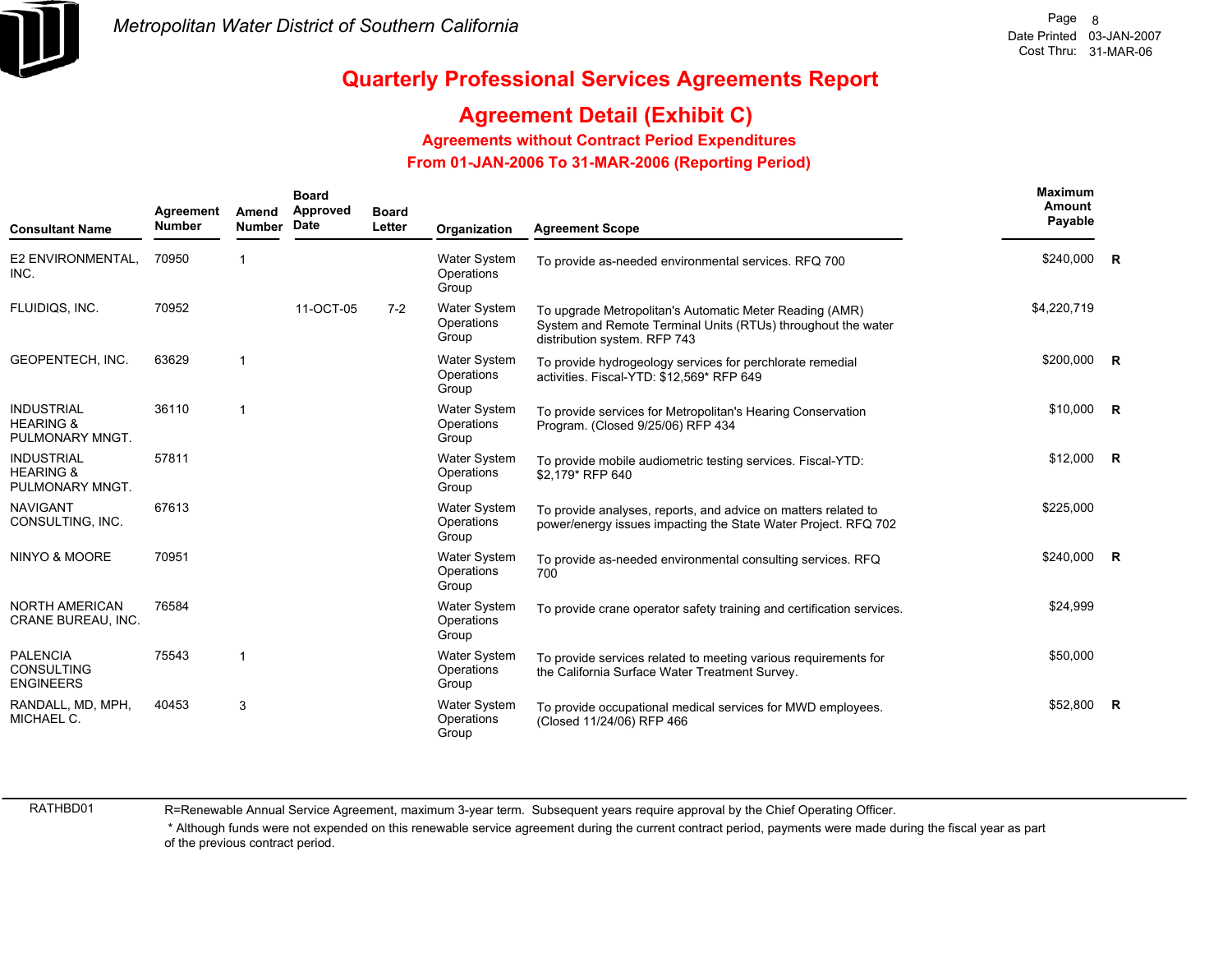# Metropolitan Water District of Southern California

## Quarterly Professional Services Agreements Report

## Agreement Detail (Exhibit C)

### Agreements without Contract Period Expenditures

### From 01-JAN-2006 To 31-MAR-2006 (Reporting Period)

| Consultant Name | Agreement Number | Amend Number | Board Approved Date | Board Letter | Organization | Agreement Scope | Maximum Amount Payable | |
|---|---|---|---|---|---|---|---|---|
| E2 ENVIRONMENTAL, INC. | 70950 | 1 | | | Water System Operations Group | To provide as-needed environmental services. RFQ 700 | $240,000 | R |
| FLUIDIQS, INC. | 70952 | | 11-OCT-05 | 7-2 | Water System Operations Group | To upgrade Metropolitan's Automatic Meter Reading (AMR) System and Remote Terminal Units (RTUs) throughout the water distribution system. RFP 743 | $4,220,719 | |
| GEOPENTECH, INC. | 63629 | 1 | | | Water System Operations Group | To provide hydrogeology services for perchlorate remedial activities. Fiscal-YTD: $12,569* RFP 649 | $200,000 | R |
| INDUSTRIAL HEARING & PULMONARY MNGT. | 36110 | 1 | | | Water System Operations Group | To provide services for Metropolitan's Hearing Conservation Program. (Closed 9/25/06) RFP 434 | $10,000 | R |
| INDUSTRIAL HEARING & PULMONARY MNGT. | 57811 | | | | Water System Operations Group | To provide mobile audiometric testing services. Fiscal-YTD: $2,179* RFP 640 | $12,000 | R |
| NAVIGANT CONSULTING, INC. | 67613 | | | | Water System Operations Group | To provide analyses, reports, and advice on matters related to power/energy issues impacting the State Water Project. RFQ 702 | $225,000 | |
| NINYO & MOORE | 70951 | | | | Water System Operations Group | To provide as-needed environmental consulting services. RFQ 700 | $240,000 | R |
| NORTH AMERICAN CRANE BUREAU, INC. | 76584 | | | | Water System Operations Group | To provide crane operator safety training and certification services. | $24,999 | |
| PALENCIA CONSULTING ENGINEERS | 75543 | 1 | | | Water System Operations Group | To provide services related to meeting various requirements for the California Surface Water Treatment Survey. | $50,000 | |
| RANDALL, MD, MPH, MICHAEL C. | 40453 | 3 | | | Water System Operations Group | To provide occupational medical services for MWD employees. (Closed 11/24/06) RFP 466 | $52,800 | R |

RATHBD01

R=Renewable Annual Service Agreement, maximum 3-year term. Subsequent years require approval by the Chief Operating Officer.

* Although funds were not expended on this renewable service agreement during the current contract period, payments were made during the fiscal year as part of the previous contract period.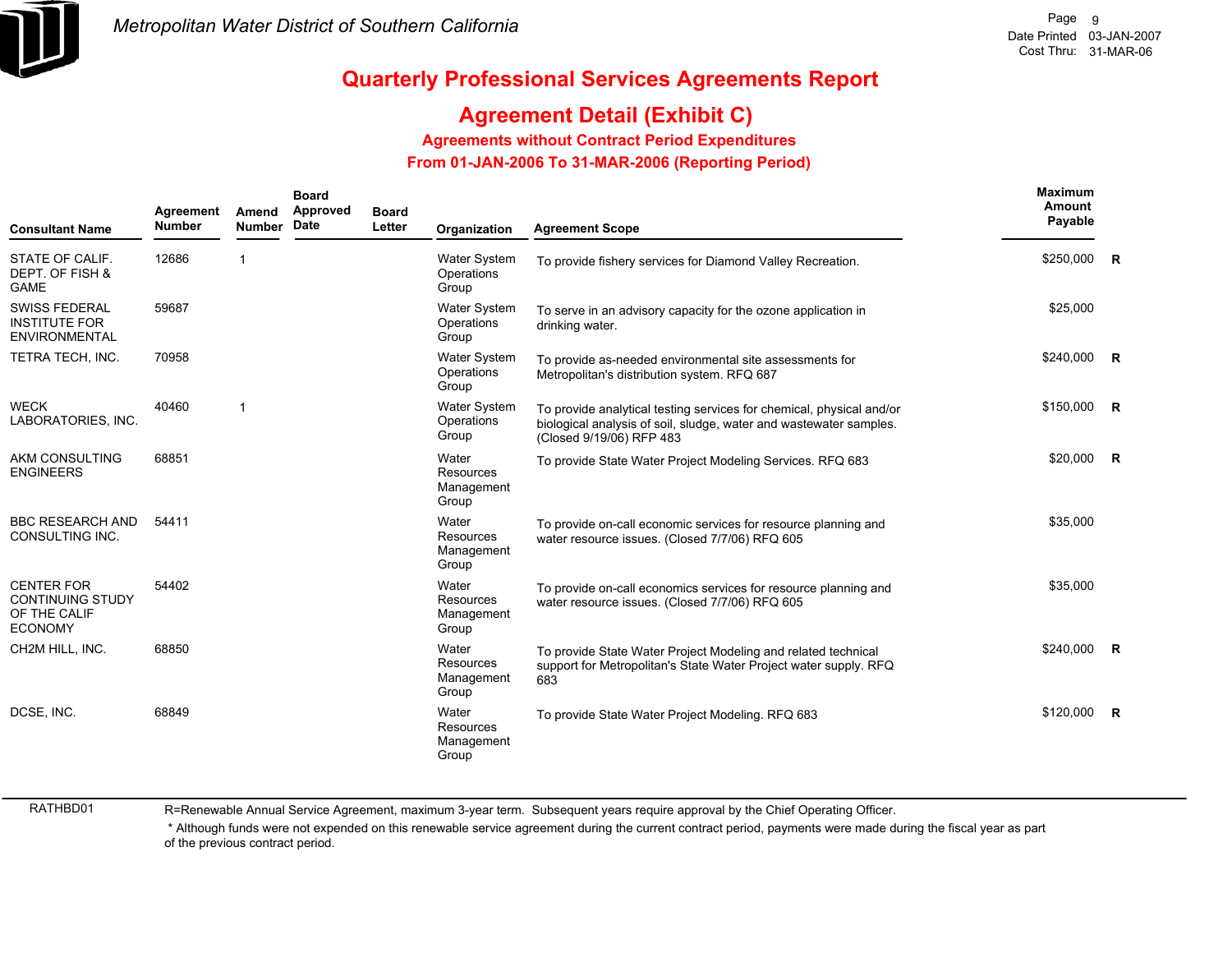# Metropolitan Water District of Southern California

## Quarterly Professional Services Agreements Report

## Agreement Detail (Exhibit C)

### Agreements without Contract Period Expenditures

### From 01-JAN-2006 To 31-MAR-2006 (Reporting Period)

| Consultant Name | Agreement Number | Amend Number | Board Approved Date | Board Letter | Organization | Agreement Scope | Maximum Amount Payable | |
|---|---|---|---|---|---|---|---|---|
| STATE OF CALIF. DEPT. OF FISH & GAME | 12686 | 1 | | | Water System Operations Group | To provide fishery services for Diamond Valley Recreation. | $250,000 | R |
| SWISS FEDERAL INSTITUTE FOR ENVIRONMENTAL | 59687 | | | | Water System Operations Group | To serve in an advisory capacity for the ozone application in drinking water. | $25,000 | |
| TETRA TECH, INC. | 70958 | | | | Water System Operations Group | To provide as-needed environmental site assessments for Metropolitan's distribution system. RFQ 687 | $240,000 | R |
| WECK LABORATORIES, INC. | 40460 | 1 | | | Water System Operations Group | To provide analytical testing services for chemical, physical and/or biological analysis of soil, sludge, water and wastewater samples. (Closed 9/19/06) RFP 483 | $150,000 | R |
| AKM CONSULTING ENGINEERS | 68851 | | | | Water Resources Management Group | To provide State Water Project Modeling Services. RFQ 683 | $20,000 | R |
| BBC RESEARCH AND CONSULTING INC. | 54411 | | | | Water Resources Management Group | To provide on-call economic services for resource planning and water resource issues. (Closed 7/7/06) RFQ 605 | $35,000 | |
| CENTER FOR CONTINUING STUDY OF THE CALIF ECONOMY | 54402 | | | | Water Resources Management Group | To provide on-call economics services for resource planning and water resource issues. (Closed 7/7/06) RFQ 605 | $35,000 | |
| CH2M HILL, INC. | 68850 | | | | Water Resources Management Group | To provide State Water Project Modeling and related technical support for Metropolitan's State Water Project water supply. RFQ 683 | $240,000 | R |
| DCSE, INC. | 68849 | | | | Water Resources Management Group | To provide State Water Project Modeling. RFQ 683 | $120,000 | R |

RATHBD01

R=Renewable Annual Service Agreement, maximum 3-year term. Subsequent years require approval by the Chief Operating Officer.

* Although funds were not expended on this renewable service agreement during the current contract period, payments were made during the fiscal year as part of the previous contract period.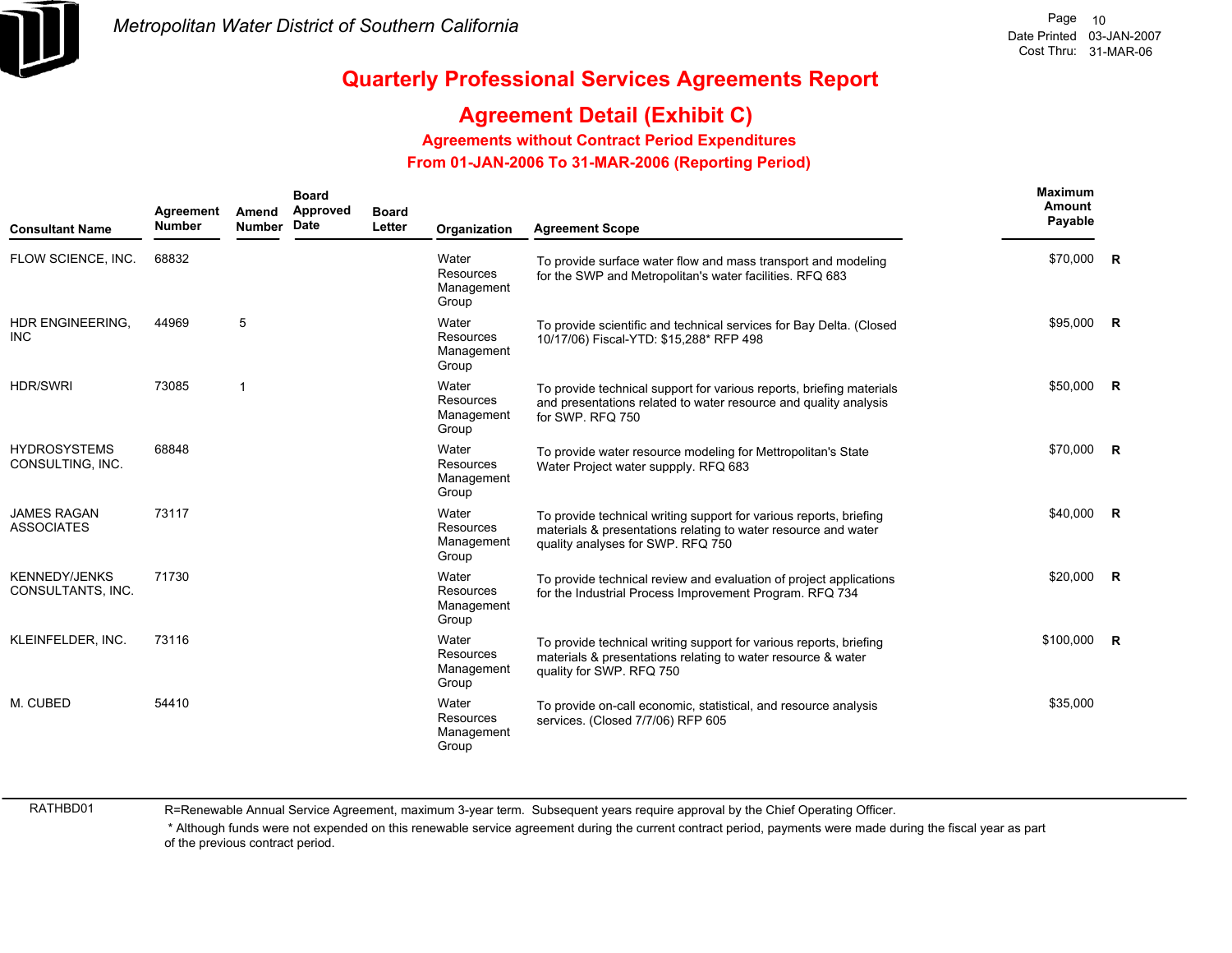# Metropolitan Water District of Southern California

## Quarterly Professional Services Agreements Report

## Agreement Detail (Exhibit C)

### Agreements without Contract Period Expenditures

### From 01-JAN-2006 To 31-MAR-2006 (Reporting Period)

| Consultant Name | Agreement Number | Amend Number | Board Approved Date | Board Letter | Organization | Agreement Scope | Maximum Amount Payable | |
|---|---|---|---|---|---|---|---|---|
| FLOW SCIENCE, INC. | 68832 | | | | Water Resources Management Group | To provide surface water flow and mass transport and modeling for the SWP and Metropolitan's water facilities. RFQ 683 | $70,000 | R |
| HDR ENGINEERING, INC | 44969 | 5 | | | Water Resources Management Group | To provide scientific and technical services for Bay Delta. (Closed 10/17/06) Fiscal-YTD: $15,288* RFP 498 | $95,000 | R |
| HDR/SWRI | 73085 | 1 | | | Water Resources Management Group | To provide technical support for various reports, briefing materials and presentations related to water resource and quality analysis for SWP. RFQ 750 | $50,000 | R |
| HYDROSYSTEMS CONSULTING, INC. | 68848 | | | | Water Resources Management Group | To provide water resource modeling for Mettropolitan's State Water Project water suppply. RFQ 683 | $70,000 | R |
| JAMES RAGAN ASSOCIATES | 73117 | | | | Water Resources Management Group | To provide technical writing support for various reports, briefing materials & presentations relating to water resource and water quality analyses for SWP. RFQ 750 | $40,000 | R |
| KENNEDY/JENKS CONSULTANTS, INC. | 71730 | | | | Water Resources Management Group | To provide technical review and evaluation of project applications for the Industrial Process Improvement Program. RFQ 734 | $20,000 | R |
| KLEINFELDER, INC. | 73116 | | | | Water Resources Management Group | To provide technical writing support for various reports, briefing materials & presentations relating to water resource & water quality for SWP. RFQ 750 | $100,000 | R |
| M. CUBED | 54410 | | | | Water Resources Management Group | To provide on-call economic, statistical, and resource analysis services. (Closed 7/7/06) RFP 605 | $35,000 | |

RATHBD01

R=Renewable Annual Service Agreement, maximum 3-year term. Subsequent years require approval by the Chief Operating Officer.

* Although funds were not expended on this renewable service agreement during the current contract period, payments were made during the fiscal year as part of the previous contract period.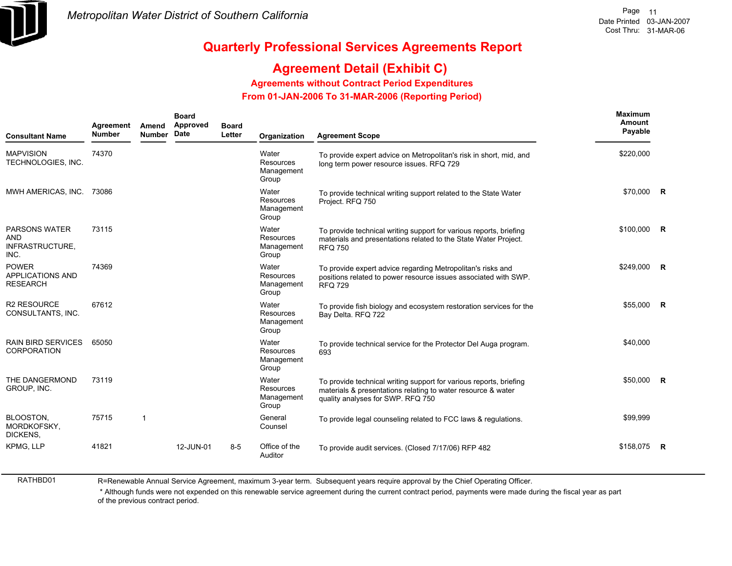# Quarterly Professional Services Agreements Report

## Agreement Detail (Exhibit C)

### Agreements without Contract Period Expenditures

### From 01-JAN-2006 To 31-MAR-2006 (Reporting Period)

| Consultant Name | Agreement Number | Amend Number | Board Approved Date | Board Letter | Organization | Agreement Scope | Maximum Amount Payable | |
|---|---|---|---|---|---|---|---|---|
| MAPVISION TECHNOLOGIES, INC. | 74370 | | | | Water Resources Management Group | To provide expert advice on Metropolitan's risk in short, mid, and long term power resource issues. RFQ 729 | $220,000 | |
| MWH AMERICAS, INC. | 73086 | | | | Water Resources Management Group | To provide technical writing support related to the State Water Project. RFQ 750 | $70,000 | R |
| PARSONS WATER AND INFRASTRUCTURE, INC. | 73115 | | | | Water Resources Management Group | To provide technical writing support for various reports, briefing materials and presentations related to the State Water Project. RFQ 750 | $100,000 | R |
| POWER APPLICATIONS AND RESEARCH | 74369 | | | | Water Resources Management Group | To provide expert advice regarding Metropolitan's risks and positions related to power resource issues associated with SWP. RFQ 729 | $249,000 | R |
| R2 RESOURCE CONSULTANTS, INC. | 67612 | | | | Water Resources Management Group | To provide fish biology and ecosystem restoration services for the Bay Delta. RFQ 722 | $55,000 | R |
| RAIN BIRD SERVICES CORPORATION | 65050 | | | | Water Resources Management Group | To provide technical service for the Protector Del Auga program. 693 | $40,000 | |
| THE DANGERMOND GROUP, INC. | 73119 | | | | Water Resources Management Group | To provide technical writing support for various reports, briefing materials & presentations relating to water resource & water quality analyses for SWP. RFQ 750 | $50,000 | R |
| BLOOSTON, MORDKOFSKY, DICKENS, | 75715 | 1 | | | General Counsel | To provide legal counseling related to FCC laws & regulations. | $99,999 | |
| KPMG, LLP | 41821 | | 12-JUN-01 | 8-5 | Office of the Auditor | To provide audit services. (Closed 7/17/06) RFP 482 | $158,075 | R |

RATHBD01

R=Renewable Annual Service Agreement, maximum 3-year term. Subsequent years require approval by the Chief Operating Officer.

* Although funds were not expended on this renewable service agreement during the current contract period, payments were made during the fiscal year as part of the previous contract period.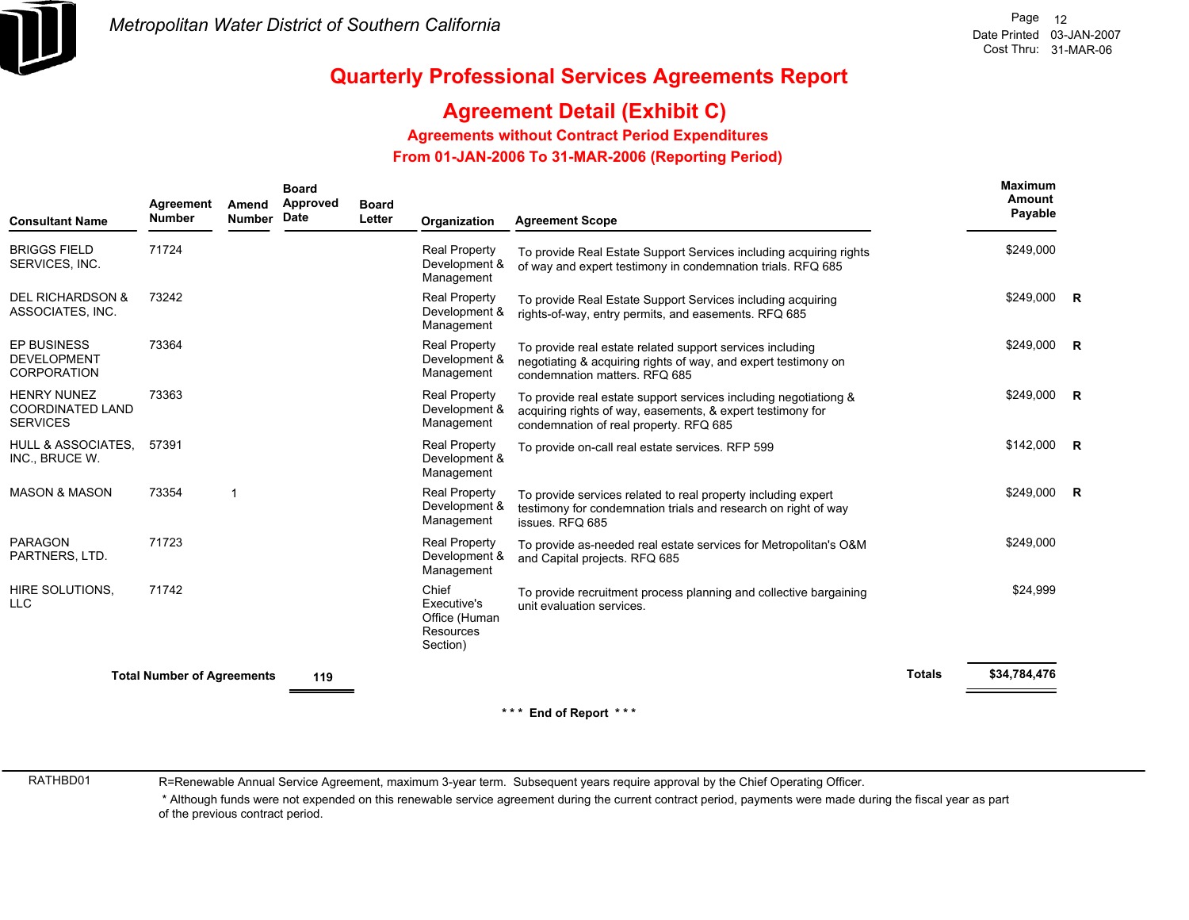# Quarterly Professional Services Agreements Report

## Agreement Detail (Exhibit C)

### Agreements without Contract Period Expenditures

### From 01-JAN-2006 To 31-MAR-2006 (Reporting Period)

Date Printed 03-JAN-2007
Cost Thru: 31-MAR-06

| Consultant Name | Agreement Number | Amend Number | Board Approved Date | Board Letter | Organization | Agreement Scope | Maximum Amount Payable | |
|---|---|---|---|---|---|---|---|---|
| BRIGGS FIELD SERVICES, INC. | 71724 | | | | Real Property Development & Management | To provide Real Estate Support Services including acquiring rights of way and expert testimony in condemnation trials. RFQ 685 | $249,000 | |
| DEL RICHARDSON & ASSOCIATES, INC. | 73242 | | | | Real Property Development & Management | To provide Real Estate Support Services including acquiring rights-of-way, entry permits, and easements. RFQ 685 | $249,000 | R |
| EP BUSINESS DEVELOPMENT CORPORATION | 73364 | | | | Real Property Development & Management | To provide real estate related support services including negotiating & acquiring rights of way, and expert testimony on condemnation matters. RFQ 685 | $249,000 | R |
| HENRY NUNEZ COORDINATED LAND SERVICES | 73363 | | | | Real Property Development & Management | To provide real estate support services including negotiationg & acquiring rights of way, easements, & expert testimony for condemnation of real property. RFQ 685 | $249,000 | R |
| HULL & ASSOCIATES, INC., BRUCE W. | 57391 | | | | Real Property Development & Management | To provide on-call real estate services. RFP 599 | $142,000 | R |
| MASON & MASON | 73354 | 1 | | | Real Property Development & Management | To provide services related to real property including expert testimony for condemnation trials and research on right of way issues. RFQ 685 | $249,000 | R |
| PARAGON PARTNERS, LTD. | 71723 | | | | Real Property Development & Management | To provide as-needed real estate services for Metropolitan's O&M and Capital projects. RFQ 685 | $249,000 | |
| HIRE SOLUTIONS, LLC | 71742 | | | | Chief Executive's Office (Human Resources Section) | To provide recruitment process planning and collective bargaining unit evaluation services. | $24,999 | |

**Total Number of Agreements** **119**

**Totals** **$34,784,476**

\* \* \* **End of Report** \* \* \*

RATHBD01

R=Renewable Annual Service Agreement, maximum 3-year term. Subsequent years require approval by the Chief Operating Officer.

\* Although funds were not expended on this renewable service agreement during the current contract period, payments were made during the fiscal year as part of the previous contract period.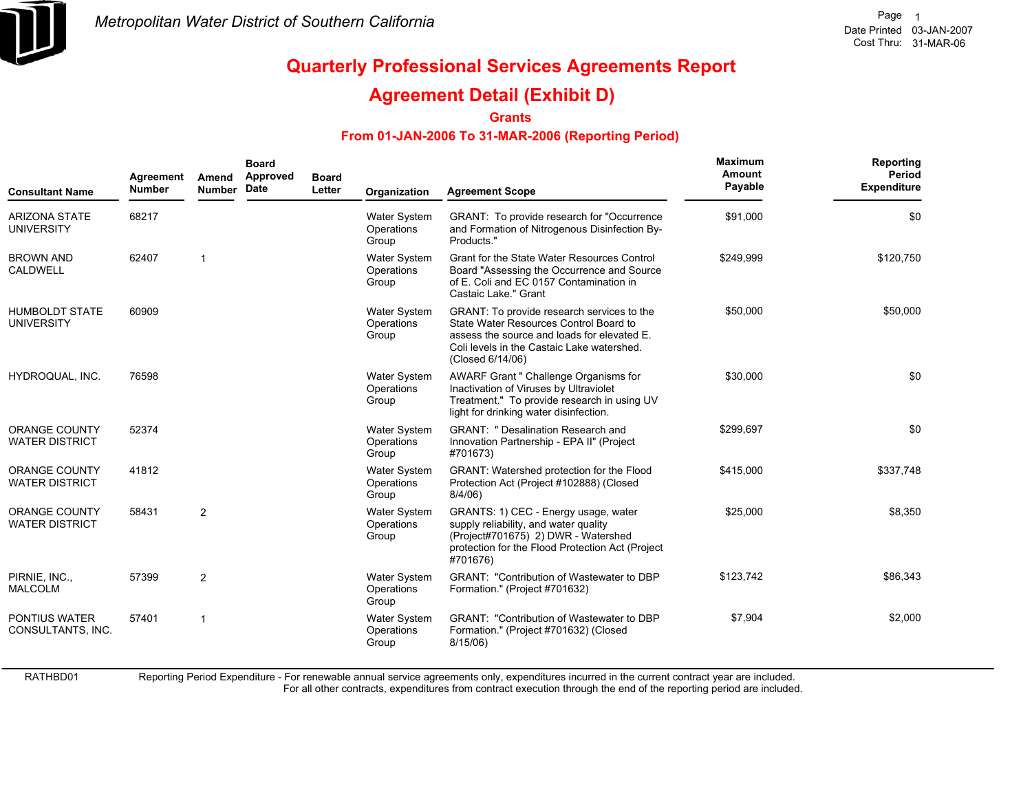*Metropolitan Water District of Southern California*

Date Printed 03-JAN-2007
Cost Thru: 31-MAR-06

# Quarterly Professional Services Agreements Report

## Agreement Detail (Exhibit D)

### Grants

### From 01-JAN-2006 To 31-MAR-2006 (Reporting Period)

| Consultant Name | Agreement Number | Amend Number | Board Approved Date | Board Letter | Organization | Agreement Scope | Maximum Amount Payable | Reporting Period Expenditure |
|---|---|---|---|---|---|---|---|---|
| ARIZONA STATE UNIVERSITY | 68217 | | | | Water System Operations Group | GRANT: To provide research for "Occurrence and Formation of Nitrogenous Disinfection By-Products." | $91,000 | $0 |
| BROWN AND CALDWELL | 62407 | 1 | | | Water System Operations Group | Grant for the State Water Resources Control Board "Assessing the Occurrence and Source of E. Coli and EC 0157 Contamination in Castaic Lake." Grant | $249,999 | $120,750 |
| HUMBOLDT STATE UNIVERSITY | 60909 | | | | Water System Operations Group | GRANT: To provide research services to the State Water Resources Control Board to assess the source and loads for elevated E. Coli levels in the Castaic Lake watershed. (Closed 6/14/06) | $50,000 | $50,000 |
| HYDROQUAL, INC. | 76598 | | | | Water System Operations Group | AWARF Grant " Challenge Organisms for Inactivation of Viruses by Ultraviolet Treatment." To provide research in using UV light for drinking water disinfection. | $30,000 | $0 |
| ORANGE COUNTY WATER DISTRICT | 52374 | | | | Water System Operations Group | GRANT: " Desalination Research and Innovation Partnership - EPA II" (Project #701673) | $299,697 | $0 |
| ORANGE COUNTY WATER DISTRICT | 41812 | | | | Water System Operations Group | GRANT: Watershed protection for the Flood Protection Act (Project #102888) (Closed 8/4/06) | $415,000 | $337,748 |
| ORANGE COUNTY WATER DISTRICT | 58431 | 2 | | | Water System Operations Group | GRANTS: 1) CEC - Energy usage, water supply reliability, and water quality (Project#701675) 2) DWR - Watershed protection for the Flood Protection Act (Project #701676) | $25,000 | $8,350 |
| PIRNIE, INC., MALCOLM | 57399 | 2 | | | Water System Operations Group | GRANT: "Contribution of Wastewater to DBP Formation." (Project #701632) | $123,742 | $86,343 |
| PONTIUS WATER CONSULTANTS, INC. | 57401 | 1 | | | Water System Operations Group | GRANT: "Contribution of Wastewater to DBP Formation." (Project #701632) (Closed 8/15/06) | $7,904 | $2,000 |

RATHBD01 Reporting Period Expenditure - For renewable annual service agreements only, expenditures incurred in the current contract year are included. For all other contracts, expenditures from contract execution through the end of the reporting period are included.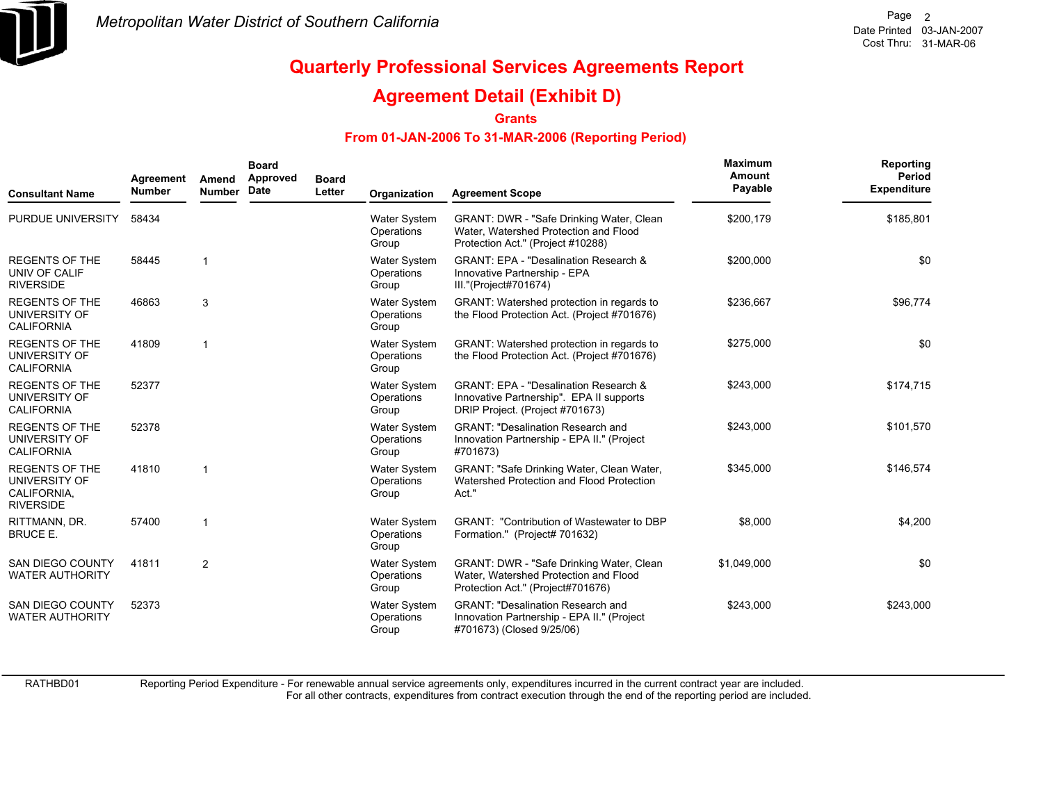Metropolitan Water District of Southern California

# Quarterly Professional Services Agreements Report

## Agreement Detail (Exhibit D)

### Grants

### From 01-JAN-2006 To 31-MAR-2006 (Reporting Period)

Date Printed 03-JAN-2007
Cost Thru: 31-MAR-06

| Consultant Name | Agreement Number | Amend Number | Board Approved Date | Board Letter | Organization | Agreement Scope | Maximum Amount Payable | Reporting Period Expenditure |
|---|---|---|---|---|---|---|---|---|
| PURDUE UNIVERSITY | 58434 | | | | Water System Operations Group | GRANT: DWR - "Safe Drinking Water, Clean Water, Watershed Protection and Flood Protection Act." (Project #10288) | $200,179 | $185,801 |
| REGENTS OF THE UNIV OF CALIF RIVERSIDE | 58445 | 1 | | | Water System Operations Group | GRANT: EPA - "Desalination Research & Innovative Partnership - EPA III."(Project#701674) | $200,000 | $0 |
| REGENTS OF THE UNIVERSITY OF CALIFORNIA | 46863 | 3 | | | Water System Operations Group | GRANT: Watershed protection in regards to the Flood Protection Act. (Project #701676) | $236,667 | $96,774 |
| REGENTS OF THE UNIVERSITY OF CALIFORNIA | 41809 | 1 | | | Water System Operations Group | GRANT: Watershed protection in regards to the Flood Protection Act. (Project #701676) | $275,000 | $0 |
| REGENTS OF THE UNIVERSITY OF CALIFORNIA | 52377 | | | | Water System Operations Group | GRANT: EPA - "Desalination Research & Innovative Partnership". EPA II supports DRIP Project. (Project #701673) | $243,000 | $174,715 |
| REGENTS OF THE UNIVERSITY OF CALIFORNIA | 52378 | | | | Water System Operations Group | GRANT: "Desalination Research and Innovation Partnership - EPA II." (Project #701673) | $243,000 | $101,570 |
| REGENTS OF THE UNIVERSITY OF CALIFORNIA, RIVERSIDE | 41810 | 1 | | | Water System Operations Group | GRANT: "Safe Drinking Water, Clean Water, Watershed Protection and Flood Protection Act." | $345,000 | $146,574 |
| RITTMANN, DR. BRUCE E. | 57400 | 1 | | | Water System Operations Group | GRANT: "Contribution of Wastewater to DBP Formation." (Project# 701632) | $8,000 | $4,200 |
| SAN DIEGO COUNTY WATER AUTHORITY | 41811 | 2 | | | Water System Operations Group | GRANT: DWR - "Safe Drinking Water, Clean Water, Watershed Protection and Flood Protection Act." (Project#701676) | $1,049,000 | $0 |
| SAN DIEGO COUNTY WATER AUTHORITY | 52373 | | | | Water System Operations Group | GRANT: "Desalination Research and Innovation Partnership - EPA II." (Project #701673) (Closed 9/25/06) | $243,000 | $243,000 |

RATHBD01 Reporting Period Expenditure - For renewable annual service agreements only, expenditures incurred in the current contract year are included. For all other contracts, expenditures from contract execution through the end of the reporting period are included.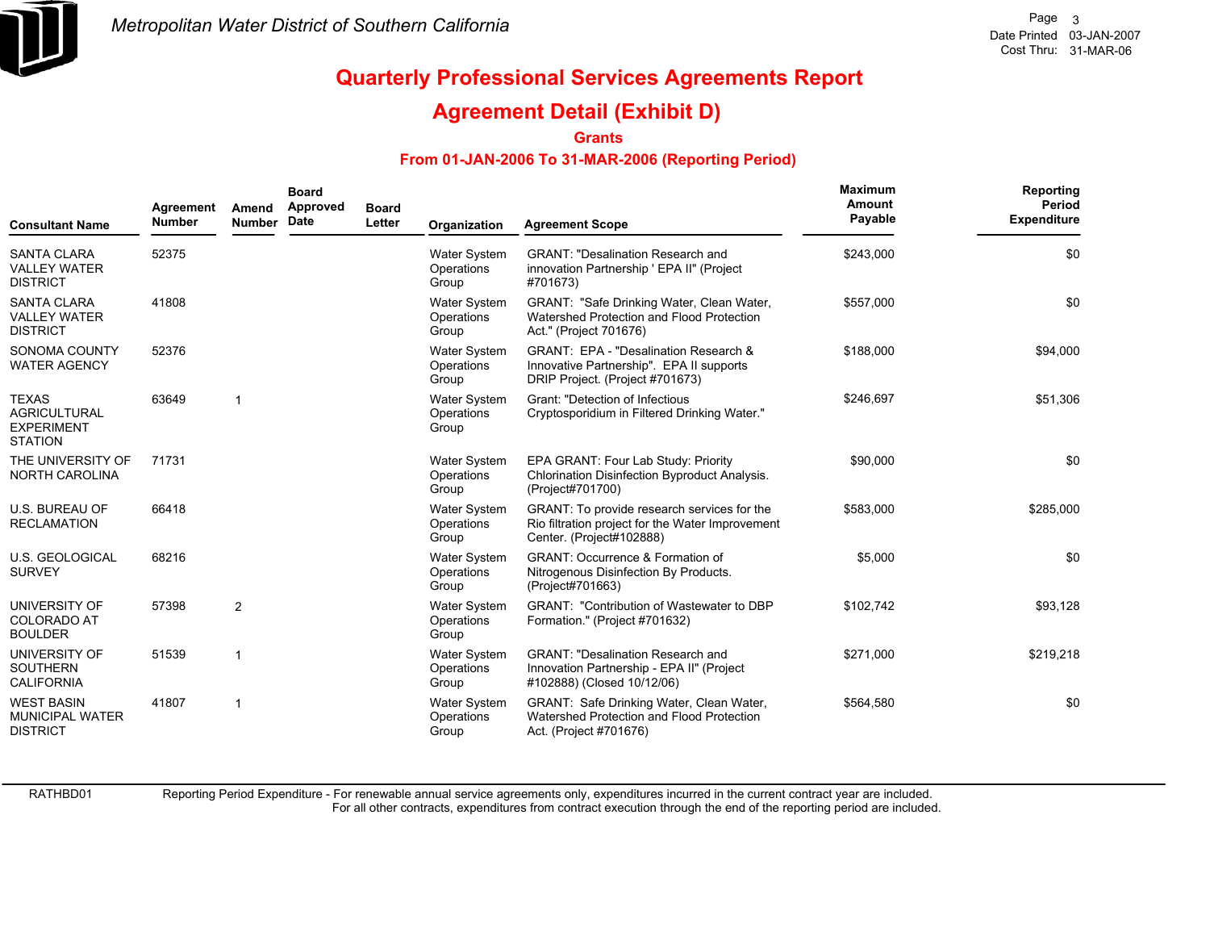# Quarterly Professional Services Agreements Report

## Agreement Detail (Exhibit D)

### Grants

### From 01-JAN-2006 To 31-MAR-2006 (Reporting Period)

| Consultant Name | Agreement Number | Amend Number | Board Approved Date | Board Letter | Organization | Agreement Scope | Maximum Amount Payable | Reporting Period Expenditure |
|---|---|---|---|---|---|---|---|---|
| SANTA CLARA VALLEY WATER DISTRICT | 52375 | | | | Water System Operations Group | GRANT: "Desalination Research and innovation Partnership ' EPA II" (Project #701673) | $243,000 | $0 |
| SANTA CLARA VALLEY WATER DISTRICT | 41808 | | | | Water System Operations Group | GRANT: "Safe Drinking Water, Clean Water, Watershed Protection and Flood Protection Act." (Project 701676) | $557,000 | $0 |
| SONOMA COUNTY WATER AGENCY | 52376 | | | | Water System Operations Group | GRANT: EPA - "Desalination Research & Innovative Partnership". EPA II supports DRIP Project. (Project #701673) | $188,000 | $94,000 |
| TEXAS AGRICULTURAL EXPERIMENT STATION | 63649 | 1 | | | Water System Operations Group | Grant: "Detection of Infectious Cryptosporidium in Filtered Drinking Water." | $246,697 | $51,306 |
| THE UNIVERSITY OF NORTH CAROLINA | 71731 | | | | Water System Operations Group | EPA GRANT: Four Lab Study: Priority Chlorination Disinfection Byproduct Analysis. (Project#701700) | $90,000 | $0 |
| U.S. BUREAU OF RECLAMATION | 66418 | | | | Water System Operations Group | GRANT: To provide research services for the Rio filtration project for the Water Improvement Center. (Project#102888) | $583,000 | $285,000 |
| U.S. GEOLOGICAL SURVEY | 68216 | | | | Water System Operations Group | GRANT: Occurrence & Formation of Nitrogenous Disinfection By Products. (Project#701663) | $5,000 | $0 |
| UNIVERSITY OF COLORADO AT BOULDER | 57398 | 2 | | | Water System Operations Group | GRANT: "Contribution of Wastewater to DBP Formation." (Project #701632) | $102,742 | $93,128 |
| UNIVERSITY OF SOUTHERN CALIFORNIA | 51539 | 1 | | | Water System Operations Group | GRANT: "Desalination Research and Innovation Partnership - EPA II" (Project #102888) (Closed 10/12/06) | $271,000 | $219,218 |
| WEST BASIN MUNICIPAL WATER DISTRICT | 41807 | 1 | | | Water System Operations Group | GRANT: Safe Drinking Water, Clean Water, Watershed Protection and Flood Protection Act. (Project #701676) | $564,580 | $0 |

Reporting Period Expenditure - For renewable annual service agreements only, expenditures incurred in the current contract year are included. For all other contracts, expenditures from contract execution through the end of the reporting period are included.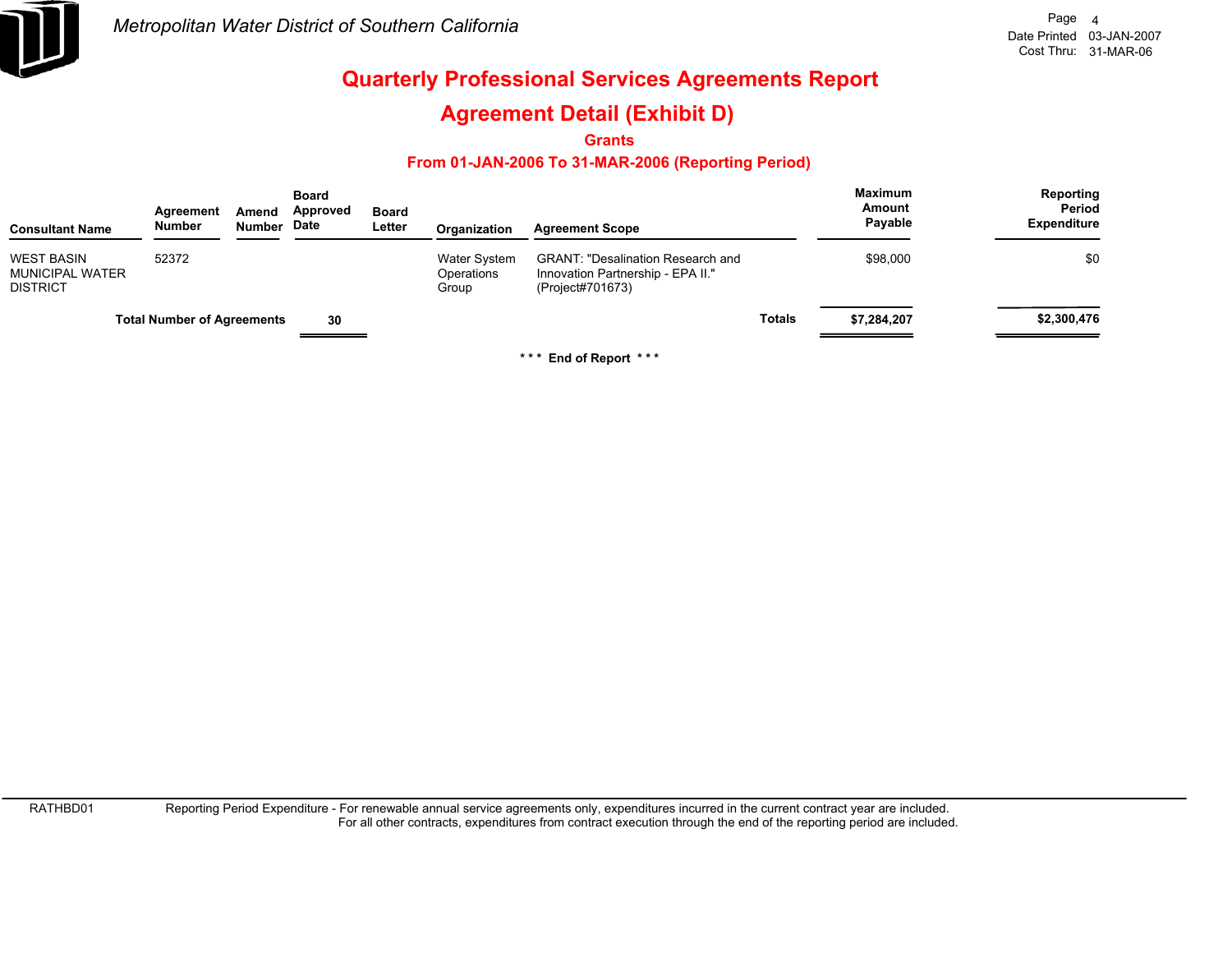# Quarterly Professional Services Agreements Report

## Agreement Detail (Exhibit D)

### Grants

### From 01-JAN-2006 To 31-MAR-2006 (Reporting Period)

| Consultant Name | Agreement Number | Amend Number | Board Approved Date | Board Letter | Organization | Agreement Scope | Maximum Amount Payable | Reporting Period Expenditure |
|---|---|---|---|---|---|---|---|---|
| WEST BASIN MUNICIPAL WATER DISTRICT | 52372 | | | | Water System Operations Group | GRANT: "Desalination Research and Innovation Partnership - EPA II." (Project#701673) | $98,000 | $0 |
| **Total Number of Agreements** | | | **30** | | | **Totals** | **$7,284,207** | **$2,300,476** |

**\*\*\* End of Report \*\*\***

RATHBD01 Reporting Period Expenditure - For renewable annual service agreements only, expenditures incurred in the current contract year are included. For all other contracts, expenditures from contract execution through the end of the reporting period are included.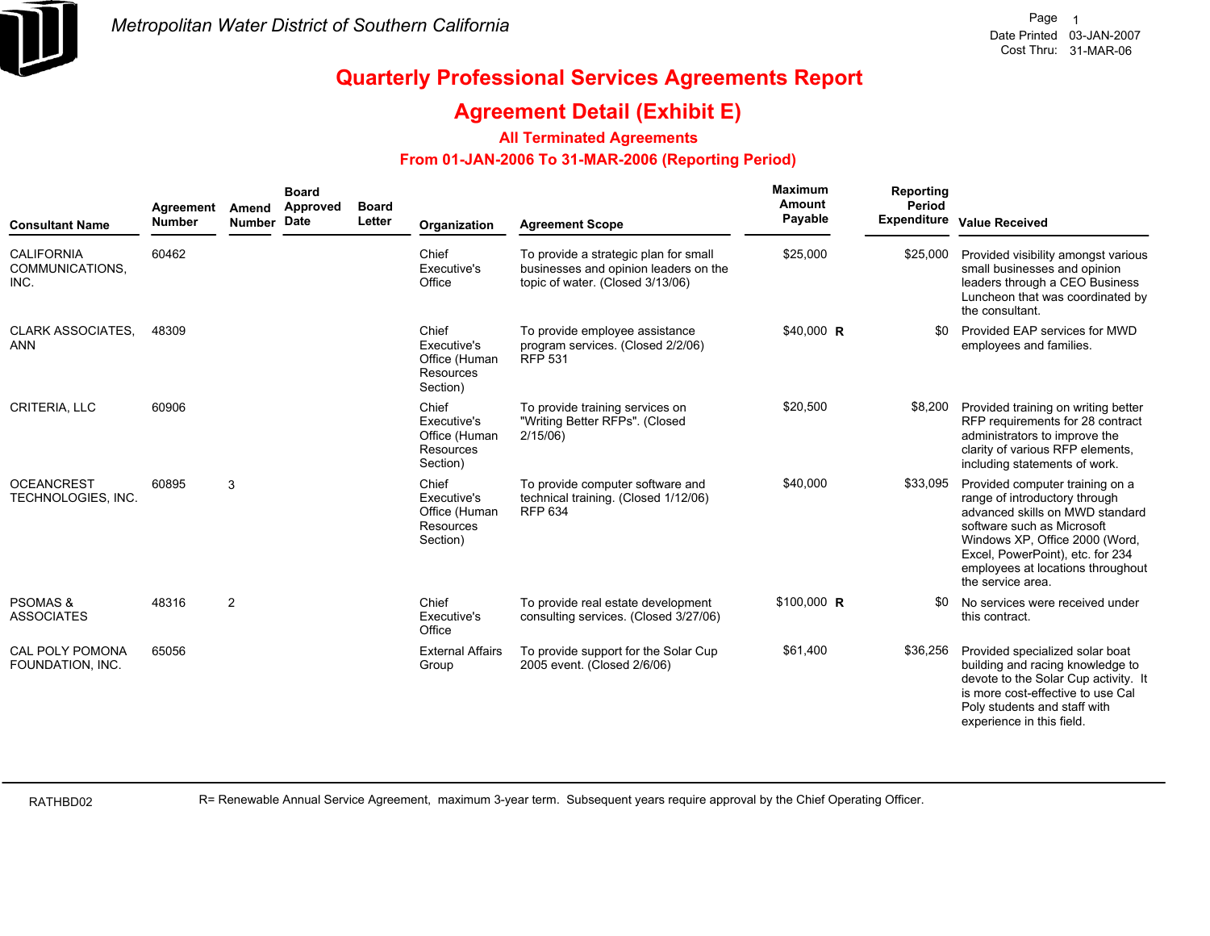Metropolitan Water District of Southern California

Date Printed 03-JAN-2007
Cost Thru: 31-MAR-06

# Quarterly Professional Services Agreements Report

## Agreement Detail (Exhibit E)

### All Terminated Agreements

### From 01-JAN-2006 To 31-MAR-2006 (Reporting Period)

| Consultant Name | Agreement Number | Amend Number | Board Approved Date | Board Letter | Organization | Agreement Scope | Maximum Amount Payable | Reporting Period Expenditure | Value Received |
|---|---|---|---|---|---|---|---|---|---|
| CALIFORNIA COMMUNICATIONS, INC. | 60462 | | | | Chief Executive's Office | To provide a strategic plan for small businesses and opinion leaders on the topic of water. (Closed 3/13/06) | $25,000 | $25,000 | Provided visibility amongst various small businesses and opinion leaders through a CEO Business Luncheon that was coordinated by the consultant. |
| CLARK ASSOCIATES, ANN | 48309 | | | | Chief Executive's Office (Human Resources Section) | To provide employee assistance program services. (Closed 2/2/06) RFP 531 | $40,000 R | $0 | Provided EAP services for MWD employees and families. |
| CRITERIA, LLC | 60906 | | | | Chief Executive's Office (Human Resources Section) | To provide training services on "Writing Better RFPs". (Closed 2/15/06) | $20,500 | $8,200 | Provided training on writing better RFP requirements for 28 contract administrators to improve the clarity of various RFP elements, including statements of work. |
| OCEANCREST TECHNOLOGIES, INC. | 60895 | 3 | | | Chief Executive's Office (Human Resources Section) | To provide computer software and technical training. (Closed 1/12/06) RFP 634 | $40,000 | $33,095 | Provided computer training on a range of introductory through advanced skills on MWD standard software such as Microsoft Windows XP, Office 2000 (Word, Excel, PowerPoint), etc. for 234 employees at locations throughout the service area. |
| PSOMAS & ASSOCIATES | 48316 | 2 | | | Chief Executive's Office | To provide real estate development consulting services. (Closed 3/27/06) | $100,000 R | $0 | No services were received under this contract. |
| CAL POLY POMONA FOUNDATION, INC. | 65056 | | | | External Affairs Group | To provide support for the Solar Cup 2005 event. (Closed 2/6/06) | $61,400 | $36,256 | Provided specialized solar boat building and racing knowledge to devote to the Solar Cup activity. It is more cost-effective to use Cal Poly students and staff with experience in this field. |

RATHBD02

R= Renewable Annual Service Agreement, maximum 3-year term. Subsequent years require approval by the Chief Operating Officer.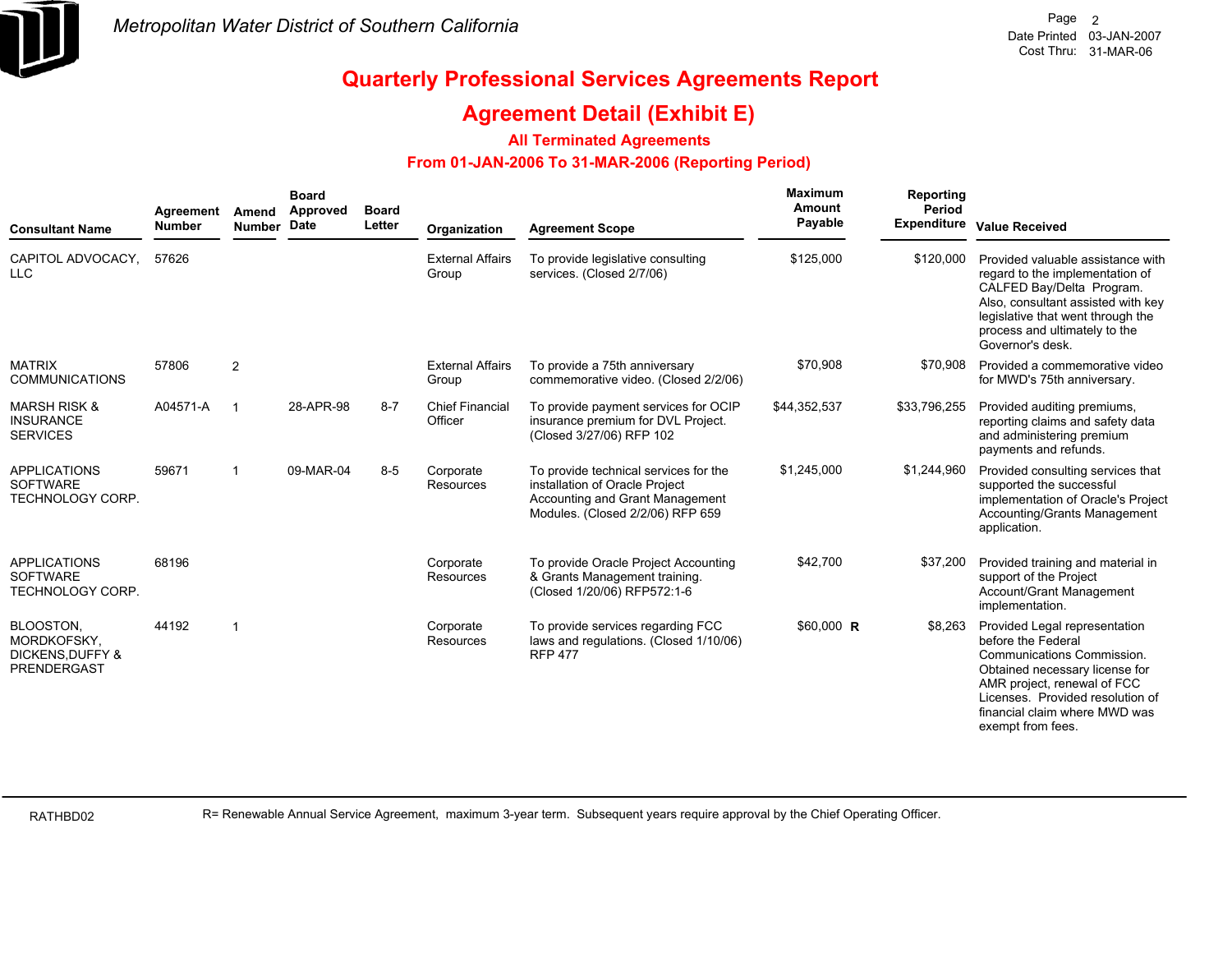# Metropolitan Water District of Southern California

Date Printed 03-JAN-2007
Cost Thru: 31-MAR-06

## Quarterly Professional Services Agreements Report

## Agreement Detail (Exhibit E)

### All Terminated Agreements

### From 01-JAN-2006 To 31-MAR-2006 (Reporting Period)

| Consultant Name | Agreement Number | Amend Number | Board Approved Date | Board Letter | Organization | Agreement Scope | Maximum Amount Payable | | Reporting Period Expenditure | Value Received |
|---|---|---|---|---|---|---|---|---|---|---|
| CAPITOL ADVOCACY, LLC | 57626 | | | | External Affairs Group | To provide legislative consulting services. (Closed 2/7/06) | $125,000 | | $120,000 | Provided valuable assistance with regard to the implementation of CALFED Bay/Delta Program. Also, consultant assisted with key legislative that went through the process and ultimately to the Governor's desk. |
| MATRIX COMMUNICATIONS | 57806 | 2 | | | External Affairs Group | To provide a 75th anniversary commemorative video. (Closed 2/2/06) | $70,908 | | $70,908 | Provided a commemorative video for MWD's 75th anniversary. |
| MARSH RISK & INSURANCE SERVICES | A04571-A | 1 | 28-APR-98 | 8-7 | Chief Financial Officer | To provide payment services for OCIP insurance premium for DVL Project. (Closed 3/27/06) RFP 102 | $44,352,537 | | $33,796,255 | Provided auditing premiums, reporting claims and safety data and administering premium payments and refunds. |
| APPLICATIONS SOFTWARE TECHNOLOGY CORP. | 59671 | 1 | 09-MAR-04 | 8-5 | Corporate Resources | To provide technical services for the installation of Oracle Project Accounting and Grant Management Modules. (Closed 2/2/06) RFP 659 | $1,245,000 | | $1,244,960 | Provided consulting services that supported the successful implementation of Oracle's Project Accounting/Grants Management application. |
| APPLICATIONS SOFTWARE TECHNOLOGY CORP. | 68196 | | | | Corporate Resources | To provide Oracle Project Accounting & Grants Management training. (Closed 1/20/06) RFP572:1-6 | $42,700 | | $37,200 | Provided training and material in support of the Project Account/Grant Management implementation. |
| BLOOSTON, MORDKOFSKY, DICKENS,DUFFY & PRENDERGAST | 44192 | 1 | | | Corporate Resources | To provide services regarding FCC laws and regulations. (Closed 1/10/06) RFP 477 | $60,000 | **R** | $8,263 | Provided Legal representation before the Federal Communications Commission. Obtained necessary license for AMR project, renewal of FCC Licenses. Provided resolution of financial claim where MWD was exempt from fees. |

RATHBD02

R= Renewable Annual Service Agreement, maximum 3-year term. Subsequent years require approval by the Chief Operating Officer.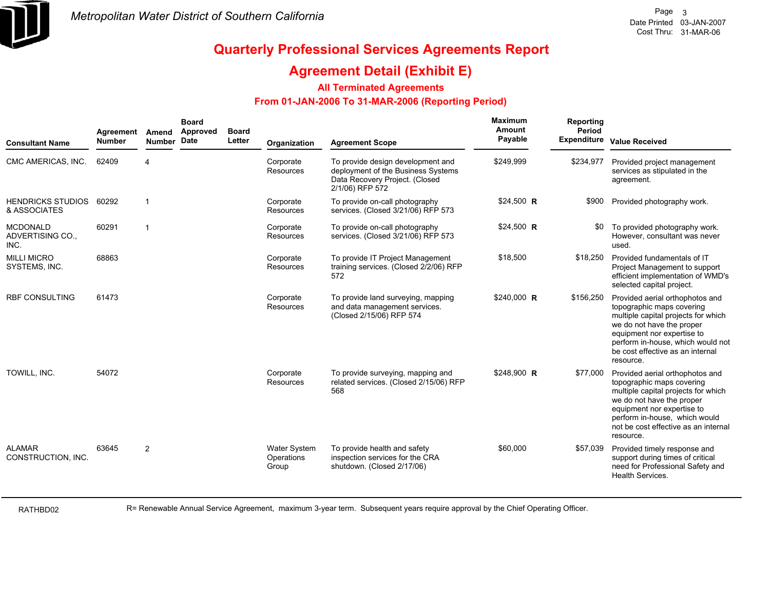# Metropolitan Water District of Southern California

Date Printed 03-JAN-2007
Cost Thru: 31-MAR-06

## Quarterly Professional Services Agreements Report

## Agreement Detail (Exhibit E)

### All Terminated Agreements

### From 01-JAN-2006 To 31-MAR-2006 (Reporting Period)

| Consultant Name | Agreement Number | Amend Number | Board Approved Date | Board Letter | Organization | Agreement Scope | Maximum Amount Payable | | Reporting Period Expenditure | Value Received |
|---|---|---|---|---|---|---|---|---|---|---|
| CMC AMERICAS, INC. | 62409 | 4 | | | Corporate Resources | To provide design development and deployment of the Business Systems Data Recovery Project. (Closed 2/1/06) RFP 572 | $249,999 | | $234,977 | Provided project management services as stipulated in the agreement. |
| HENDRICKS STUDIOS & ASSOCIATES | 60292 | 1 | | | Corporate Resources | To provide on-call photography services. (Closed 3/21/06) RFP 573 | $24,500 | R | $900 | Provided photography work. |
| MCDONALD ADVERTISING CO., INC. | 60291 | 1 | | | Corporate Resources | To provide on-call photography services. (Closed 3/21/06) RFP 573 | $24,500 | R | $0 | To provided photography work. However, consultant was never used. |
| MILLI MICRO SYSTEMS, INC. | 68863 | | | | Corporate Resources | To provide IT Project Management training services. (Closed 2/2/06) RFP 572 | $18,500 | | $18,250 | Provided fundamentals of IT Project Management to support efficient implementation of WMD's selected capital project. |
| RBF CONSULTING | 61473 | | | | Corporate Resources | To provide land surveying, mapping and data management services. (Closed 2/15/06) RFP 574 | $240,000 | R | $156,250 | Provided aerial orthophotos and topographic maps covering multiple capital projects for which we do not have the proper equipment nor expertise to perform in-house, which would not be cost effective as an internal resource. |
| TOWILL, INC. | 54072 | | | | Corporate Resources | To provide surveying, mapping and related services. (Closed 2/15/06) RFP 568 | $248,900 | R | $77,000 | Provided aerial orthophotos and topographic maps covering multiple capital projects for which we do not have the proper equipment nor expertise to perform in-house, which would not be cost effective as an internal resource. |
| ALAMAR CONSTRUCTION, INC. | 63645 | 2 | | | Water System Operations Group | To provide health and safety inspection services for the CRA shutdown. (Closed 2/17/06) | $60,000 | | $57,039 | Provided timely response and support during times of critical need for Professional Safety and Health Services. |

RATHBD02

R= Renewable Annual Service Agreement, maximum 3-year term. Subsequent years require approval by the Chief Operating Officer.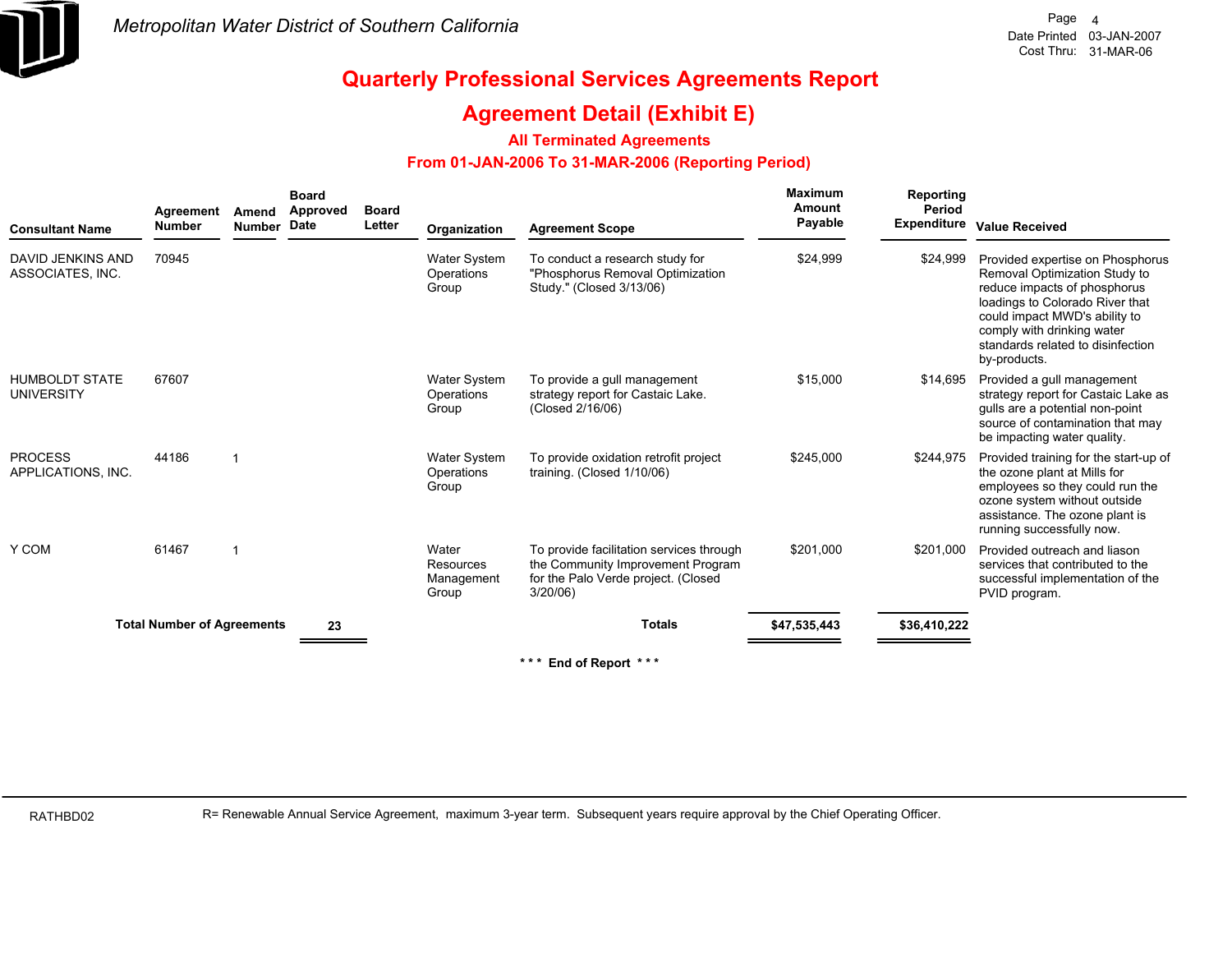# Metropolitan Water District of Southern California

Page 4
Date Printed 03-JAN-2007
Cost Thru: 31-MAR-06

## Quarterly Professional Services Agreements Report

## Agreement Detail (Exhibit E)

### All Terminated Agreements

### From 01-JAN-2006 To 31-MAR-2006 (Reporting Period)

| Consultant Name | Agreement Number | Amend Number | Board Approved Date | Board Letter | Organization | Agreement Scope | Maximum Amount Payable | Reporting Period Expenditure | Value Received |
|---|---|---|---|---|---|---|---|---|---|
| DAVID JENKINS AND ASSOCIATES, INC. | 70945 | | | | Water System Operations Group | To conduct a research study for "Phosphorus Removal Optimization Study." (Closed 3/13/06) | $24,999 | $24,999 | Provided expertise on Phosphorus Removal Optimization Study to reduce impacts of phosphorus loadings to Colorado River that could impact MWD's ability to comply with drinking water standards related to disinfection by-products. |
| HUMBOLDT STATE UNIVERSITY | 67607 | | | | Water System Operations Group | To provide a gull management strategy report for Castaic Lake. (Closed 2/16/06) | $15,000 | $14,695 | Provided a gull management strategy report for Castaic Lake as gulls are a potential non-point source of contamination that may be impacting water quality. |
| PROCESS APPLICATIONS, INC. | 44186 | 1 | | | Water System Operations Group | To provide oxidation retrofit project training. (Closed 1/10/06) | $245,000 | $244,975 | Provided training for the start-up of the ozone plant at Mills for employees so they could run the ozone system without outside assistance. The ozone plant is running successfully now. |
| Y COM | 61467 | 1 | | | Water Resources Management Group | To provide facilitation services through the Community Improvement Program for the Palo Verde project. (Closed 3/20/06) | $201,000 | $201,000 | Provided outreach and liason services that contributed to the successful implementation of the PVID program. |
| **Total Number of Agreements** | | **23** | | | | **Totals** | **$47,535,443** | **$36,410,222** | |

\*\*\* End of Report \*\*\*

RATHBD02

R= Renewable Annual Service Agreement, maximum 3-year term. Subsequent years require approval by the Chief Operating Officer.